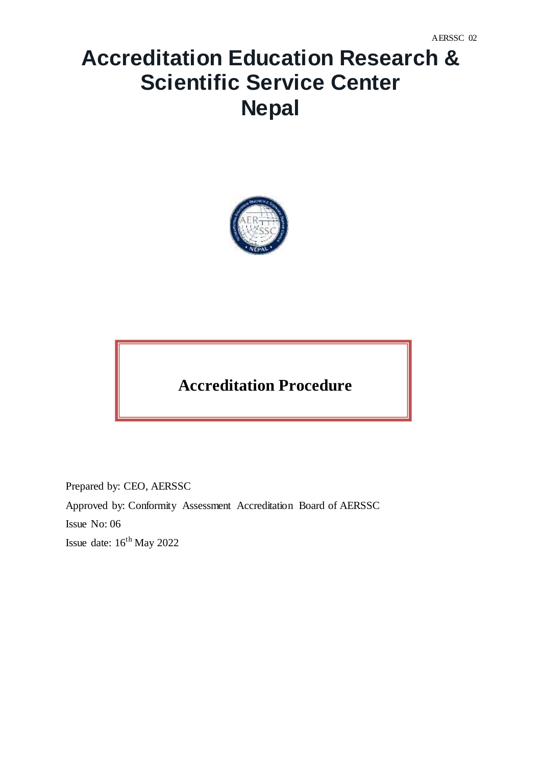AERSSC 02

# Accreditation Education Research & Scientific Service Center Nepal

## Accreditation Procedure

Prepared by: CEO, AERSSC

Approved by: Conformity Assessment Accreditation Board of AERSSC

Issue No: 06

Issue date: 16th May 2022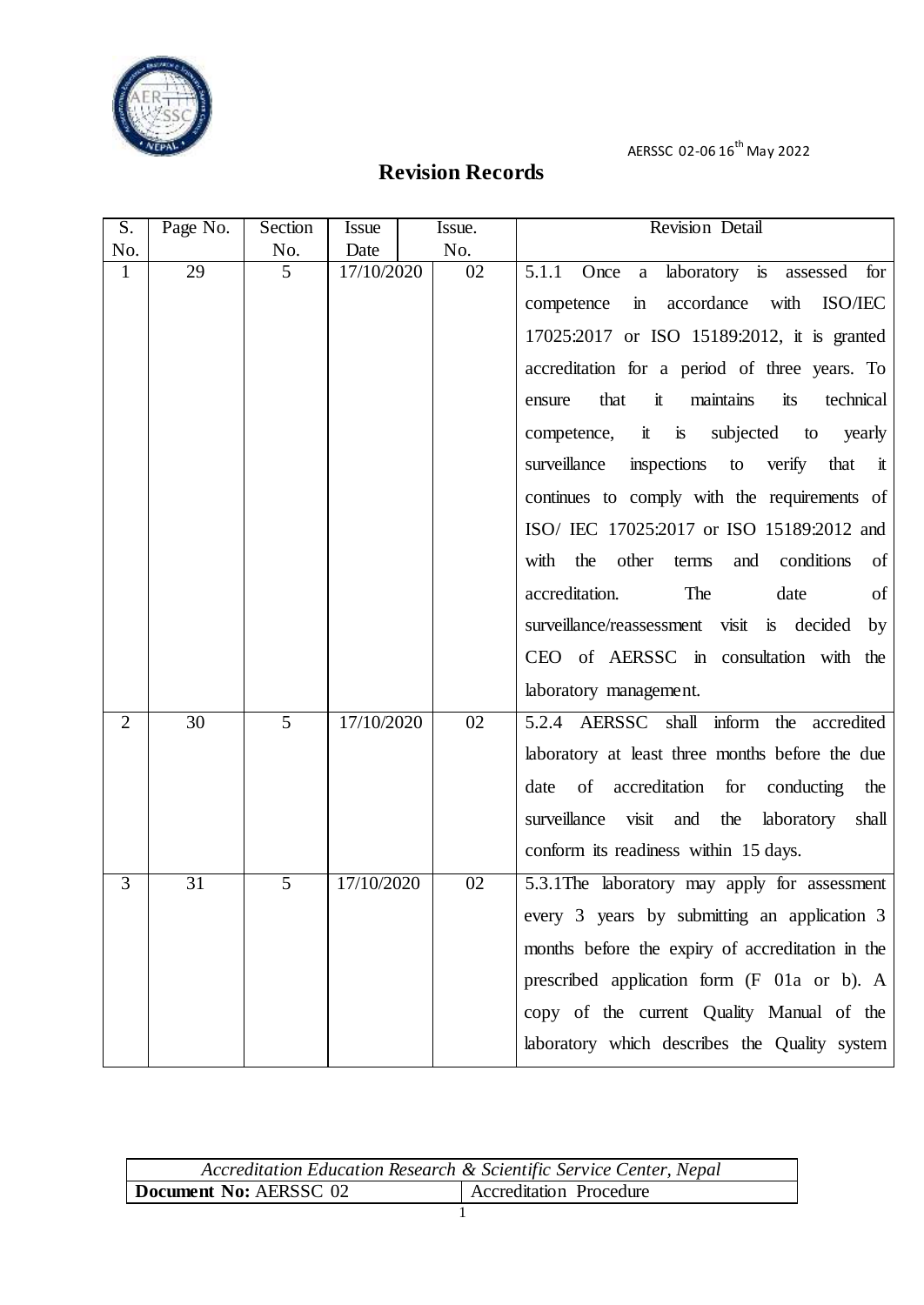# Revision Records

| S. No. | Page No. | Section No. | Issue Date | Issue. No. | Revision Detail |
|---|---|---|---|---|---|
| 1 | 29 | 5 | 17/10/2020 | 02 | 5.1.1 Once a laboratory is assessed for competence in accordance with ISO/IEC 17025:2017 or ISO 15189:2012, it is granted accreditation for a period of three years. To ensure that it maintains its technical competence, it is subjected to yearly surveillance inspections to verify that it continues to comply with the requirements of ISO/ IEC 17025:2017 or ISO 15189:2012 and with the other terms and conditions of accreditation. The date of surveillance/reassessment visit is decided by CEO of AERSSC in consultation with the laboratory management. |
| 2 | 30 | 5 | 17/10/2020 | 02 | 5.2.4 AERSSC shall inform the accredited laboratory at least three months before the due date of accreditation for conducting the surveillance visit and the laboratory shall conform its readiness within 15 days. |
| 3 | 31 | 5 | 17/10/2020 | 02 | 5.3.1The laboratory may apply for assessment every 3 years by submitting an application 3 months before the expiry of accreditation in the prescribed application form (F 01a or b). A copy of the current Quality Manual of the laboratory which describes the Quality system |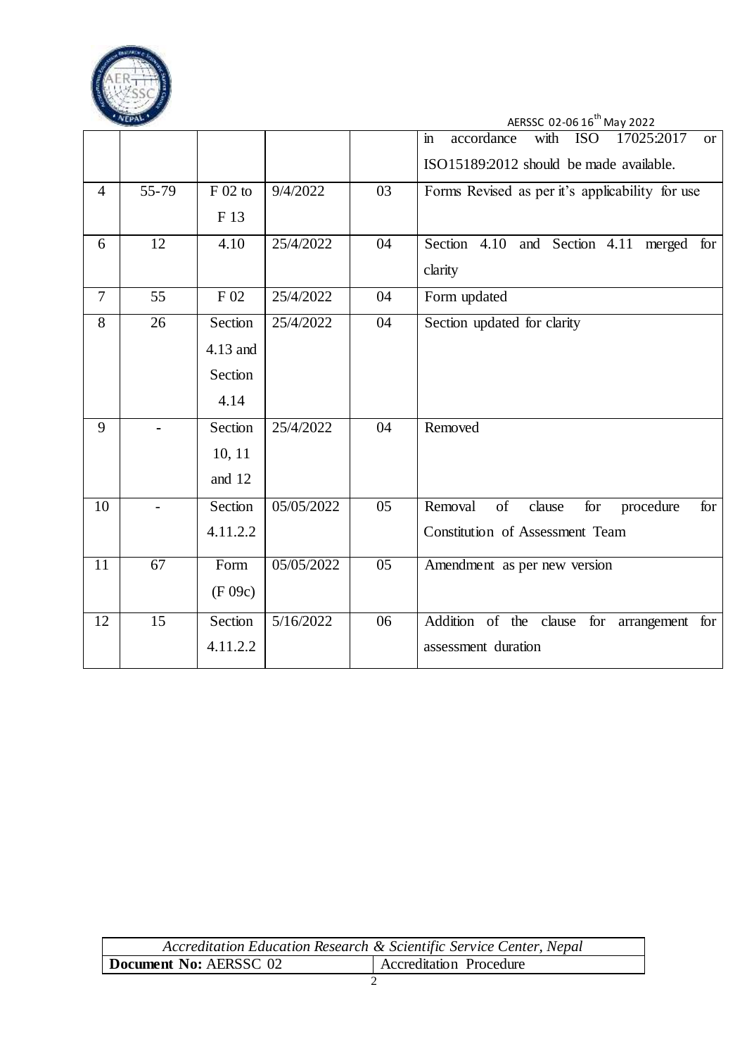| | | | | | in accordance with ISO 17025:2017 or ISO15189:2012 should be made available. |
|---|---|---|---|---|---|
| 4 | 55-79 | F 02 to F 13 | 9/4/2022 | 03 | Forms Revised as per it's applicability for use |
| 6 | 12 | 4.10 | 25/4/2022 | 04 | Section 4.10 and Section 4.11 merged for clarity |
| 7 | 55 | F 02 | 25/4/2022 | 04 | Form updated |
| 8 | 26 | Section 4.13 and Section 4.14 | 25/4/2022 | 04 | Section updated for clarity |
| 9 | - | Section 10, 11 and 12 | 25/4/2022 | 04 | Removed |
| 10 | - | Section 4.11.2.2 | 05/05/2022 | 05 | Removal of clause for procedure for Constitution of Assessment Team |
| 11 | 67 | Form (F 09c) | 05/05/2022 | 05 | Amendment as per new version |
| 12 | 15 | Section 4.11.2.2 | 5/16/2022 | 06 | Addition of the clause for arrangement for assessment duration |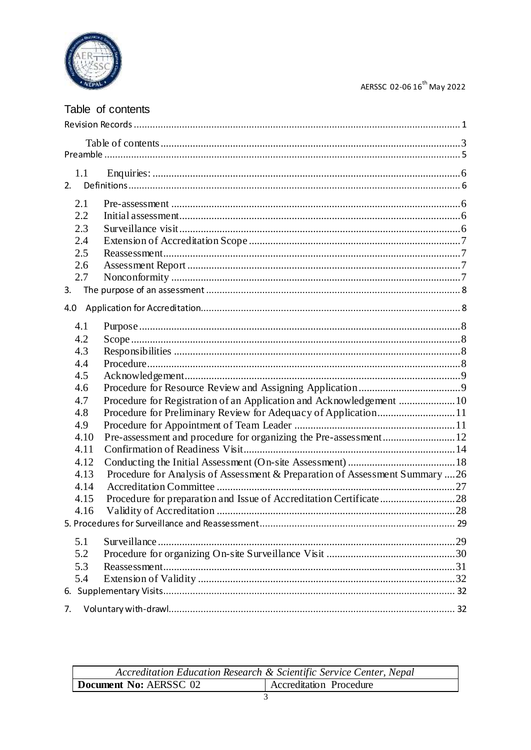## Table of contents

Revision Records ........................................................................................................................ 1

Table of contents ................................................................................................................ 3

Preamble ..................................................................................................................................... 5

1.1 Enquiries: ................................................................................................................... 6

2. Definitions ............................................................................................................................... 6

2.1 Pre-assessment ............................................................................................................. 6
2.2 Initial assessment ......................................................................................................... 6
2.3 Surveillance visit .......................................................................................................... 6
2.4 Extension of Accreditation Scope ................................................................................ 7
2.5 Reassessment ................................................................................................................ 7
2.6 Assessment Report ....................................................................................................... 7
2.7 Nonconformity ............................................................................................................. 7

3. The purpose of an assessment ............................................................................................... 8

4.0 Application for Accreditation ................................................................................................ 8

4.1 Purpose ......................................................................................................................... 8
4.2 Scope ............................................................................................................................ 8
4.3 Responsibilities ............................................................................................................ 8
4.4 Procedure ...................................................................................................................... 8
4.5 Acknowledgement ........................................................................................................ 9
4.6 Procedure for Resource Review and Assigning Application ....................................... 9
4.7 Procedure for Registration of an Application and Acknowledgement ...................... 10
4.8 Procedure for Preliminary Review for Adequacy of Application ............................. 11
4.9 Procedure for Appointment of Team Leader ............................................................ 11
4.10 Pre-assessment and procedure for organizing the Pre-assessment ........................... 12
4.11 Confirmation of Readiness Visit ............................................................................... 14
4.12 Conducting the Initial Assessment (On-site Assessment) ......................................... 18
4.13 Procedure for Analysis of Assessment & Preparation of Assessment Summary .... 26
4.14 Accreditation Committee ........................................................................................... 27
4.15 Procedure for preparation and Issue of Accreditation Certificate ............................. 28
4.16 Validity of Accreditation ........................................................................................... 28

5. Procedures for Surveillance and Reassessment ........................................................................ 29

5.1 Surveillance ............................................................................................................... 29
5.2 Procedure for organizing On-site Surveillance Visit ................................................. 30
5.3 Reassessment ............................................................................................................. 31
5.4 Extension of Validity ................................................................................................ 32

6. Supplementary Visits ............................................................................................................. 32

7. Voluntary with-drawl ............................................................................................................. 32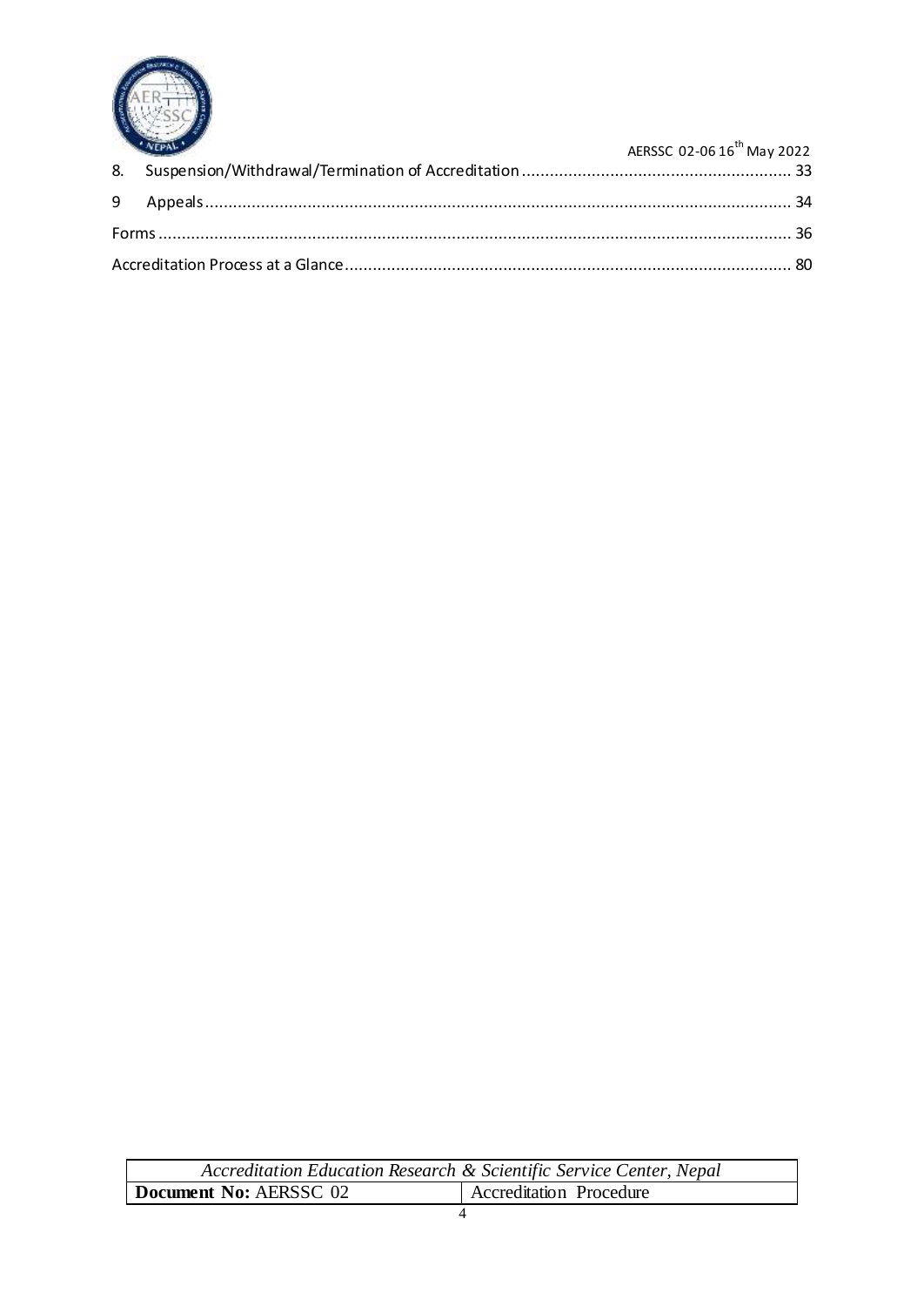8. Suspension/Withdrawal/Termination of Accreditation ........................................................ 33

9 Appeals ........................................................................................................................ 34

Forms ................................................................................................................................ 36

Accreditation Process at a Glance ...................................................................................... 80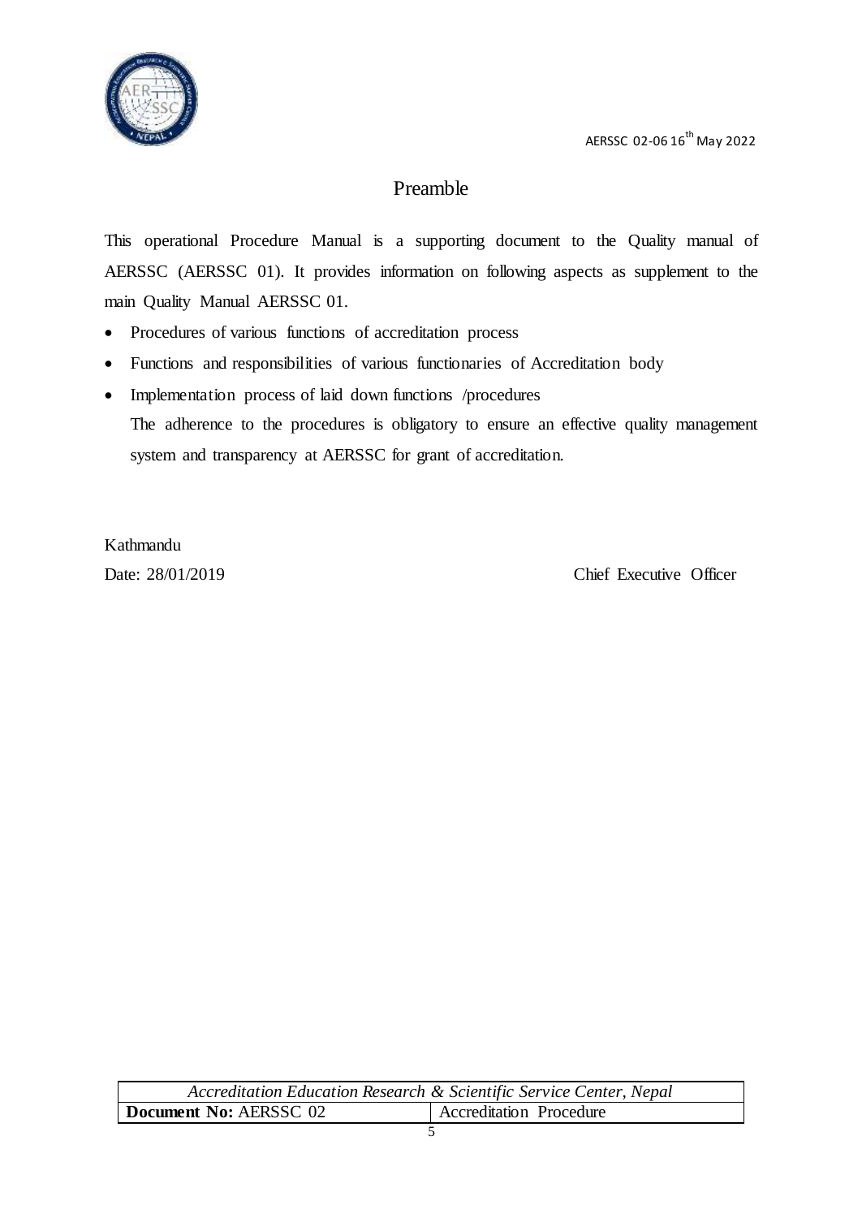# Preamble

This operational Procedure Manual is a supporting document to the Quality manual of AERSSC (AERSSC 01). It provides information on following aspects as supplement to the main Quality Manual AERSSC 01.

- Procedures of various functions of accreditation process
- Functions and responsibilities of various functionaries of Accreditation body
- Implementation process of laid down functions /procedures

  The adherence to the procedures is obligatory to ensure an effective quality management system and transparency at AERSSC for grant of accreditation.

Kathmandu

Date: 28/01/2019 Chief Executive Officer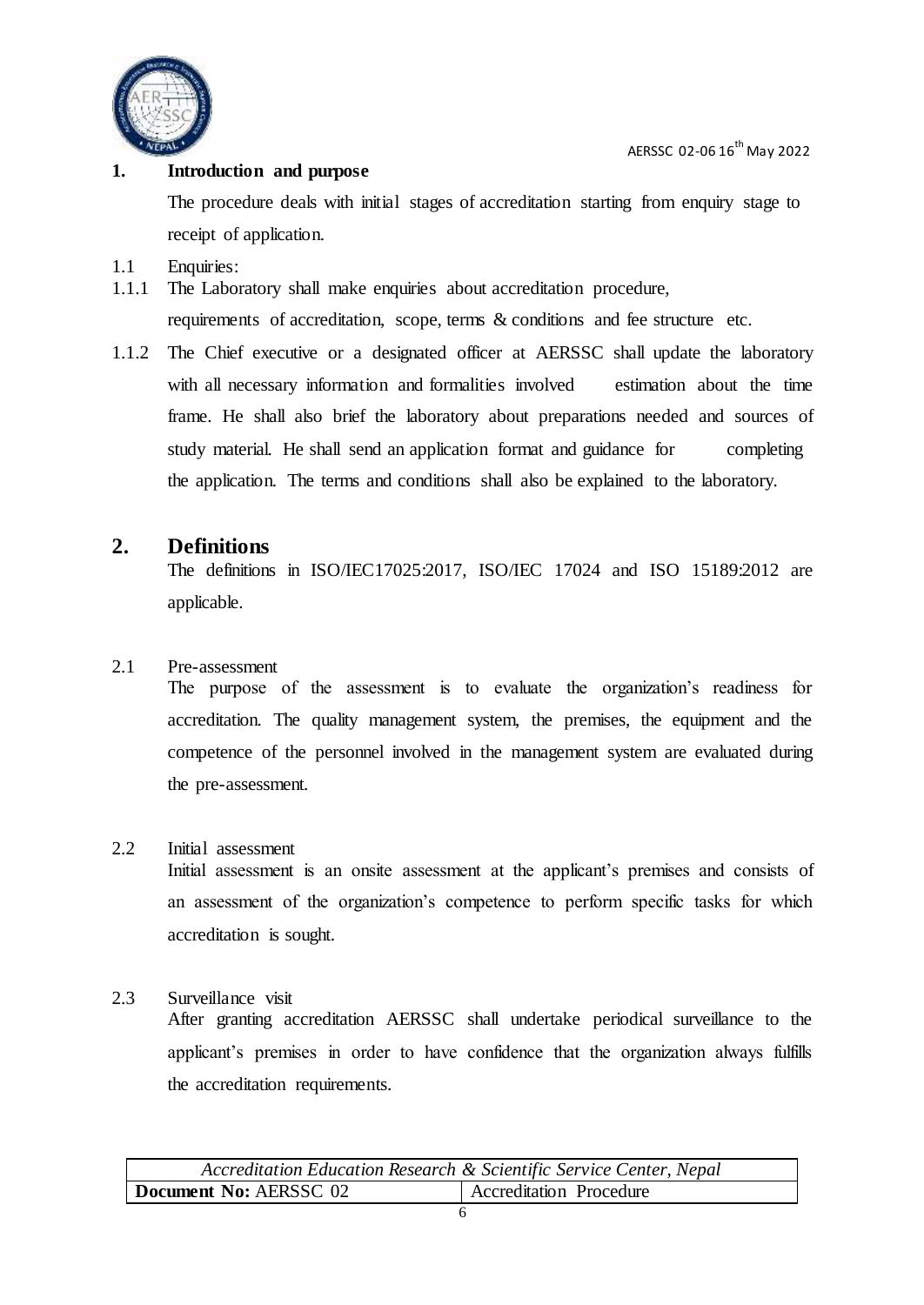## 1. Introduction and purpose

The procedure deals with initial stages of accreditation starting from enquiry stage to receipt of application.

1.1 Enquiries:

1.1.1 The Laboratory shall make enquiries about accreditation procedure, requirements of accreditation, scope, terms & conditions and fee structure etc.

1.1.2 The Chief executive or a designated officer at AERSSC shall update the laboratory with all necessary information and formalities involved estimation about the time frame. He shall also brief the laboratory about preparations needed and sources of study material. He shall send an application format and guidance for completing the application. The terms and conditions shall also be explained to the laboratory.

## 2. Definitions

The definitions in ISO/IEC17025:2017, ISO/IEC 17024 and ISO 15189:2012 are applicable.

2.1 Pre-assessment

The purpose of the assessment is to evaluate the organization's readiness for accreditation. The quality management system, the premises, the equipment and the competence of the personnel involved in the management system are evaluated during the pre-assessment.

2.2 Initial assessment

Initial assessment is an onsite assessment at the applicant's premises and consists of an assessment of the organization's competence to perform specific tasks for which accreditation is sought.

2.3 Surveillance visit

After granting accreditation AERSSC shall undertake periodical surveillance to the applicant's premises in order to have confidence that the organization always fulfills the accreditation requirements.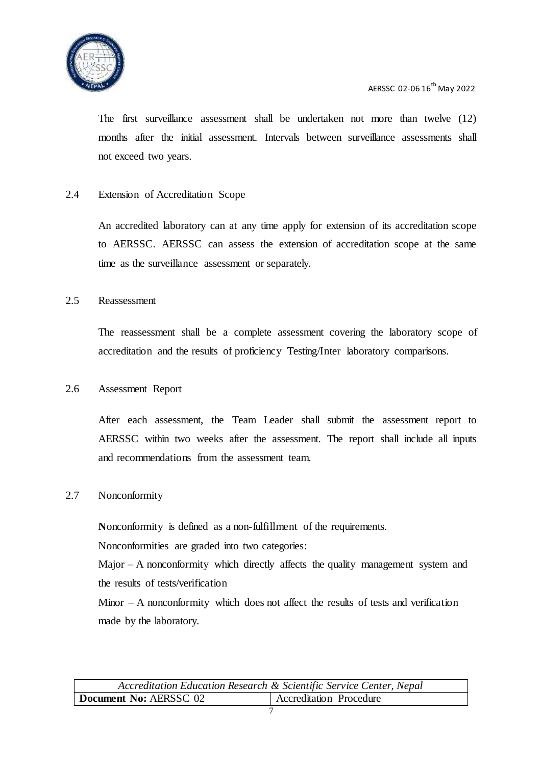The first surveillance assessment shall be undertaken not more than twelve (12) months after the initial assessment. Intervals between surveillance assessments shall not exceed two years.

## 2.4 Extension of Accreditation Scope

An accredited laboratory can at any time apply for extension of its accreditation scope to AERSSC. AERSSC can assess the extension of accreditation scope at the same time as the surveillance assessment or separately.

## 2.5 Reassessment

The reassessment shall be a complete assessment covering the laboratory scope of accreditation and the results of proficiency Testing/Inter laboratory comparisons.

## 2.6 Assessment Report

After each assessment, the Team Leader shall submit the assessment report to AERSSC within two weeks after the assessment. The report shall include all inputs and recommendations from the assessment team.

## 2.7 Nonconformity

**N**onconformity is defined as a non-fulfillment of the requirements.

Nonconformities are graded into two categories:

Major – A nonconformity which directly affects the quality management system and the results of tests/verification

Minor – A nonconformity which does not affect the results of tests and verification made by the laboratory.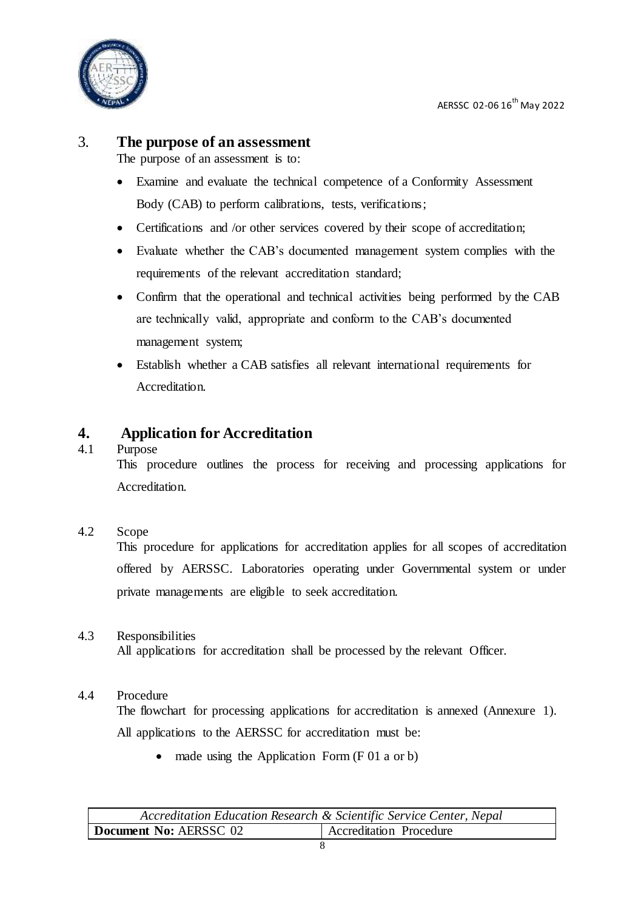## 3. The purpose of an assessment

The purpose of an assessment is to:

- Examine and evaluate the technical competence of a Conformity Assessment Body (CAB) to perform calibrations, tests, verifications;
- Certifications and /or other services covered by their scope of accreditation;
- Evaluate whether the CAB's documented management system complies with the requirements of the relevant accreditation standard;
- Confirm that the operational and technical activities being performed by the CAB are technically valid, appropriate and conform to the CAB's documented management system;
- Establish whether a CAB satisfies all relevant international requirements for Accreditation.

## 4. Application for Accreditation

### 4.1 Purpose

This procedure outlines the process for receiving and processing applications for Accreditation.

### 4.2 Scope

This procedure for applications for accreditation applies for all scopes of accreditation offered by AERSSC. Laboratories operating under Governmental system or under private managements are eligible to seek accreditation.

### 4.3 Responsibilities

All applications for accreditation shall be processed by the relevant Officer.

### 4.4 Procedure

The flowchart for processing applications for accreditation is annexed (Annexure 1).

All applications to the AERSSC for accreditation must be:

- made using the Application Form (F 01 a or b)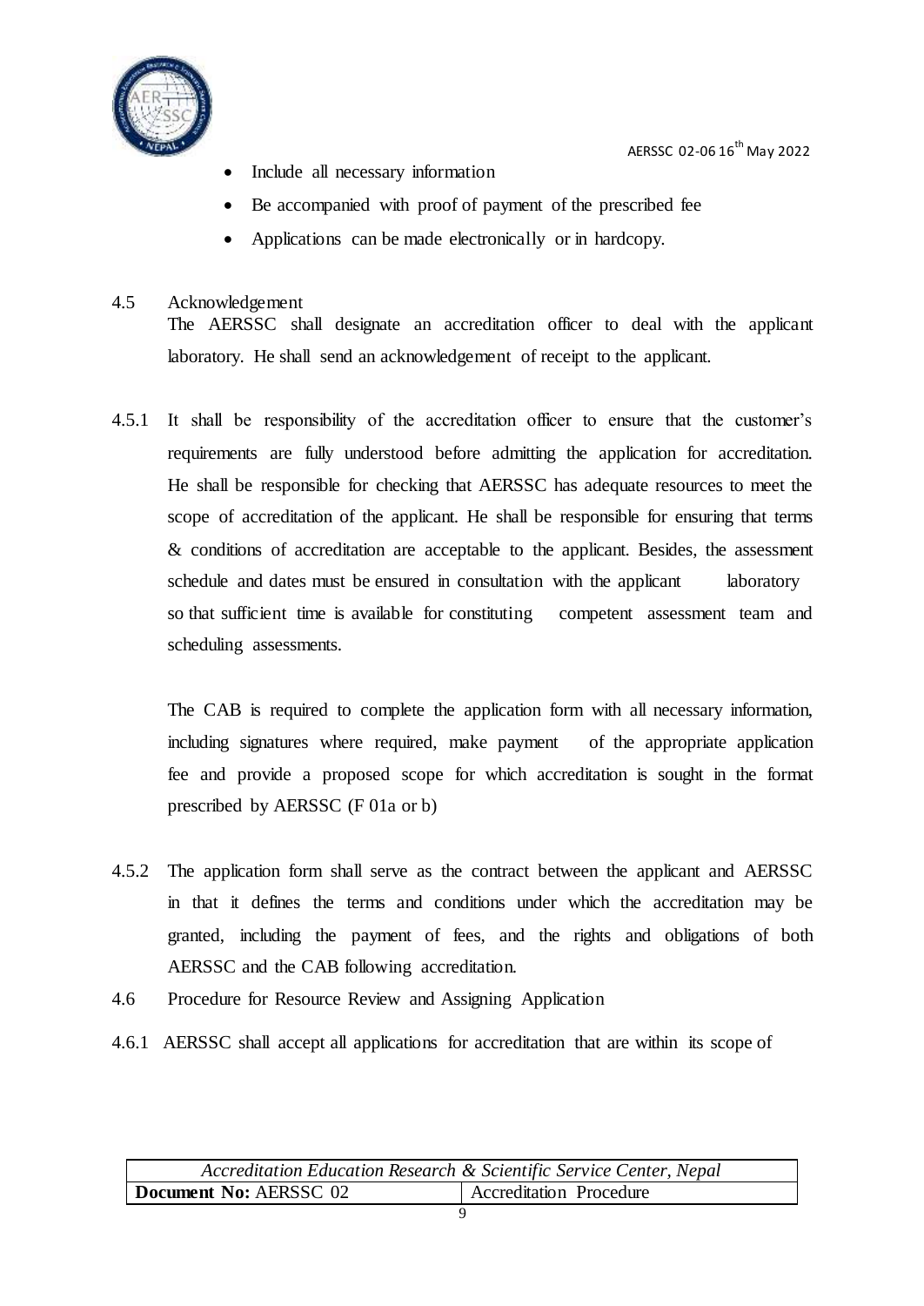- Include all necessary information
- Be accompanied with proof of payment of the prescribed fee
- Applications can be made electronically or in hardcopy.

4.5 Acknowledgement

The AERSSC shall designate an accreditation officer to deal with the applicant laboratory. He shall send an acknowledgement of receipt to the applicant.

4.5.1 It shall be responsibility of the accreditation officer to ensure that the customer's requirements are fully understood before admitting the application for accreditation. He shall be responsible for checking that AERSSC has adequate resources to meet the scope of accreditation of the applicant. He shall be responsible for ensuring that terms & conditions of accreditation are acceptable to the applicant. Besides, the assessment schedule and dates must be ensured in consultation with the applicant laboratory so that sufficient time is available for constituting competent assessment team and scheduling assessments.

The CAB is required to complete the application form with all necessary information, including signatures where required, make payment of the appropriate application fee and provide a proposed scope for which accreditation is sought in the format prescribed by AERSSC (F 01a or b)

4.5.2 The application form shall serve as the contract between the applicant and AERSSC in that it defines the terms and conditions under which the accreditation may be granted, including the payment of fees, and the rights and obligations of both AERSSC and the CAB following accreditation.

4.6 Procedure for Resource Review and Assigning Application

4.6.1 AERSSC shall accept all applications for accreditation that are within its scope of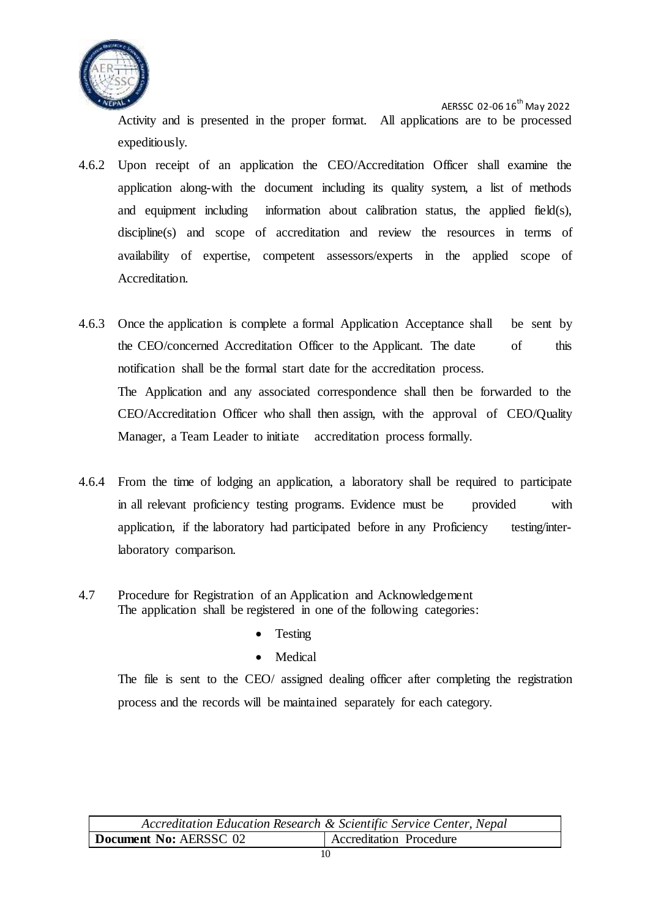Activity and is presented in the proper format. All applications are to be processed expeditiously.

4.6.2 Upon receipt of an application the CEO/Accreditation Officer shall examine the application along-with the document including its quality system, a list of methods and equipment including information about calibration status, the applied field(s), discipline(s) and scope of accreditation and review the resources in terms of availability of expertise, competent assessors/experts in the applied scope of Accreditation.

4.6.3 Once the application is complete a formal Application Acceptance shall be sent by the CEO/concerned Accreditation Officer to the Applicant. The date of this notification shall be the formal start date for the accreditation process.

The Application and any associated correspondence shall then be forwarded to the CEO/Accreditation Officer who shall then assign, with the approval of CEO/Quality Manager, a Team Leader to initiate accreditation process formally.

4.6.4 From the time of lodging an application, a laboratory shall be required to participate in all relevant proficiency testing programs. Evidence must be provided with application, if the laboratory had participated before in any Proficiency testing/inter-laboratory comparison.

4.7 Procedure for Registration of an Application and Acknowledgement

The application shall be registered in one of the following categories:

- Testing
- Medical

The file is sent to the CEO/ assigned dealing officer after completing the registration process and the records will be maintained separately for each category.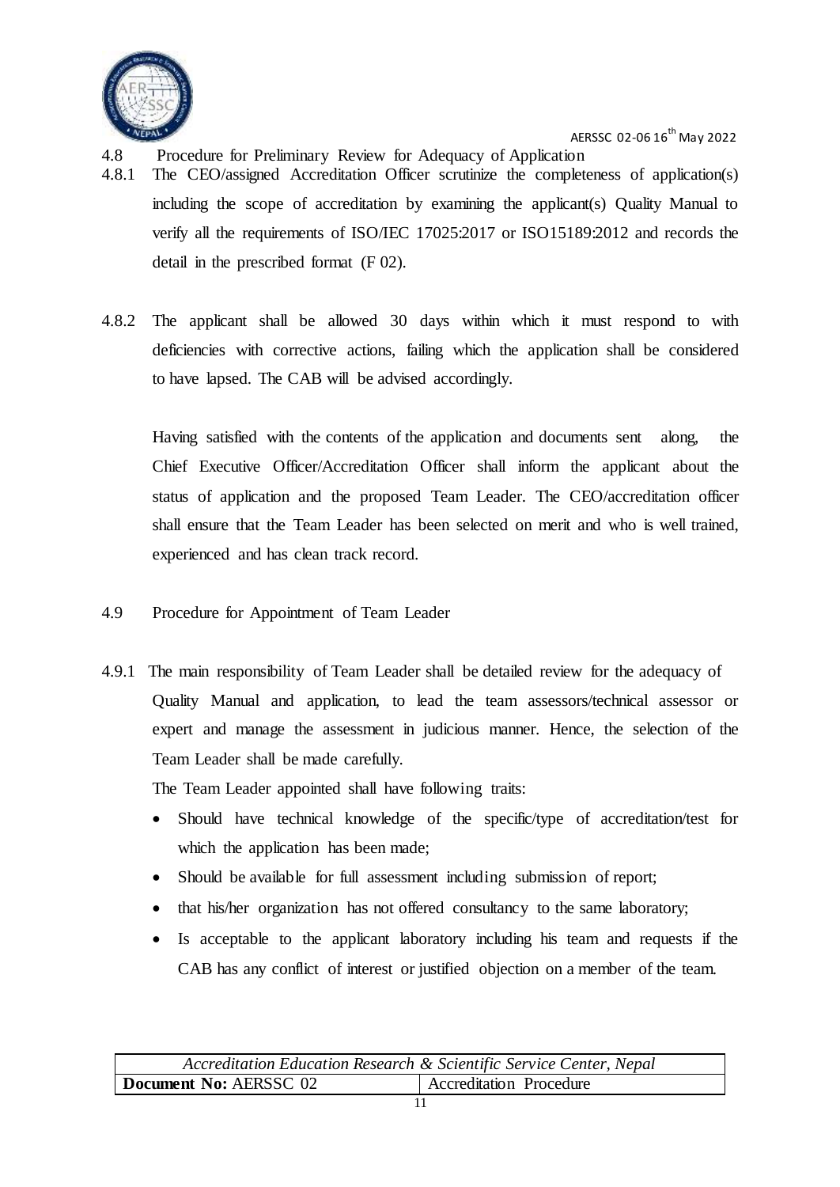### 4.8 Procedure for Preliminary Review for Adequacy of Application

4.8.1 The CEO/assigned Accreditation Officer scrutinize the completeness of application(s) including the scope of accreditation by examining the applicant(s) Quality Manual to verify all the requirements of ISO/IEC 17025:2017 or ISO15189:2012 and records the detail in the prescribed format (F 02).

4.8.2 The applicant shall be allowed 30 days within which it must respond to with deficiencies with corrective actions, failing which the application shall be considered to have lapsed. The CAB will be advised accordingly.

Having satisfied with the contents of the application and documents sent along, the Chief Executive Officer/Accreditation Officer shall inform the applicant about the status of application and the proposed Team Leader. The CEO/accreditation officer shall ensure that the Team Leader has been selected on merit and who is well trained, experienced and has clean track record.

### 4.9 Procedure for Appointment of Team Leader

4.9.1 The main responsibility of Team Leader shall be detailed review for the adequacy of Quality Manual and application, to lead the team assessors/technical assessor or expert and manage the assessment in judicious manner. Hence, the selection of the Team Leader shall be made carefully.

The Team Leader appointed shall have following traits:

- Should have technical knowledge of the specific/type of accreditation/test for which the application has been made;
- Should be available for full assessment including submission of report;
- that his/her organization has not offered consultancy to the same laboratory;
- Is acceptable to the applicant laboratory including his team and requests if the CAB has any conflict of interest or justified objection on a member of the team.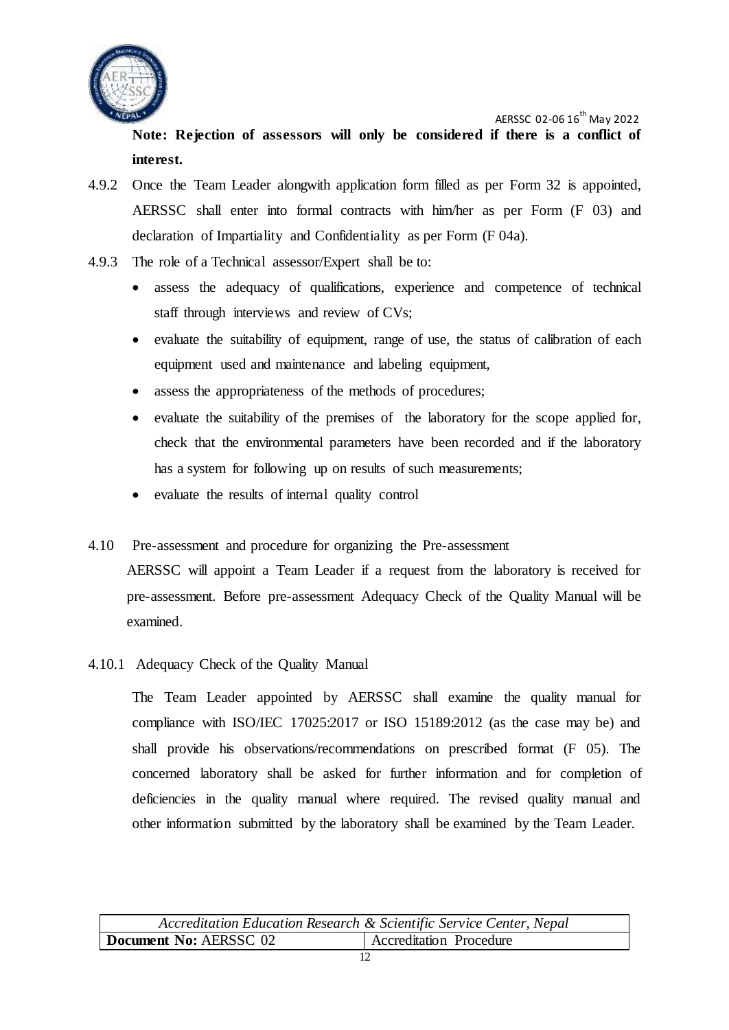**Note: Rejection of assessors will only be considered if there is a conflict of interest.**

4.9.2 Once the Team Leader alongwith application form filled as per Form 32 is appointed, AERSSC shall enter into formal contracts with him/her as per Form (F 03) and declaration of Impartiality and Confidentiality as per Form (F 04a).

4.9.3 The role of a Technical assessor/Expert shall be to:

- assess the adequacy of qualifications, experience and competence of technical staff through interviews and review of CVs;
- evaluate the suitability of equipment, range of use, the status of calibration of each equipment used and maintenance and labeling equipment,
- assess the appropriateness of the methods of procedures;
- evaluate the suitability of the premises of the laboratory for the scope applied for, check that the environmental parameters have been recorded and if the laboratory has a system for following up on results of such measurements;
- evaluate the results of internal quality control

4.10 Pre-assessment and procedure for organizing the Pre-assessment

AERSSC will appoint a Team Leader if a request from the laboratory is received for pre-assessment. Before pre-assessment Adequacy Check of the Quality Manual will be examined.

4.10.1 Adequacy Check of the Quality Manual

The Team Leader appointed by AERSSC shall examine the quality manual for compliance with ISO/IEC 17025:2017 or ISO 15189:2012 (as the case may be) and shall provide his observations/recommendations on prescribed format (F 05). The concerned laboratory shall be asked for further information and for completion of deficiencies in the quality manual where required. The revised quality manual and other information submitted by the laboratory shall be examined by the Team Leader.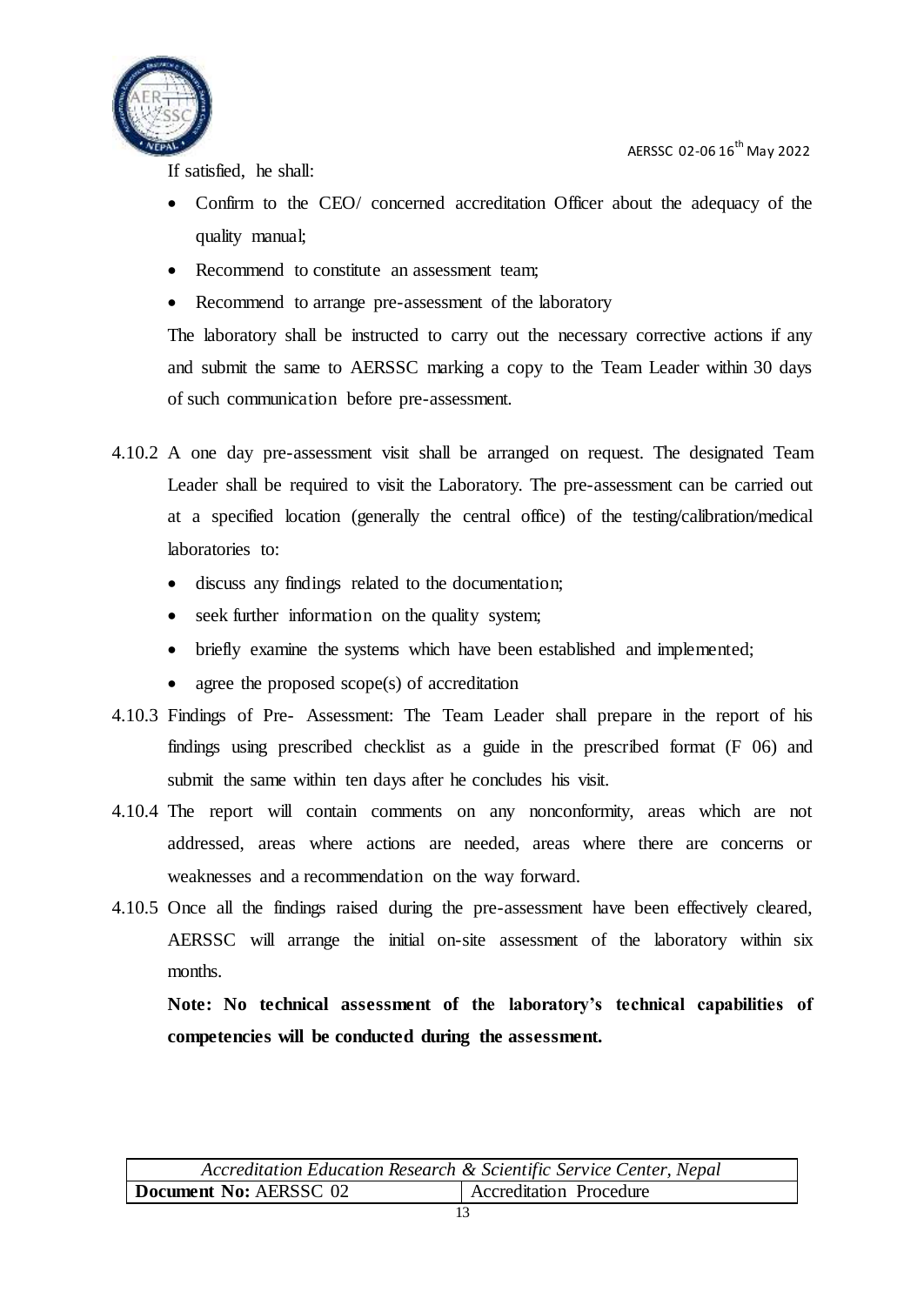If satisfied, he shall:

- Confirm to the CEO/ concerned accreditation Officer about the adequacy of the quality manual;
- Recommend to constitute an assessment team;
- Recommend to arrange pre-assessment of the laboratory

The laboratory shall be instructed to carry out the necessary corrective actions if any and submit the same to AERSSC marking a copy to the Team Leader within 30 days of such communication before pre-assessment.

4.10.2 A one day pre-assessment visit shall be arranged on request. The designated Team Leader shall be required to visit the Laboratory. The pre-assessment can be carried out at a specified location (generally the central office) of the testing/calibration/medical laboratories to:

- discuss any findings related to the documentation;
- seek further information on the quality system;
- briefly examine the systems which have been established and implemented;
- agree the proposed scope(s) of accreditation

4.10.3 Findings of Pre- Assessment: The Team Leader shall prepare in the report of his findings using prescribed checklist as a guide in the prescribed format (F 06) and submit the same within ten days after he concludes his visit.

4.10.4 The report will contain comments on any nonconformity, areas which are not addressed, areas where actions are needed, areas where there are concerns or weaknesses and a recommendation on the way forward.

4.10.5 Once all the findings raised during the pre-assessment have been effectively cleared, AERSSC will arrange the initial on-site assessment of the laboratory within six months.

**Note: No technical assessment of the laboratory's technical capabilities of competencies will be conducted during the assessment.**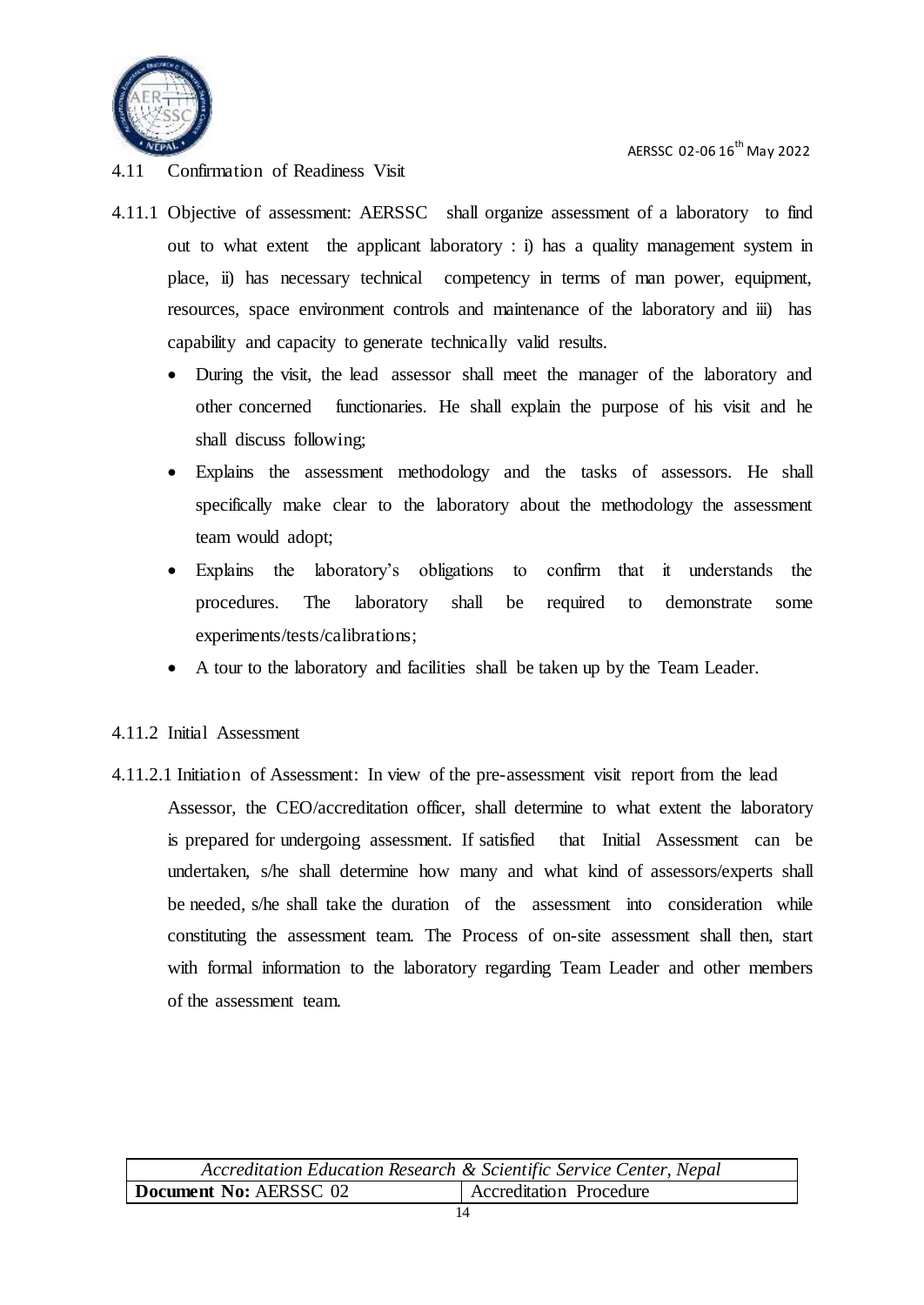## 4.11 Confirmation of Readiness Visit

4.11.1 Objective of assessment: AERSSC shall organize assessment of a laboratory to find out to what extent the applicant laboratory : i) has a quality management system in place, ii) has necessary technical competency in terms of man power, equipment, resources, space environment controls and maintenance of the laboratory and iii) has capability and capacity to generate technically valid results.

- During the visit, the lead assessor shall meet the manager of the laboratory and other concerned functionaries. He shall explain the purpose of his visit and he shall discuss following;
- Explains the assessment methodology and the tasks of assessors. He shall specifically make clear to the laboratory about the methodology the assessment team would adopt;
- Explains the laboratory's obligations to confirm that it understands the procedures. The laboratory shall be required to demonstrate some experiments/tests/calibrations;
- A tour to the laboratory and facilities shall be taken up by the Team Leader.

### 4.11.2 Initial Assessment

4.11.2.1 Initiation of Assessment: In view of the pre-assessment visit report from the lead Assessor, the CEO/accreditation officer, shall determine to what extent the laboratory is prepared for undergoing assessment. If satisfied that Initial Assessment can be undertaken, s/he shall determine how many and what kind of assessors/experts shall be needed, s/he shall take the duration of the assessment into consideration while constituting the assessment team. The Process of on-site assessment shall then, start with formal information to the laboratory regarding Team Leader and other members of the assessment team.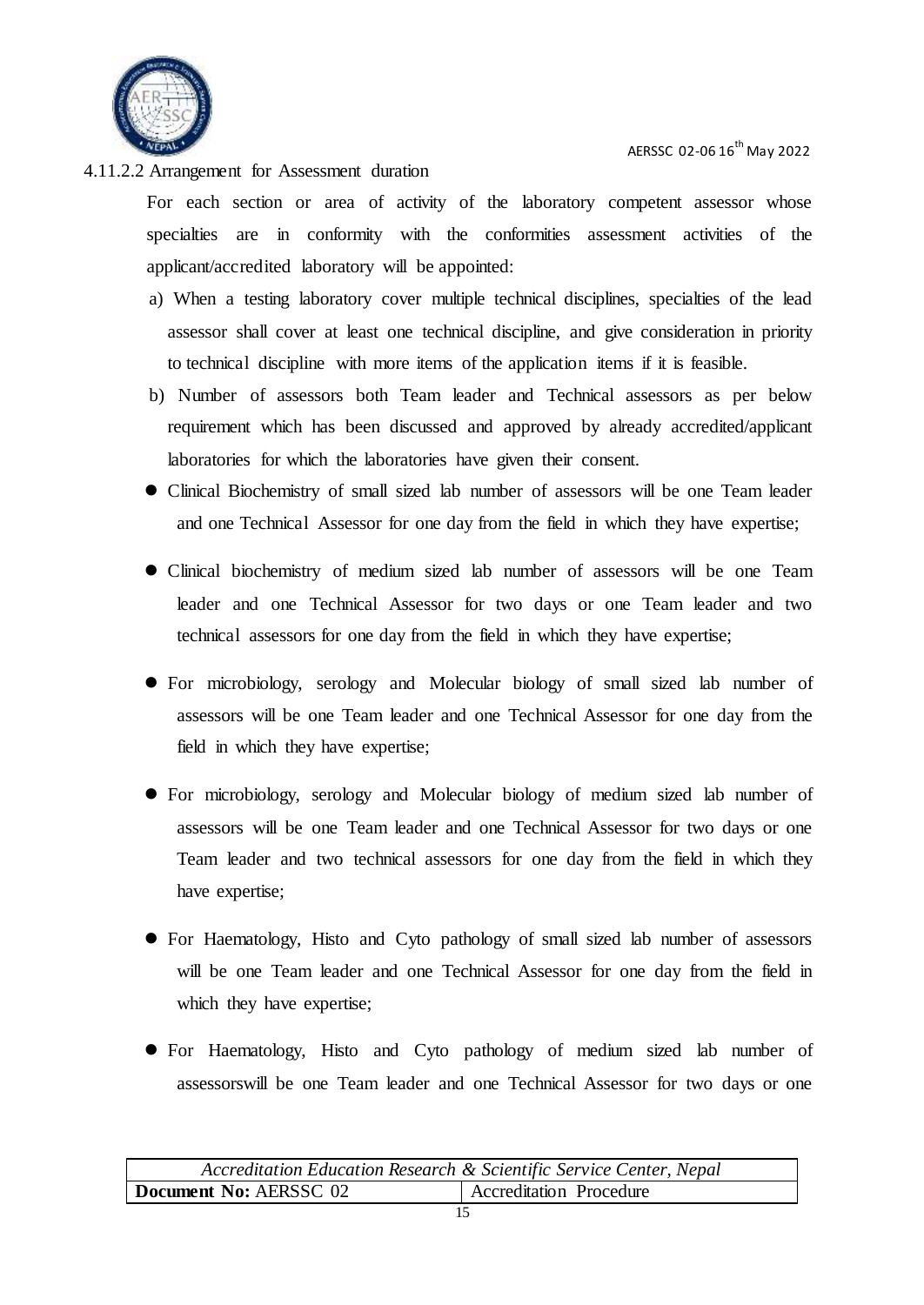4.11.2.2 Arrangement for Assessment duration

For each section or area of activity of the laboratory competent assessor whose specialties are in conformity with the conformities assessment activities of the applicant/accredited laboratory will be appointed:

a) When a testing laboratory cover multiple technical disciplines, specialties of the lead assessor shall cover at least one technical discipline, and give consideration in priority to technical discipline with more items of the application items if it is feasible.

b) Number of assessors both Team leader and Technical assessors as per below requirement which has been discussed and approved by already accredited/applicant laboratories for which the laboratories have given their consent.

- Clinical Biochemistry of small sized lab number of assessors will be one Team leader and one Technical Assessor for one day from the field in which they have expertise;
- Clinical biochemistry of medium sized lab number of assessors will be one Team leader and one Technical Assessor for two days or one Team leader and two technical assessors for one day from the field in which they have expertise;
- For microbiology, serology and Molecular biology of small sized lab number of assessors will be one Team leader and one Technical Assessor for one day from the field in which they have expertise;
- For microbiology, serology and Molecular biology of medium sized lab number of assessors will be one Team leader and one Technical Assessor for two days or one Team leader and two technical assessors for one day from the field in which they have expertise;
- For Haematology, Histo and Cyto pathology of small sized lab number of assessors will be one Team leader and one Technical Assessor for one day from the field in which they have expertise;
- For Haematology, Histo and Cyto pathology of medium sized lab number of assessorswill be one Team leader and one Technical Assessor for two days or one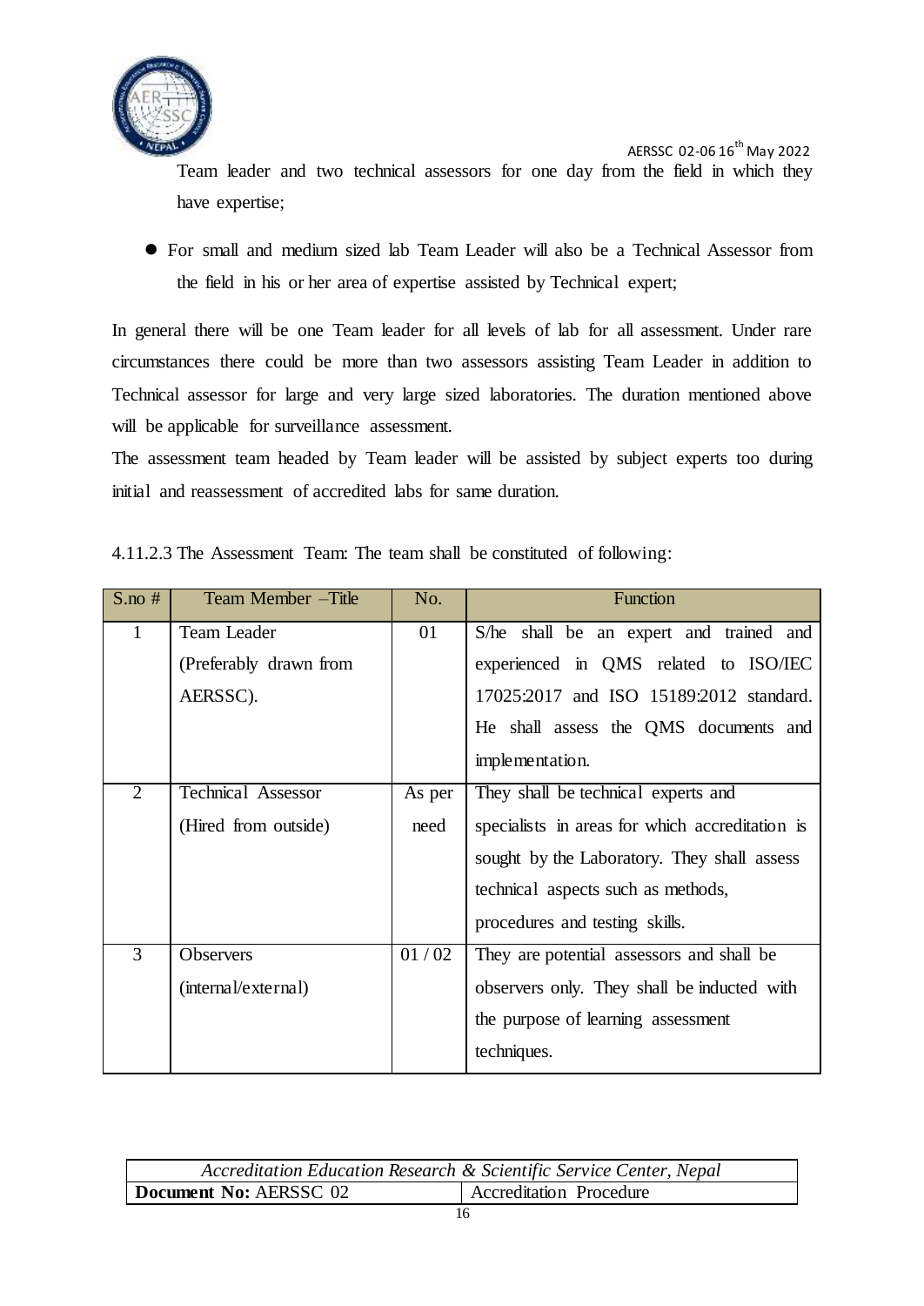Team leader and two technical assessors for one day from the field in which they have expertise;

- For small and medium sized lab Team Leader will also be a Technical Assessor from the field in his or her area of expertise assisted by Technical expert;

In general there will be one Team leader for all levels of lab for all assessment. Under rare circumstances there could be more than two assessors assisting Team Leader in addition to Technical assessor for large and very large sized laboratories. The duration mentioned above will be applicable for surveillance assessment.

The assessment team headed by Team leader will be assisted by subject experts too during initial and reassessment of accredited labs for same duration.

4.11.2.3 The Assessment Team: The team shall be constituted of following:

| S.no # | Team Member –Title | No. | Function |
|---|---|---|---|
| 1 | Team Leader (Preferably drawn from AERSSC). | 01 | S/he shall be an expert and trained and experienced in QMS related to ISO/IEC 17025:2017 and ISO 15189:2012 standard. He shall assess the QMS documents and implementation. |
| 2 | Technical Assessor (Hired from outside) | As per need | They shall be technical experts and specialists in areas for which accreditation is sought by the Laboratory. They shall assess technical aspects such as methods, procedures and testing skills. |
| 3 | Observers (internal/external) | 01 / 02 | They are potential assessors and shall be observers only. They shall be inducted with the purpose of learning assessment techniques. |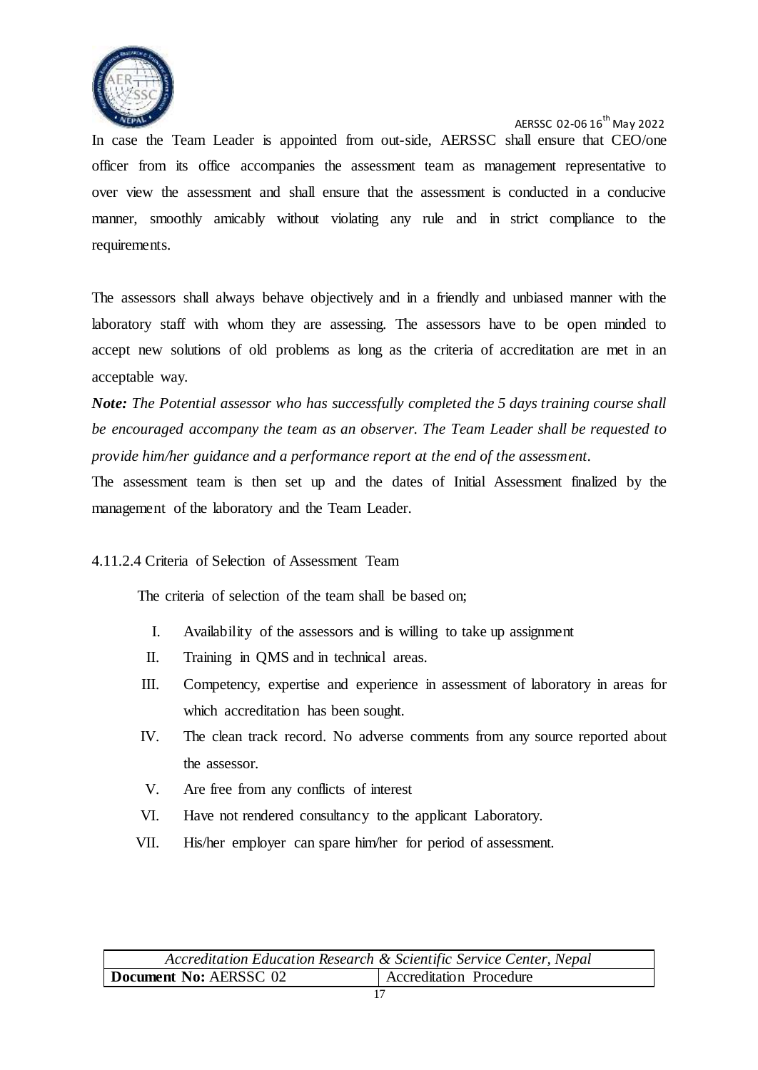In case the Team Leader is appointed from out-side, AERSSC shall ensure that CEO/one officer from its office accompanies the assessment team as management representative to over view the assessment and shall ensure that the assessment is conducted in a conducive manner, smoothly amicably without violating any rule and in strict compliance to the requirements.

The assessors shall always behave objectively and in a friendly and unbiased manner with the laboratory staff with whom they are assessing. The assessors have to be open minded to accept new solutions of old problems as long as the criteria of accreditation are met in an acceptable way.

***Note:*** *The Potential assessor who has successfully completed the 5 days training course shall be encouraged accompany the team as an observer. The Team Leader shall be requested to provide him/her guidance and a performance report at the end of the assessment.*

The assessment team is then set up and the dates of Initial Assessment finalized by the management of the laboratory and the Team Leader.

4.11.2.4 Criteria of Selection of Assessment Team

The criteria of selection of the team shall be based on;

I. Availability of the assessors and is willing to take up assignment
II. Training in QMS and in technical areas.
III. Competency, expertise and experience in assessment of laboratory in areas for which accreditation has been sought.
IV. The clean track record. No adverse comments from any source reported about the assessor.
V. Are free from any conflicts of interest
VI. Have not rendered consultancy to the applicant Laboratory.
VII. His/her employer can spare him/her for period of assessment.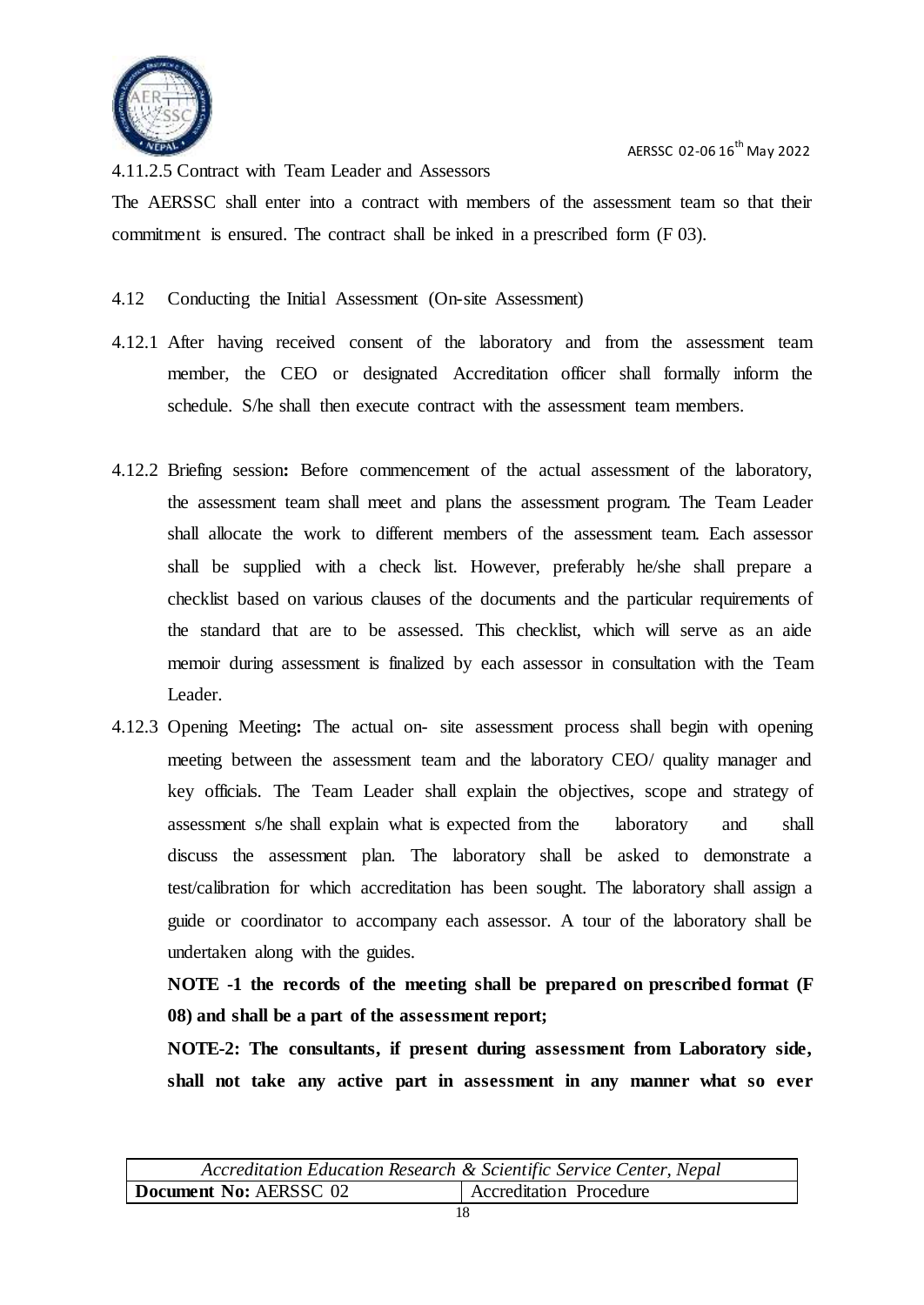4.11.2.5 Contract with Team Leader and Assessors

The AERSSC shall enter into a contract with members of the assessment team so that their commitment is ensured. The contract shall be inked in a prescribed form (F 03).

4.12 Conducting the Initial Assessment (On-site Assessment)

4.12.1 After having received consent of the laboratory and from the assessment team member, the CEO or designated Accreditation officer shall formally inform the schedule. S/he shall then execute contract with the assessment team members.

4.12.2 Briefing session**:** Before commencement of the actual assessment of the laboratory, the assessment team shall meet and plans the assessment program. The Team Leader shall allocate the work to different members of the assessment team. Each assessor shall be supplied with a check list. However, preferably he/she shall prepare a checklist based on various clauses of the documents and the particular requirements of the standard that are to be assessed. This checklist, which will serve as an aide memoir during assessment is finalized by each assessor in consultation with the Team Leader.

4.12.3 Opening Meeting**:** The actual on- site assessment process shall begin with opening meeting between the assessment team and the laboratory CEO/ quality manager and key officials. The Team Leader shall explain the objectives, scope and strategy of assessment s/he shall explain what is expected from the laboratory and shall discuss the assessment plan. The laboratory shall be asked to demonstrate a test/calibration for which accreditation has been sought. The laboratory shall assign a guide or coordinator to accompany each assessor. A tour of the laboratory shall be undertaken along with the guides.

**NOTE -1 the records of the meeting shall be prepared on prescribed format (F 08) and shall be a part of the assessment report;**

**NOTE-2: The consultants, if present during assessment from Laboratory side, shall not take any active part in assessment in any manner what so ever**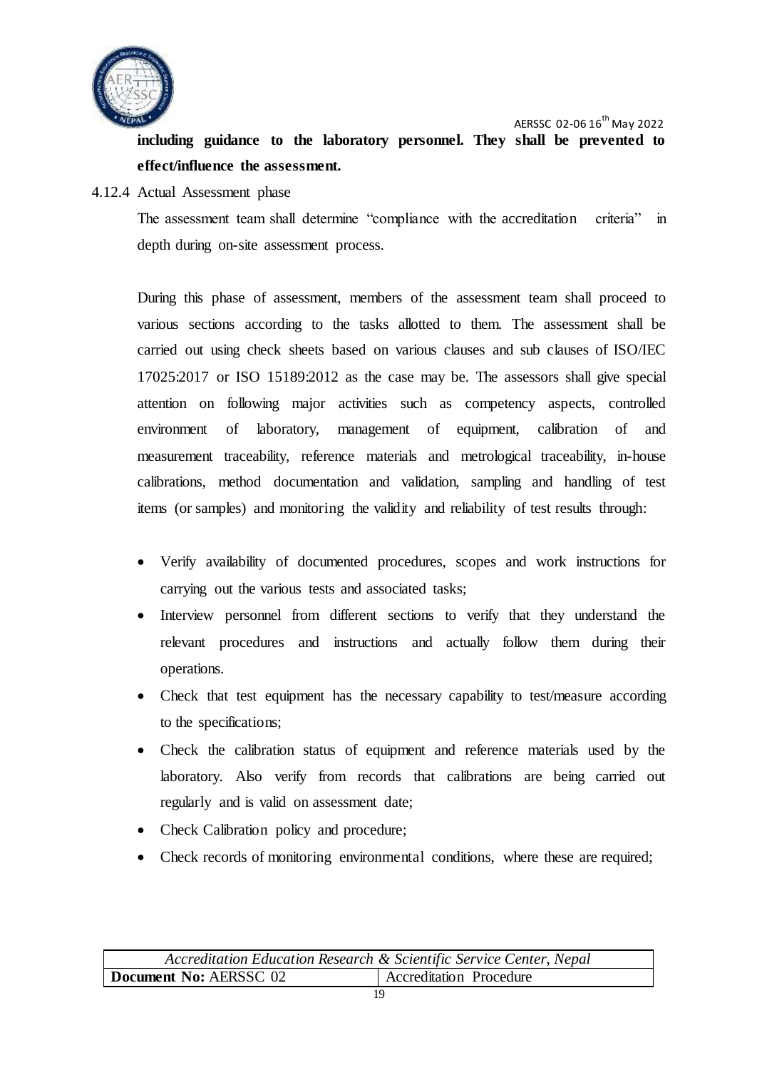**including guidance to the laboratory personnel. They shall be prevented to effect/influence the assessment.**

4.12.4 Actual Assessment phase

The assessment team shall determine "compliance with the accreditation criteria" in depth during on-site assessment process.

During this phase of assessment, members of the assessment team shall proceed to various sections according to the tasks allotted to them. The assessment shall be carried out using check sheets based on various clauses and sub clauses of ISO/IEC 17025:2017 or ISO 15189:2012 as the case may be. The assessors shall give special attention on following major activities such as competency aspects, controlled environment of laboratory, management of equipment, calibration of and measurement traceability, reference materials and metrological traceability, in-house calibrations, method documentation and validation, sampling and handling of test items (or samples) and monitoring the validity and reliability of test results through:

- Verify availability of documented procedures, scopes and work instructions for carrying out the various tests and associated tasks;
- Interview personnel from different sections to verify that they understand the relevant procedures and instructions and actually follow them during their operations.
- Check that test equipment has the necessary capability to test/measure according to the specifications;
- Check the calibration status of equipment and reference materials used by the laboratory. Also verify from records that calibrations are being carried out regularly and is valid on assessment date;
- Check Calibration policy and procedure;
- Check records of monitoring environmental conditions, where these are required;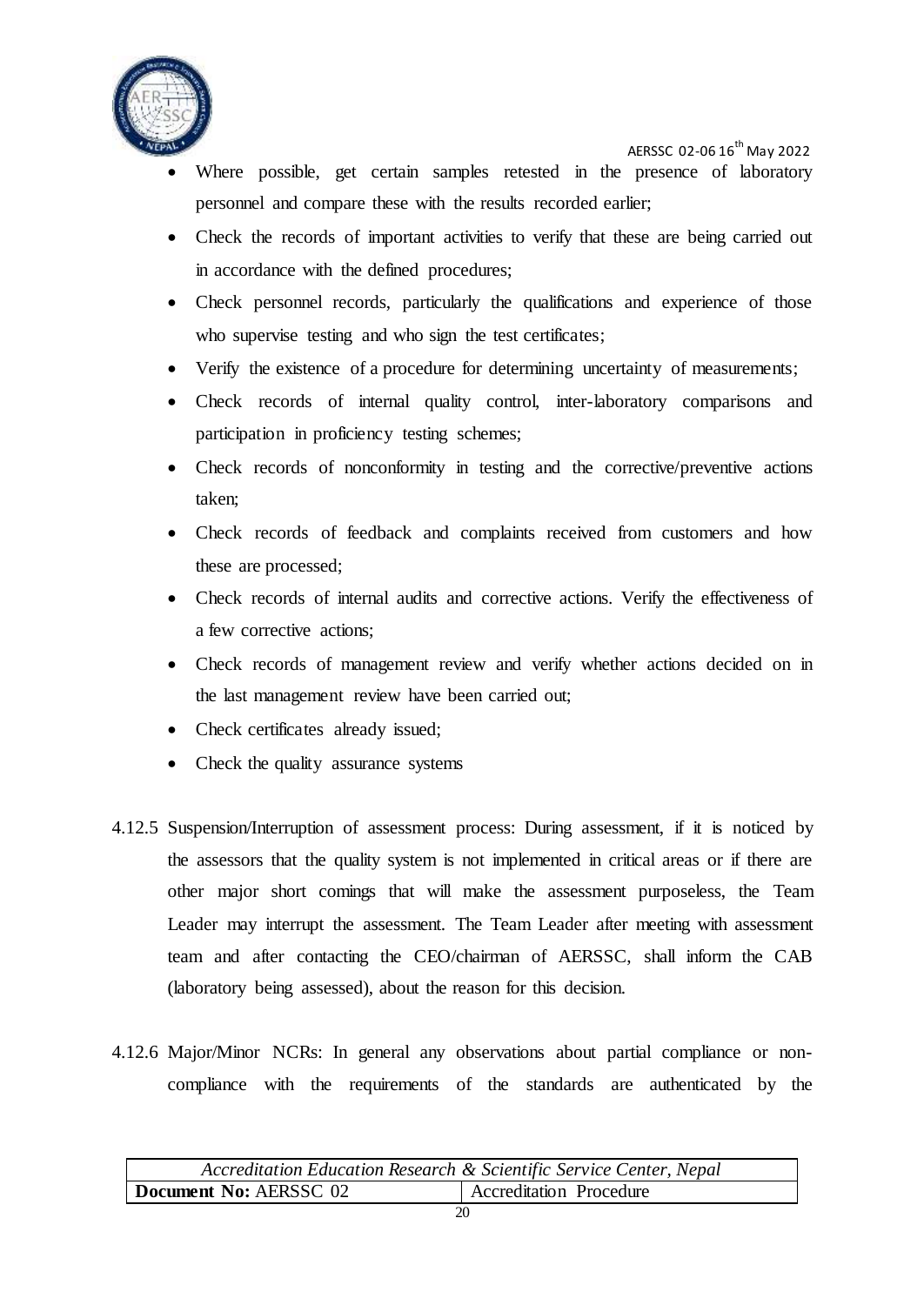- Where possible, get certain samples retested in the presence of laboratory personnel and compare these with the results recorded earlier;
- Check the records of important activities to verify that these are being carried out in accordance with the defined procedures;
- Check personnel records, particularly the qualifications and experience of those who supervise testing and who sign the test certificates;
- Verify the existence of a procedure for determining uncertainty of measurements;
- Check records of internal quality control, inter-laboratory comparisons and participation in proficiency testing schemes;
- Check records of nonconformity in testing and the corrective/preventive actions taken;
- Check records of feedback and complaints received from customers and how these are processed;
- Check records of internal audits and corrective actions. Verify the effectiveness of a few corrective actions;
- Check records of management review and verify whether actions decided on in the last management review have been carried out;
- Check certificates already issued;
- Check the quality assurance systems

4.12.5 Suspension/Interruption of assessment process: During assessment, if it is noticed by the assessors that the quality system is not implemented in critical areas or if there are other major short comings that will make the assessment purposeless, the Team Leader may interrupt the assessment. The Team Leader after meeting with assessment team and after contacting the CEO/chairman of AERSSC, shall inform the CAB (laboratory being assessed), about the reason for this decision.

4.12.6 Major/Minor NCRs: In general any observations about partial compliance or non-compliance with the requirements of the standards are authenticated by the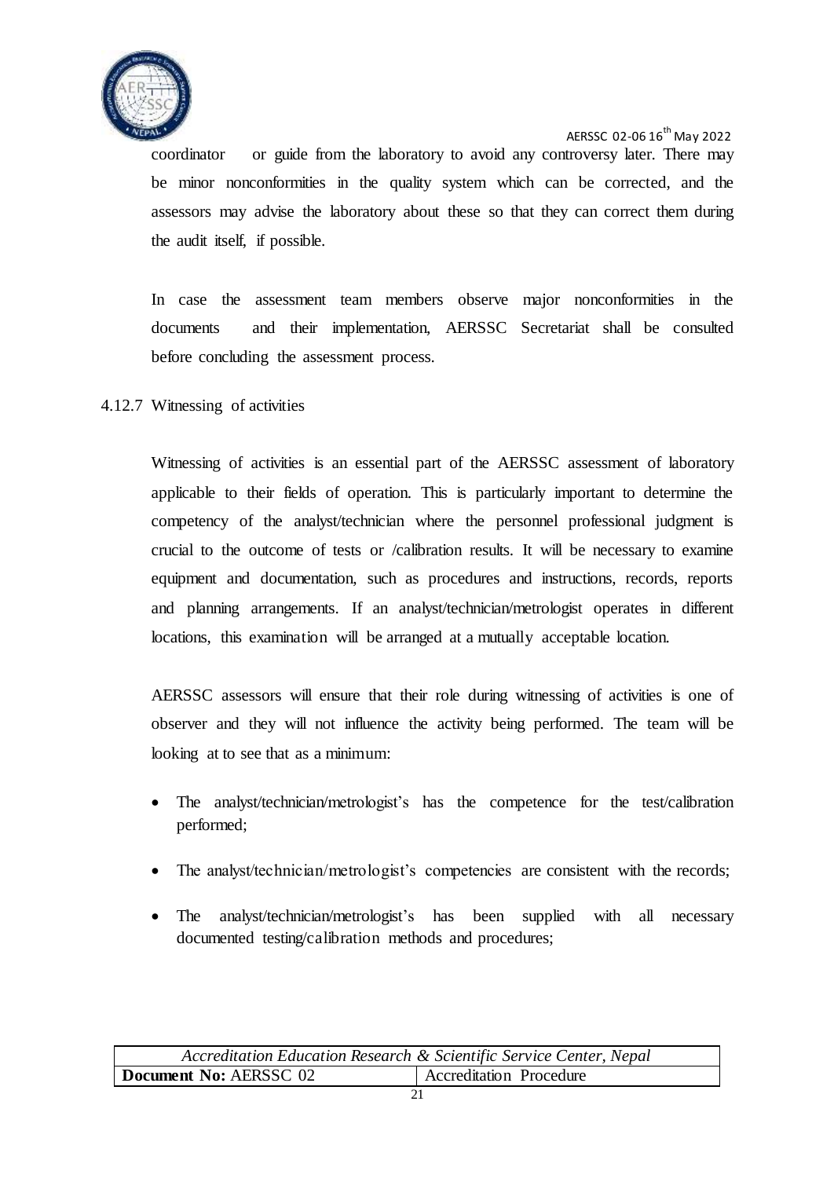coordinator or guide from the laboratory to avoid any controversy later. There may be minor nonconformities in the quality system which can be corrected, and the assessors may advise the laboratory about these so that they can correct them during the audit itself, if possible.

In case the assessment team members observe major nonconformities in the documents and their implementation, AERSSC Secretariat shall be consulted before concluding the assessment process.

4.12.7 Witnessing of activities

Witnessing of activities is an essential part of the AERSSC assessment of laboratory applicable to their fields of operation. This is particularly important to determine the competency of the analyst/technician where the personnel professional judgment is crucial to the outcome of tests or /calibration results. It will be necessary to examine equipment and documentation, such as procedures and instructions, records, reports and planning arrangements. If an analyst/technician/metrologist operates in different locations, this examination will be arranged at a mutually acceptable location.

AERSSC assessors will ensure that their role during witnessing of activities is one of observer and they will not influence the activity being performed. The team will be looking at to see that as a minimum:

- The analyst/technician/metrologist's has the competence for the test/calibration performed;
- The analyst/technician/metrologist's competencies are consistent with the records;
- The analyst/technician/metrologist's has been supplied with all necessary documented testing/calibration methods and procedures;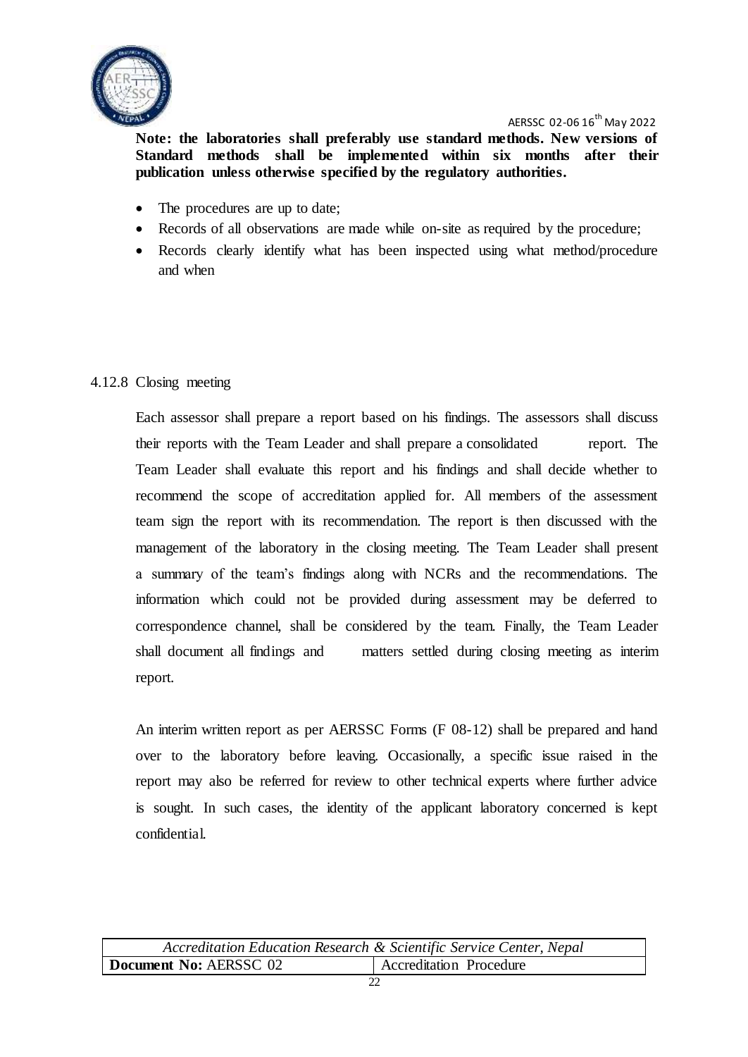**Note: the laboratories shall preferably use standard methods. New versions of Standard methods shall be implemented within six months after their publication unless otherwise specified by the regulatory authorities.**

- The procedures are up to date;
- Records of all observations are made while on-site as required by the procedure;
- Records clearly identify what has been inspected using what method/procedure and when

#### 4.12.8 Closing meeting

Each assessor shall prepare a report based on his findings. The assessors shall discuss their reports with the Team Leader and shall prepare a consolidated report. The Team Leader shall evaluate this report and his findings and shall decide whether to recommend the scope of accreditation applied for. All members of the assessment team sign the report with its recommendation. The report is then discussed with the management of the laboratory in the closing meeting. The Team Leader shall present a summary of the team's findings along with NCRs and the recommendations. The information which could not be provided during assessment may be deferred to correspondence channel, shall be considered by the team. Finally, the Team Leader shall document all findings and matters settled during closing meeting as interim report.

An interim written report as per AERSSC Forms (F 08-12) shall be prepared and hand over to the laboratory before leaving. Occasionally, a specific issue raised in the report may also be referred for review to other technical experts where further advice is sought. In such cases, the identity of the applicant laboratory concerned is kept confidential.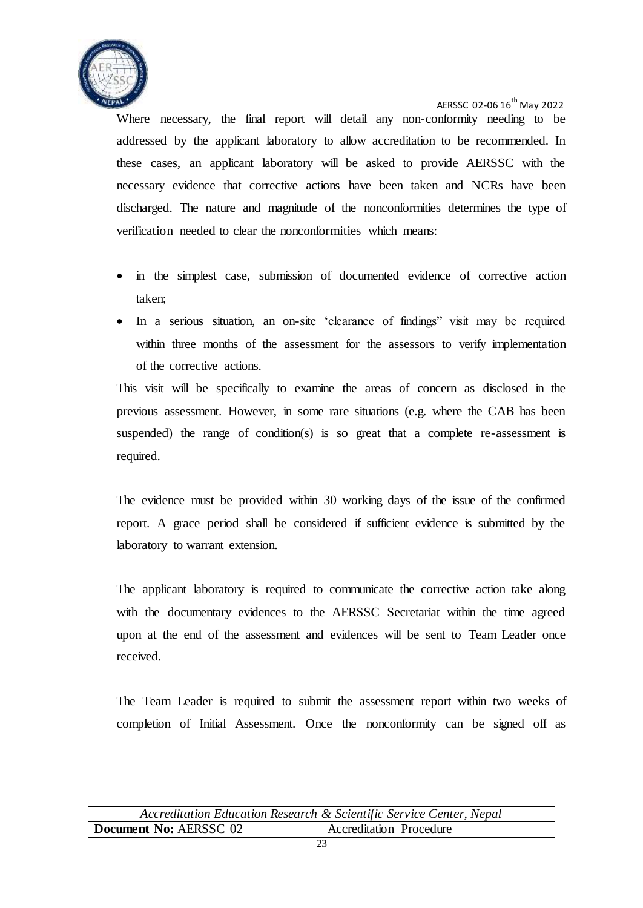Where necessary, the final report will detail any non-conformity needing to be addressed by the applicant laboratory to allow accreditation to be recommended. In these cases, an applicant laboratory will be asked to provide AERSSC with the necessary evidence that corrective actions have been taken and NCRs have been discharged. The nature and magnitude of the nonconformities determines the type of verification needed to clear the nonconformities which means:

- in the simplest case, submission of documented evidence of corrective action taken;
- In a serious situation, an on-site 'clearance of findings" visit may be required within three months of the assessment for the assessors to verify implementation of the corrective actions.

This visit will be specifically to examine the areas of concern as disclosed in the previous assessment. However, in some rare situations (e.g. where the CAB has been suspended) the range of condition(s) is so great that a complete re-assessment is required.

The evidence must be provided within 30 working days of the issue of the confirmed report. A grace period shall be considered if sufficient evidence is submitted by the laboratory to warrant extension.

The applicant laboratory is required to communicate the corrective action take along with the documentary evidences to the AERSSC Secretariat within the time agreed upon at the end of the assessment and evidences will be sent to Team Leader once received.

The Team Leader is required to submit the assessment report within two weeks of completion of Initial Assessment. Once the nonconformity can be signed off as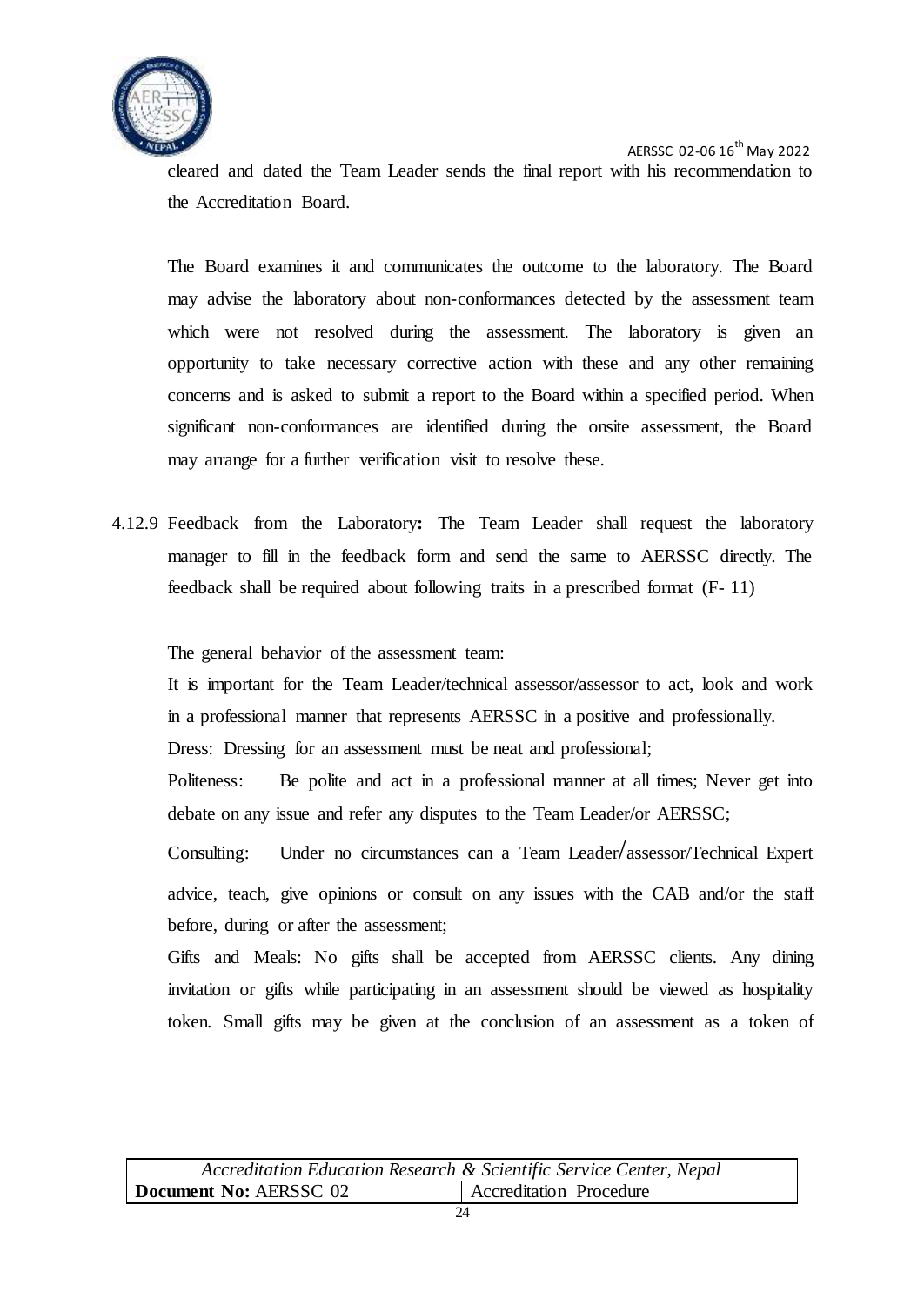cleared and dated the Team Leader sends the final report with his recommendation to the Accreditation Board.

The Board examines it and communicates the outcome to the laboratory. The Board may advise the laboratory about non-conformances detected by the assessment team which were not resolved during the assessment. The laboratory is given an opportunity to take necessary corrective action with these and any other remaining concerns and is asked to submit a report to the Board within a specified period. When significant non-conformances are identified during the onsite assessment, the Board may arrange for a further verification visit to resolve these.

4.12.9 Feedback from the Laboratory**:** The Team Leader shall request the laboratory manager to fill in the feedback form and send the same to AERSSC directly. The feedback shall be required about following traits in a prescribed format (F- 11)

The general behavior of the assessment team:

It is important for the Team Leader/technical assessor/assessor to act, look and work in a professional manner that represents AERSSC in a positive and professionally.

Dress: Dressing for an assessment must be neat and professional;

Politeness: Be polite and act in a professional manner at all times; Never get into debate on any issue and refer any disputes to the Team Leader/or AERSSC;

Consulting: Under no circumstances can a Team Leader/assessor/Technical Expert advice, teach, give opinions or consult on any issues with the CAB and/or the staff before, during or after the assessment;

Gifts and Meals: No gifts shall be accepted from AERSSC clients. Any dining invitation or gifts while participating in an assessment should be viewed as hospitality token. Small gifts may be given at the conclusion of an assessment as a token of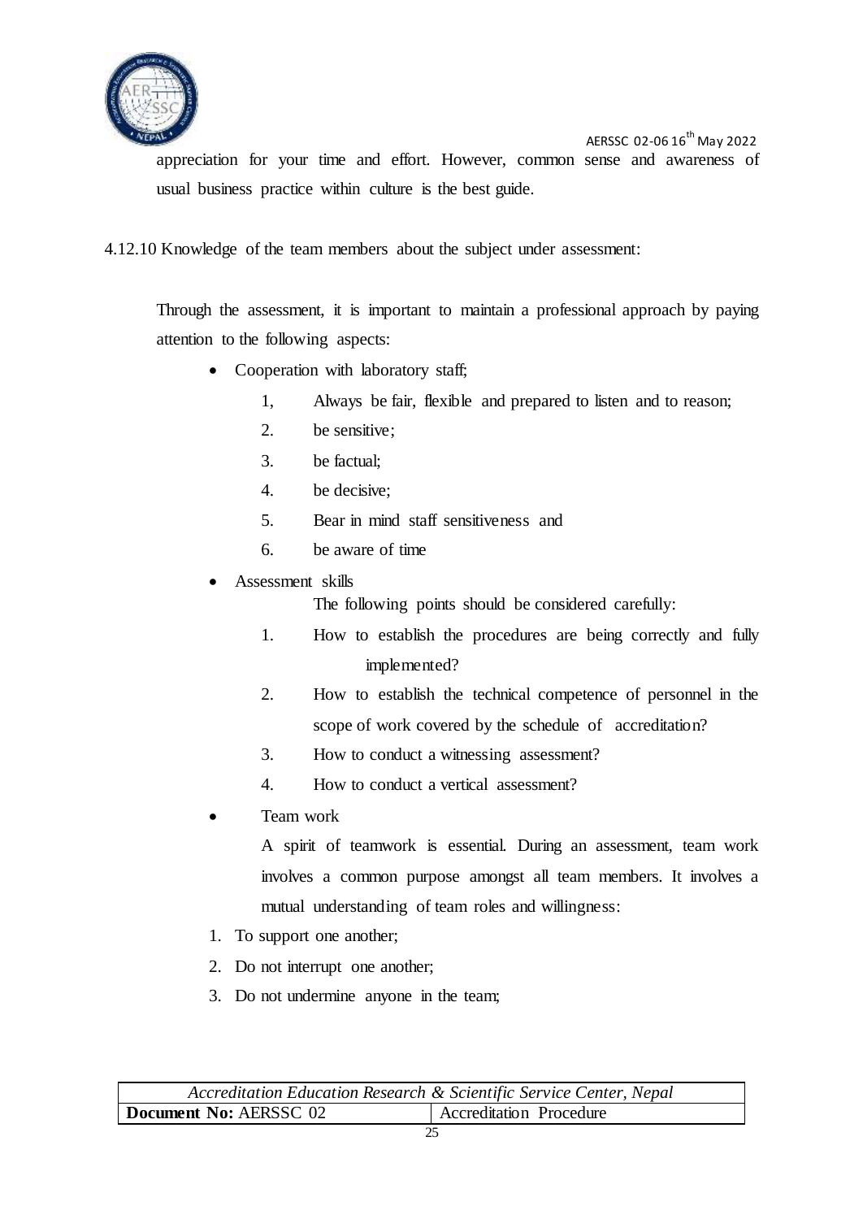appreciation for your time and effort. However, common sense and awareness of usual business practice within culture is the best guide.

4.12.10 Knowledge of the team members about the subject under assessment:

Through the assessment, it is important to maintain a professional approach by paying attention to the following aspects:

- Cooperation with laboratory staff;
    1, Always be fair, flexible and prepared to listen and to reason;
    2. be sensitive;
    3. be factual;
    4. be decisive;
    5. Bear in mind staff sensitiveness and
    6. be aware of time
- Assessment skills

    The following points should be considered carefully:

    1. How to establish the procedures are being correctly and fully implemented?
    2. How to establish the technical competence of personnel in the scope of work covered by the schedule of accreditation?
    3. How to conduct a witnessing assessment?
    4. How to conduct a vertical assessment?
- Team work

    A spirit of teamwork is essential. During an assessment, team work involves a common purpose amongst all team members. It involves a mutual understanding of team roles and willingness:

1. To support one another;
2. Do not interrupt one another;
3. Do not undermine anyone in the team;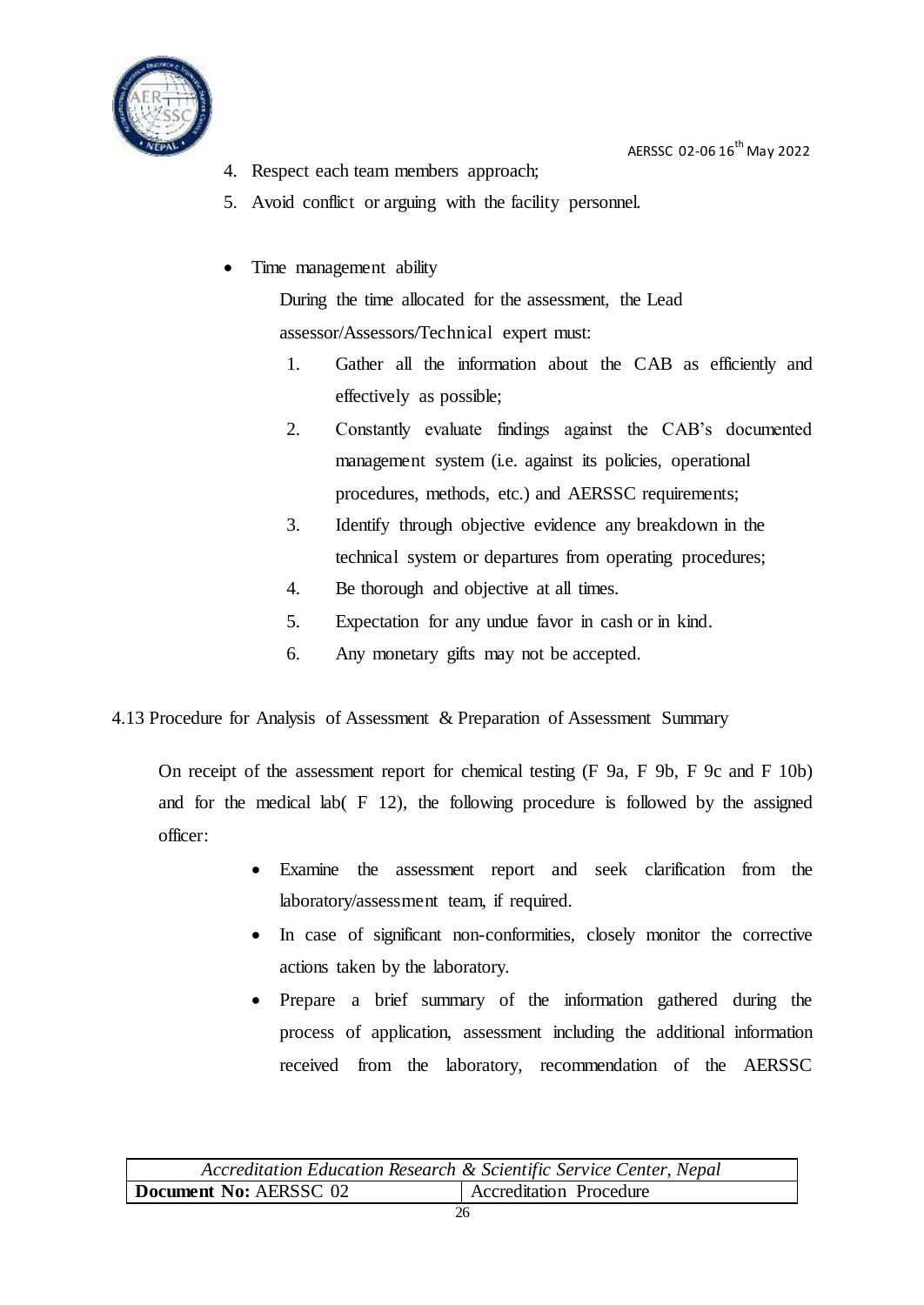4. Respect each team members approach;
5. Avoid conflict or arguing with the facility personnel.

- Time management ability

  During the time allocated for the assessment, the Lead assessor/Assessors/Technical expert must:

  1. Gather all the information about the CAB as efficiently and effectively as possible;
  2. Constantly evaluate findings against the CAB's documented management system (i.e. against its policies, operational procedures, methods, etc.) and AERSSC requirements;
  3. Identify through objective evidence any breakdown in the technical system or departures from operating procedures;
  4. Be thorough and objective at all times.
  5. Expectation for any undue favor in cash or in kind.
  6. Any monetary gifts may not be accepted.

4.13 Procedure for Analysis of Assessment & Preparation of Assessment Summary

On receipt of the assessment report for chemical testing (F 9a, F 9b, F 9c and F 10b) and for the medical lab( F 12), the following procedure is followed by the assigned officer:

- Examine the assessment report and seek clarification from the laboratory/assessment team, if required.
- In case of significant non-conformities, closely monitor the corrective actions taken by the laboratory.
- Prepare a brief summary of the information gathered during the process of application, assessment including the additional information received from the laboratory, recommendation of the AERSSC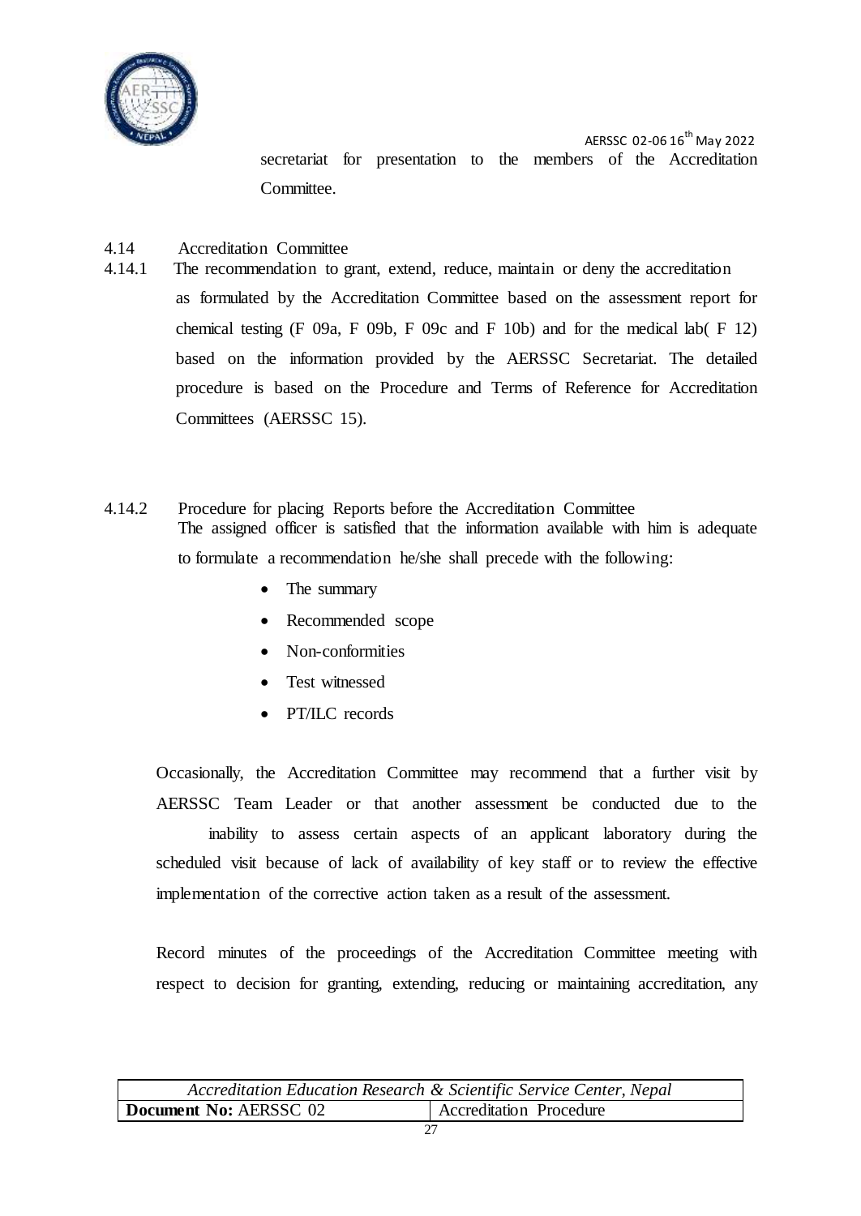secretariat for presentation to the members of the Accreditation Committee.

## 4.14 Accreditation Committee

4.14.1 The recommendation to grant, extend, reduce, maintain or deny the accreditation as formulated by the Accreditation Committee based on the assessment report for chemical testing (F 09a, F 09b, F 09c and F 10b) and for the medical lab( F 12) based on the information provided by the AERSSC Secretariat. The detailed procedure is based on the Procedure and Terms of Reference for Accreditation Committees (AERSSC 15).

4.14.2 Procedure for placing Reports before the Accreditation Committee

The assigned officer is satisfied that the information available with him is adequate to formulate a recommendation he/she shall precede with the following:

- The summary
- Recommended scope
- Non-conformities
- Test witnessed
- PT/ILC records

Occasionally, the Accreditation Committee may recommend that a further visit by AERSSC Team Leader or that another assessment be conducted due to the inability to assess certain aspects of an applicant laboratory during the scheduled visit because of lack of availability of key staff or to review the effective implementation of the corrective action taken as a result of the assessment.

Record minutes of the proceedings of the Accreditation Committee meeting with respect to decision for granting, extending, reducing or maintaining accreditation, any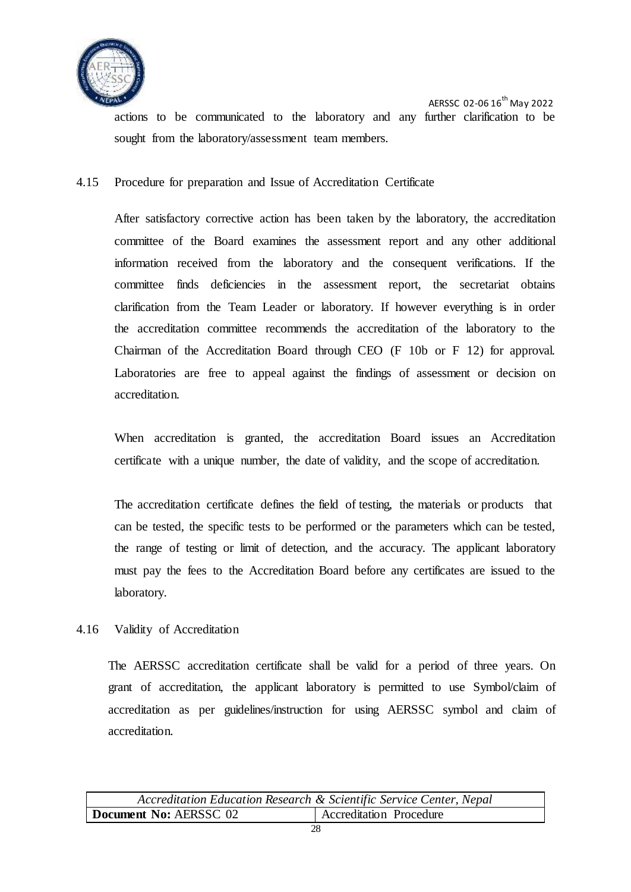actions to be communicated to the laboratory and any further clarification to be sought from the laboratory/assessment team members.

## 4.15 Procedure for preparation and Issue of Accreditation Certificate

After satisfactory corrective action has been taken by the laboratory, the accreditation committee of the Board examines the assessment report and any other additional information received from the laboratory and the consequent verifications. If the committee finds deficiencies in the assessment report, the secretariat obtains clarification from the Team Leader or laboratory. If however everything is in order the accreditation committee recommends the accreditation of the laboratory to the Chairman of the Accreditation Board through CEO (F 10b or F 12) for approval. Laboratories are free to appeal against the findings of assessment or decision on accreditation.

When accreditation is granted, the accreditation Board issues an Accreditation certificate with a unique number, the date of validity, and the scope of accreditation.

The accreditation certificate defines the field of testing, the materials or products that can be tested, the specific tests to be performed or the parameters which can be tested, the range of testing or limit of detection, and the accuracy. The applicant laboratory must pay the fees to the Accreditation Board before any certificates are issued to the laboratory.

## 4.16 Validity of Accreditation

The AERSSC accreditation certificate shall be valid for a period of three years. On grant of accreditation, the applicant laboratory is permitted to use Symbol/claim of accreditation as per guidelines/instruction for using AERSSC symbol and claim of accreditation.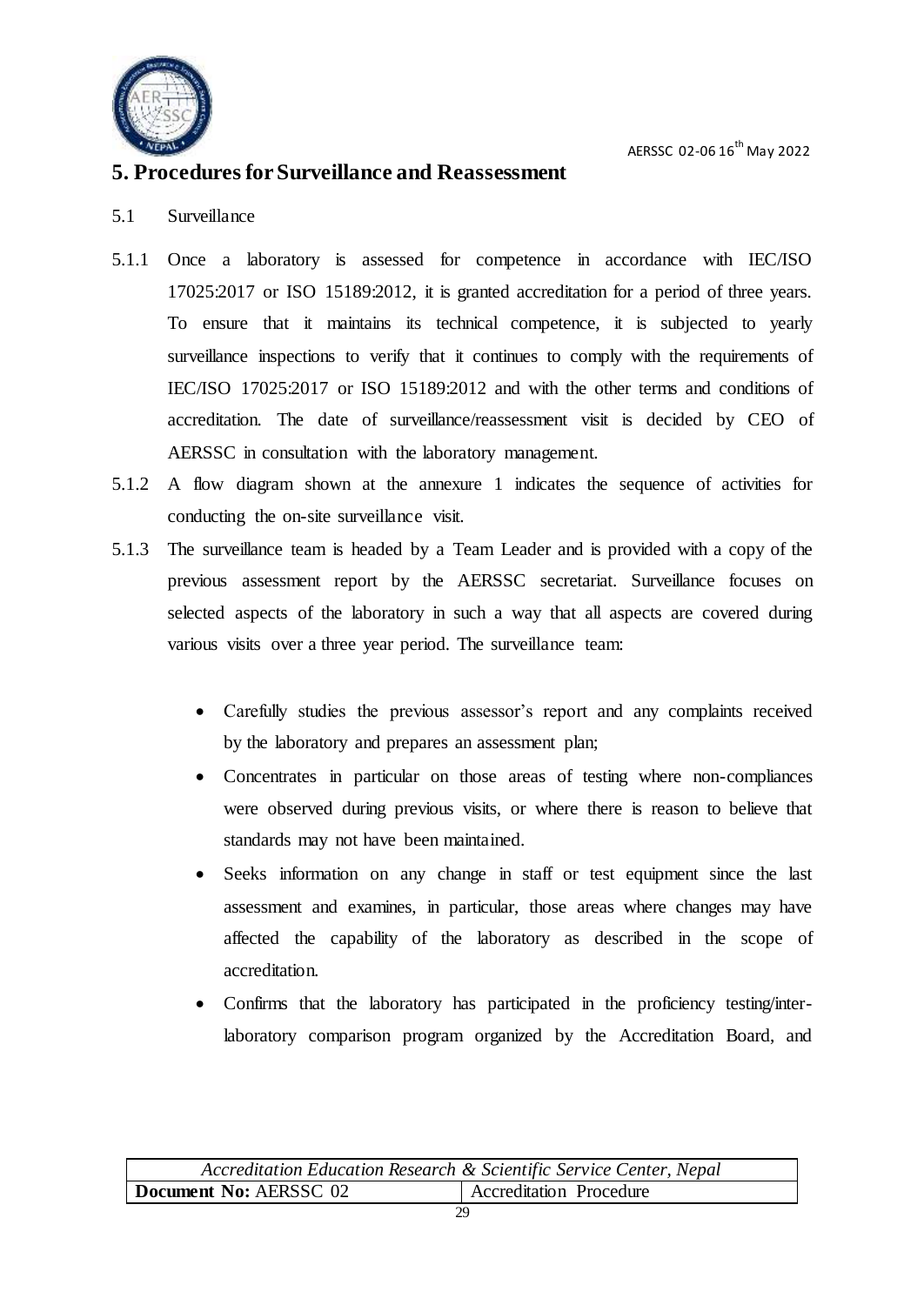## 5. Procedures for Surveillance and Reassessment

5.1 Surveillance

5.1.1 Once a laboratory is assessed for competence in accordance with IEC/ISO 17025:2017 or ISO 15189:2012, it is granted accreditation for a period of three years. To ensure that it maintains its technical competence, it is subjected to yearly surveillance inspections to verify that it continues to comply with the requirements of IEC/ISO 17025:2017 or ISO 15189:2012 and with the other terms and conditions of accreditation. The date of surveillance/reassessment visit is decided by CEO of AERSSC in consultation with the laboratory management.

5.1.2 A flow diagram shown at the annexure 1 indicates the sequence of activities for conducting the on-site surveillance visit.

5.1.3 The surveillance team is headed by a Team Leader and is provided with a copy of the previous assessment report by the AERSSC secretariat. Surveillance focuses on selected aspects of the laboratory in such a way that all aspects are covered during various visits over a three year period. The surveillance team:

- Carefully studies the previous assessor's report and any complaints received by the laboratory and prepares an assessment plan;
- Concentrates in particular on those areas of testing where non-compliances were observed during previous visits, or where there is reason to believe that standards may not have been maintained.
- Seeks information on any change in staff or test equipment since the last assessment and examines, in particular, those areas where changes may have affected the capability of the laboratory as described in the scope of accreditation.
- Confirms that the laboratory has participated in the proficiency testing/inter-laboratory comparison program organized by the Accreditation Board, and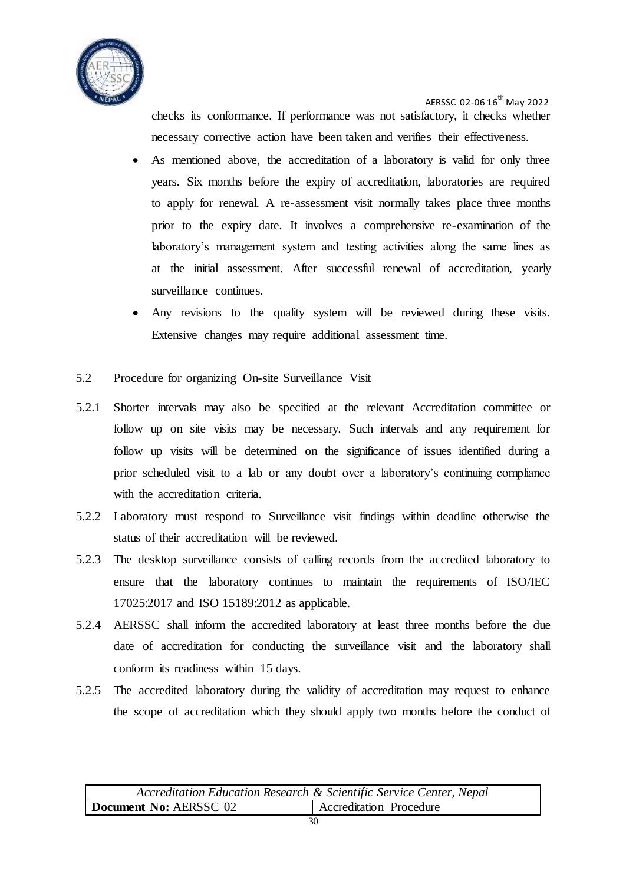checks its conformance. If performance was not satisfactory, it checks whether necessary corrective action have been taken and verifies their effectiveness.

- As mentioned above, the accreditation of a laboratory is valid for only three years. Six months before the expiry of accreditation, laboratories are required to apply for renewal. A re-assessment visit normally takes place three months prior to the expiry date. It involves a comprehensive re-examination of the laboratory's management system and testing activities along the same lines as at the initial assessment. After successful renewal of accreditation, yearly surveillance continues.
- Any revisions to the quality system will be reviewed during these visits. Extensive changes may require additional assessment time.

5.2 Procedure for organizing On-site Surveillance Visit

5.2.1 Shorter intervals may also be specified at the relevant Accreditation committee or follow up on site visits may be necessary. Such intervals and any requirement for follow up visits will be determined on the significance of issues identified during a prior scheduled visit to a lab or any doubt over a laboratory's continuing compliance with the accreditation criteria.

5.2.2 Laboratory must respond to Surveillance visit findings within deadline otherwise the status of their accreditation will be reviewed.

5.2.3 The desktop surveillance consists of calling records from the accredited laboratory to ensure that the laboratory continues to maintain the requirements of ISO/IEC 17025:2017 and ISO 15189:2012 as applicable.

5.2.4 AERSSC shall inform the accredited laboratory at least three months before the due date of accreditation for conducting the surveillance visit and the laboratory shall conform its readiness within 15 days.

5.2.5 The accredited laboratory during the validity of accreditation may request to enhance the scope of accreditation which they should apply two months before the conduct of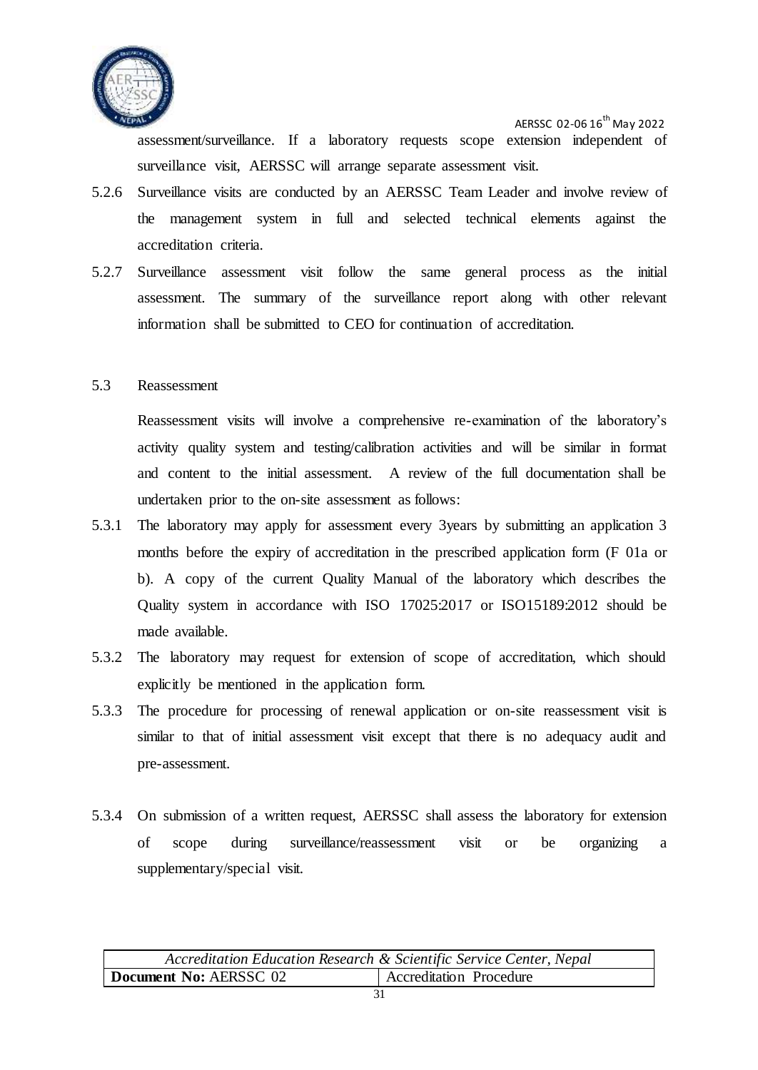assessment/surveillance. If a laboratory requests scope extension independent of surveillance visit, AERSSC will arrange separate assessment visit.

5.2.6 Surveillance visits are conducted by an AERSSC Team Leader and involve review of the management system in full and selected technical elements against the accreditation criteria.

5.2.7 Surveillance assessment visit follow the same general process as the initial assessment. The summary of the surveillance report along with other relevant information shall be submitted to CEO for continuation of accreditation.

5.3 Reassessment

Reassessment visits will involve a comprehensive re-examination of the laboratory's activity quality system and testing/calibration activities and will be similar in format and content to the initial assessment. A review of the full documentation shall be undertaken prior to the on-site assessment as follows:

5.3.1 The laboratory may apply for assessment every 3years by submitting an application 3 months before the expiry of accreditation in the prescribed application form (F 01a or b). A copy of the current Quality Manual of the laboratory which describes the Quality system in accordance with ISO 17025:2017 or ISO15189:2012 should be made available.

5.3.2 The laboratory may request for extension of scope of accreditation, which should explicitly be mentioned in the application form.

5.3.3 The procedure for processing of renewal application or on-site reassessment visit is similar to that of initial assessment visit except that there is no adequacy audit and pre-assessment.

5.3.4 On submission of a written request, AERSSC shall assess the laboratory for extension of scope during surveillance/reassessment visit or be organizing a supplementary/special visit.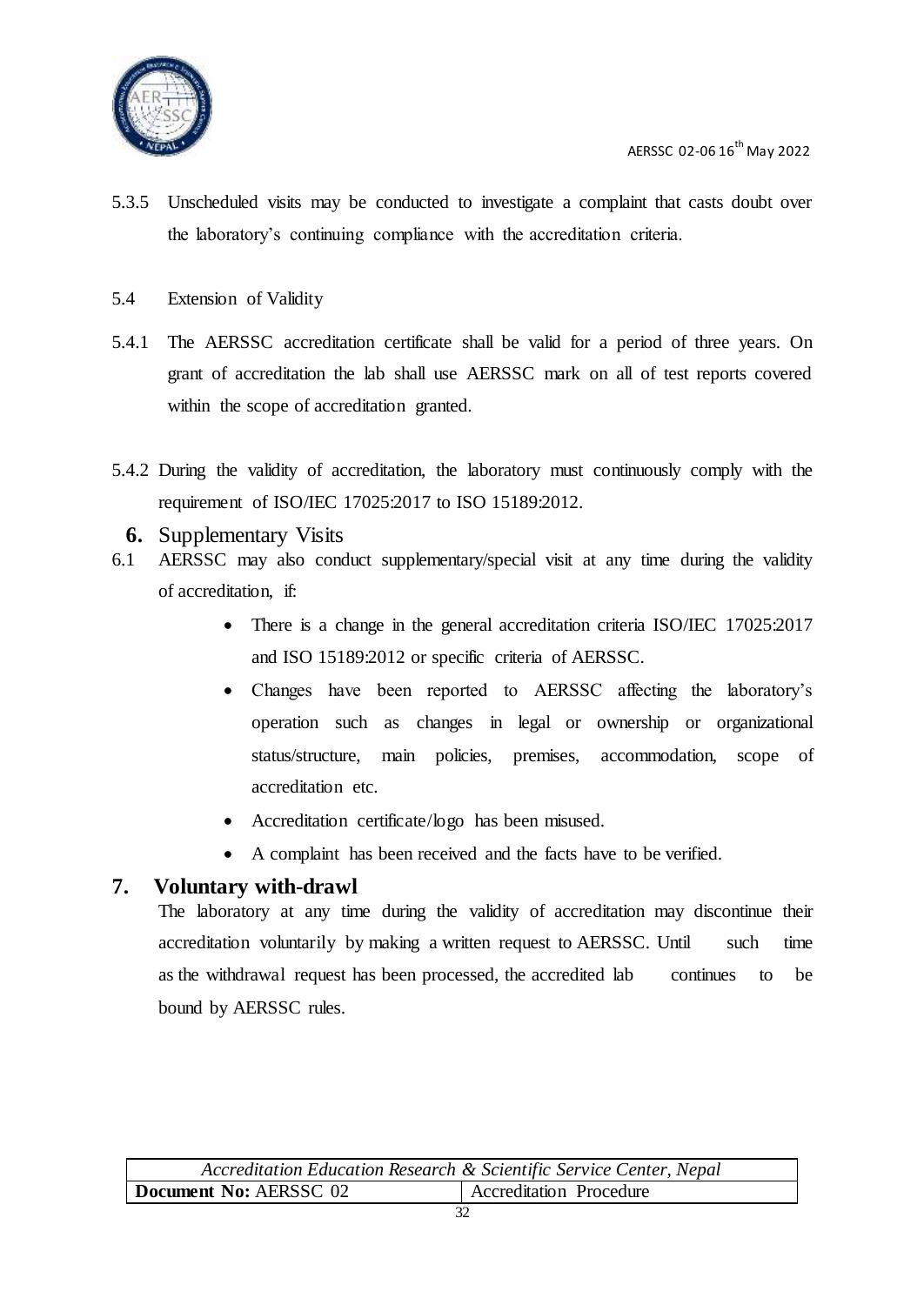5.3.5 Unscheduled visits may be conducted to investigate a complaint that casts doubt over the laboratory's continuing compliance with the accreditation criteria.

5.4 Extension of Validity

5.4.1 The AERSSC accreditation certificate shall be valid for a period of three years. On grant of accreditation the lab shall use AERSSC mark on all of test reports covered within the scope of accreditation granted.

5.4.2 During the validity of accreditation, the laboratory must continuously comply with the requirement of ISO/IEC 17025:2017 to ISO 15189:2012.

## 6. Supplementary Visits

6.1 AERSSC may also conduct supplementary/special visit at any time during the validity of accreditation, if:

- There is a change in the general accreditation criteria ISO/IEC 17025:2017 and ISO 15189:2012 or specific criteria of AERSSC.
- Changes have been reported to AERSSC affecting the laboratory's operation such as changes in legal or ownership or organizational status/structure, main policies, premises, accommodation, scope of accreditation etc.
- Accreditation certificate/logo has been misused.
- A complaint has been received and the facts have to be verified.

## 7. Voluntary with-drawl

The laboratory at any time during the validity of accreditation may discontinue their accreditation voluntarily by making a written request to AERSSC. Until such time as the withdrawal request has been processed, the accredited lab continues to be bound by AERSSC rules.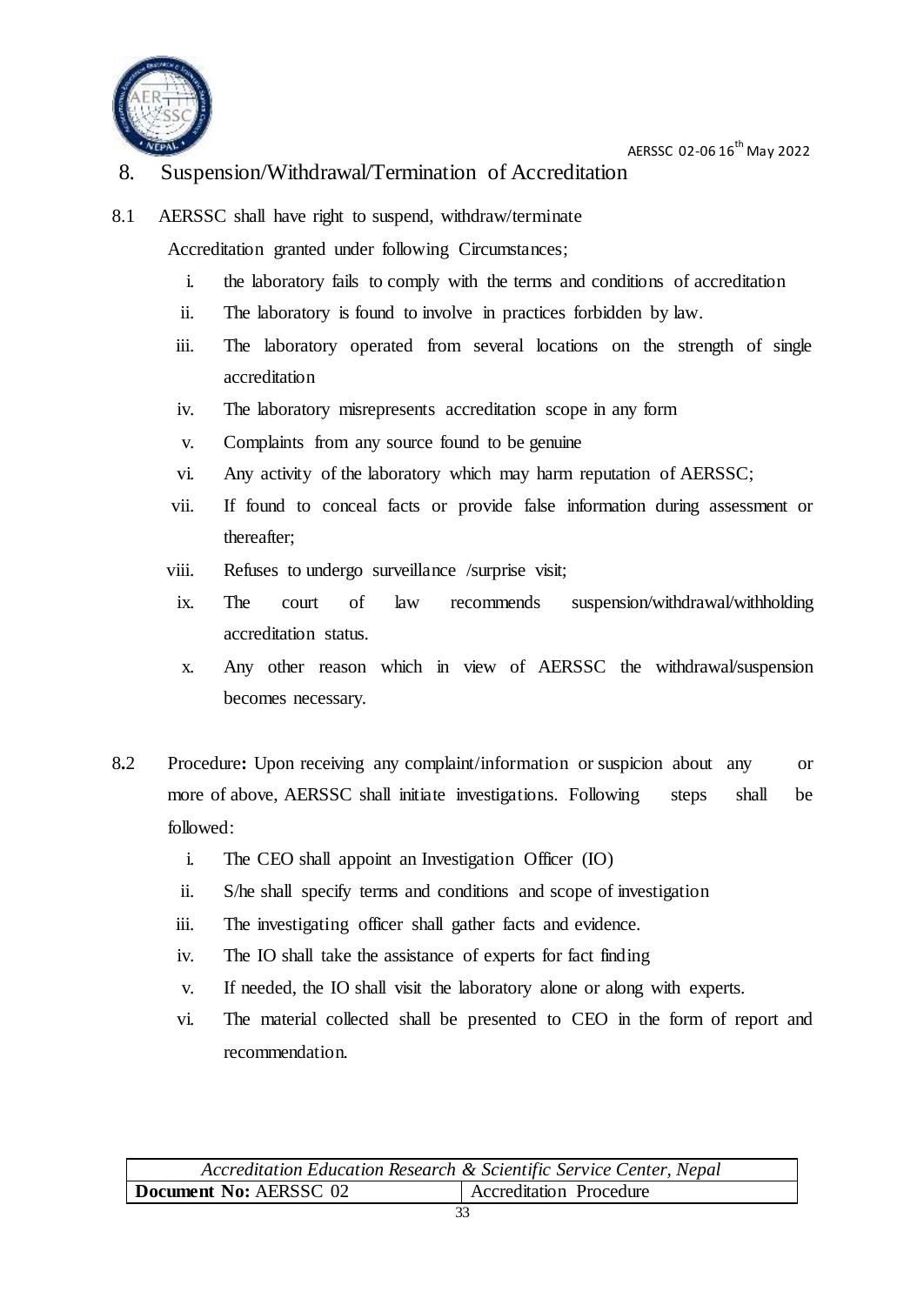## 8. Suspension/Withdrawal/Termination of Accreditation

8.1 AERSSC shall have right to suspend, withdraw/terminate Accreditation granted under following Circumstances;

i. the laboratory fails to comply with the terms and conditions of accreditation
ii. The laboratory is found to involve in practices forbidden by law.
iii. The laboratory operated from several locations on the strength of single accreditation
iv. The laboratory misrepresents accreditation scope in any form
v. Complaints from any source found to be genuine
vi. Any activity of the laboratory which may harm reputation of AERSSC;
vii. If found to conceal facts or provide false information during assessment or thereafter;
viii. Refuses to undergo surveillance /surprise visit;
ix. The court of law recommends suspension/withdrawal/withholding accreditation status.
x. Any other reason which in view of AERSSC the withdrawal/suspension becomes necessary.

8.2 Procedure**:** Upon receiving any complaint/information or suspicion about any or more of above, AERSSC shall initiate investigations. Following steps shall be followed:

i. The CEO shall appoint an Investigation Officer (IO)
ii. S/he shall specify terms and conditions and scope of investigation
iii. The investigating officer shall gather facts and evidence.
iv. The IO shall take the assistance of experts for fact finding
v. If needed, the IO shall visit the laboratory alone or along with experts.
vi. The material collected shall be presented to CEO in the form of report and recommendation.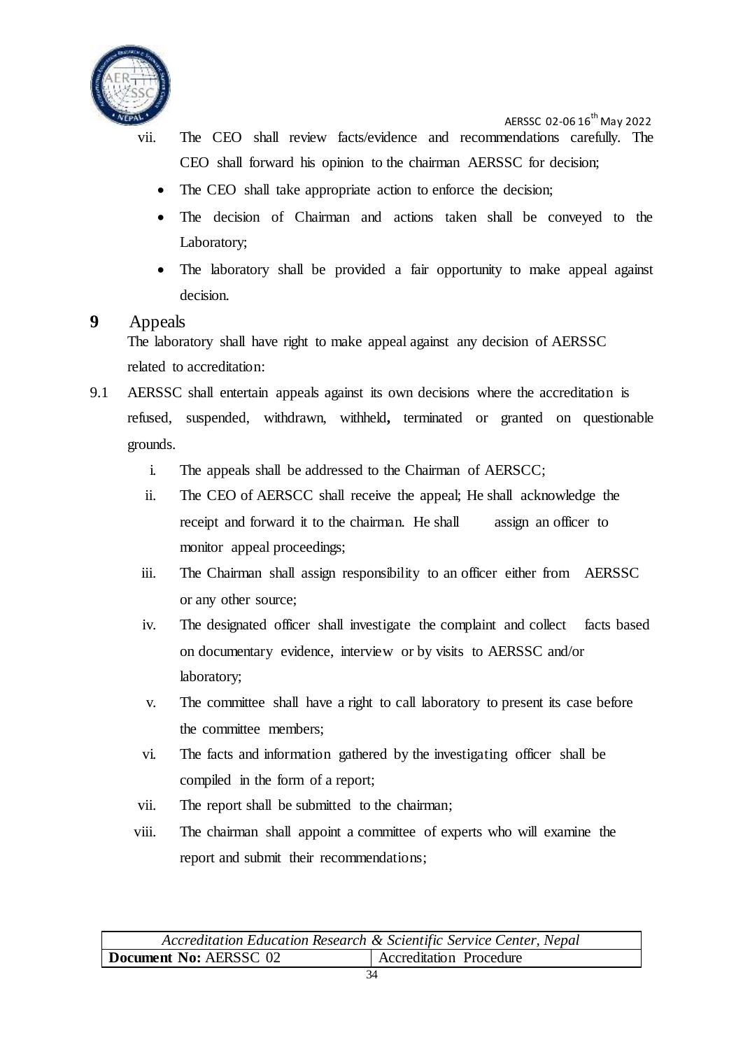vii. The CEO shall review facts/evidence and recommendations carefully. The CEO shall forward his opinion to the chairman AERSSC for decision;

- The CEO shall take appropriate action to enforce the decision;
- The decision of Chairman and actions taken shall be conveyed to the Laboratory;
- The laboratory shall be provided a fair opportunity to make appeal against decision.

## 9 Appeals

The laboratory shall have right to make appeal against any decision of AERSSC related to accreditation:

9.1 AERSSC shall entertain appeals against its own decisions where the accreditation is refused, suspended, withdrawn, withheld**,** terminated or granted on questionable grounds.

i. The appeals shall be addressed to the Chairman of AERSCC;

ii. The CEO of AERSCC shall receive the appeal; He shall acknowledge the receipt and forward it to the chairman. He shall assign an officer to monitor appeal proceedings;

iii. The Chairman shall assign responsibility to an officer either from AERSSC or any other source;

iv. The designated officer shall investigate the complaint and collect facts based on documentary evidence, interview or by visits to AERSSC and/or laboratory;

v. The committee shall have a right to call laboratory to present its case before the committee members;

vi. The facts and information gathered by the investigating officer shall be compiled in the form of a report;

vii. The report shall be submitted to the chairman;

viii. The chairman shall appoint a committee of experts who will examine the report and submit their recommendations;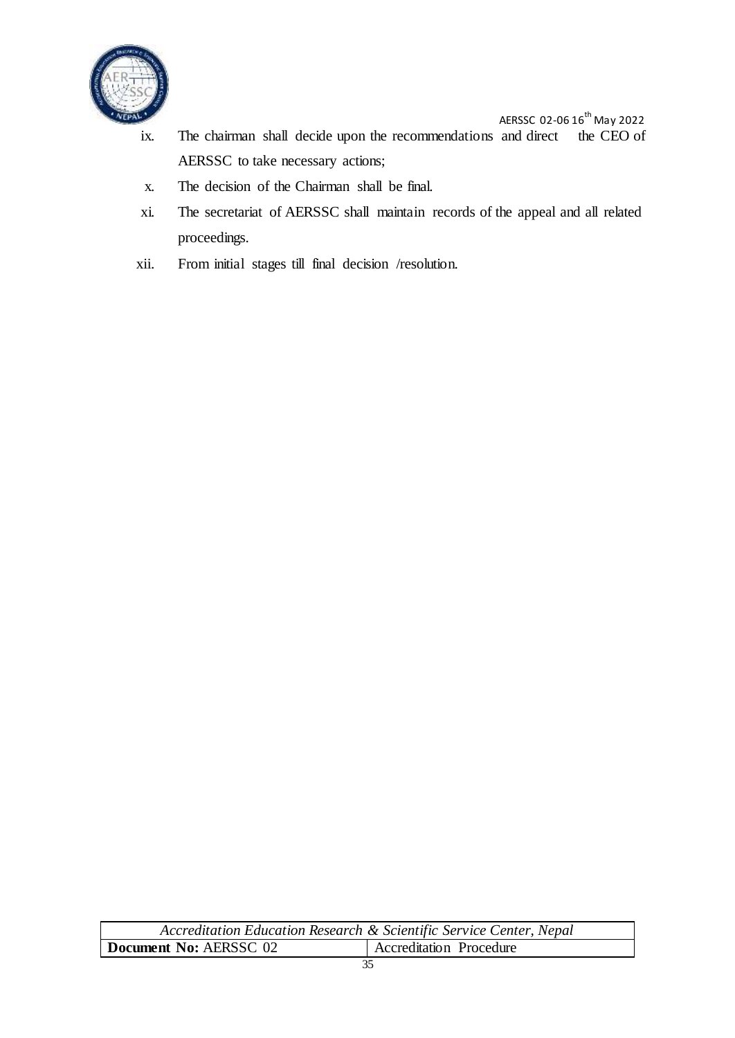ix. The chairman shall decide upon the recommendations and direct the CEO of AERSSC to take necessary actions;

x. The decision of the Chairman shall be final.

xi. The secretariat of AERSSC shall maintain records of the appeal and all related proceedings.

xii. From initial stages till final decision /resolution.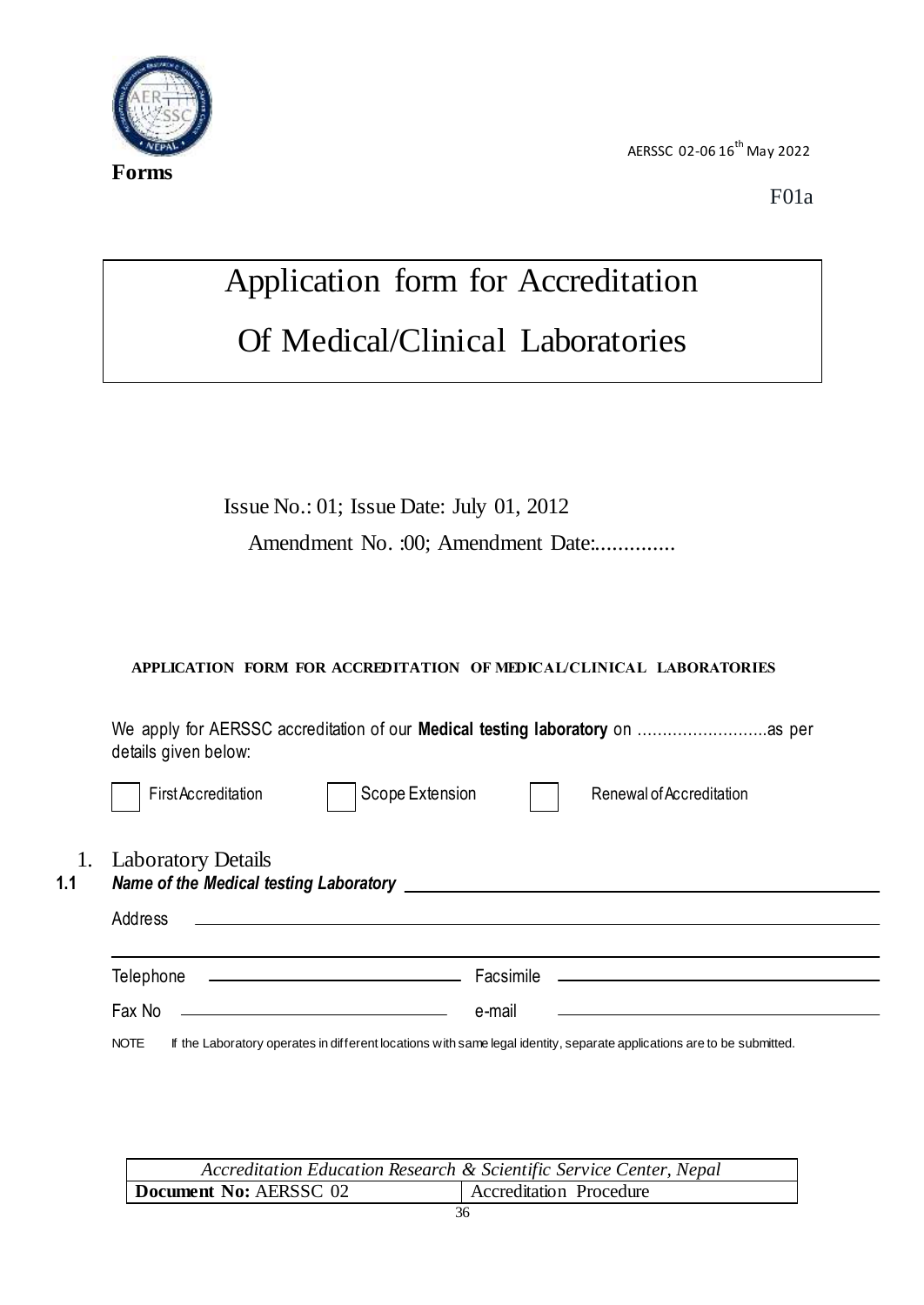**Forms**

AERSSC 02-06 16th May 2022

F01a

# Application form for Accreditation Of Medical/Clinical Laboratories

Issue No.: 01; Issue Date: July 01, 2012

Amendment No. :00; Amendment Date:..............

**APPLICATION FORM FOR ACCREDITATION OF MEDICAL/CLINICAL LABORATORIES**

We apply for AERSSC accreditation of our **Medical testing laboratory** on ……………………..as per details given below:

☐ First Accreditation   ☐ Scope Extension   ☐ Renewal of Accreditation

1. Laboratory Details

**1.1** ***Name of the Medical testing Laboratory*** ______________________________

Address ______________________________

______________________________

Telephone ______________ Facsimile ______________

Fax No ______________ e-mail ______________

NOTE If the Laboratory operates in different locations with same legal identity, separate applications are to be submitted.

| *Accreditation Education Research & Scientific Service Center, Nepal* | |
|---|---|
| **Document No:** AERSSC 02 | Accreditation Procedure |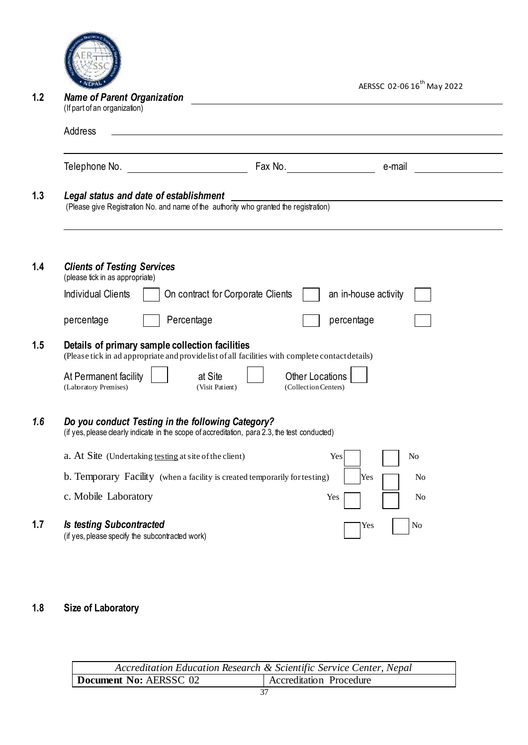**1.2 *Name of Parent Organization*** \_\_\_\_\_\_\_\_\_\_\_\_\_\_\_\_\_\_\_\_\_\_\_\_\_\_\_\_\_\_\_\_\_\_\_\_\_\_\_\_
(If part of an organization)

Address \_\_\_\_\_\_\_\_\_\_\_\_\_\_\_\_\_\_\_\_\_\_\_\_\_\_\_\_\_\_\_\_\_\_\_\_\_\_\_\_\_\_\_\_\_\_\_\_\_\_\_\_\_\_

\_\_\_\_\_\_\_\_\_\_\_\_\_\_\_\_\_\_\_\_\_\_\_\_\_\_\_\_\_\_\_\_\_\_\_\_\_\_\_\_\_\_\_\_\_\_\_\_\_\_\_\_\_\_\_\_\_\_\_\_\_\_

Telephone No. \_\_\_\_\_\_\_\_\_\_\_\_\_\_\_\_\_\_ Fax No. \_\_\_\_\_\_\_\_\_\_\_\_\_\_ e-mail \_\_\_\_\_\_\_\_\_\_\_\_\_\_

**1.3 *Legal status and date of establishment*** \_\_\_\_\_\_\_\_\_\_\_\_\_\_\_\_\_\_\_\_\_\_\_\_\_\_\_\_\_\_\_\_\_\_\_\_
(Please give Registration No. and name of the authority who granted the registration)

\_\_\_\_\_\_\_\_\_\_\_\_\_\_\_\_\_\_\_\_\_\_\_\_\_\_\_\_\_\_\_\_\_\_\_\_\_\_\_\_\_\_\_\_\_\_\_\_\_\_\_\_\_\_\_\_\_\_\_\_\_\_

**1.4 *Clients of Testing Services***
(please tick in as appropriate)

| Individual Clients | ☐ | On contract for Corporate Clients | ☐ | an in-house activity | ☐ |
|---|---|---|---|---|---|
| percentage | ☐ | Percentage | ☐ | percentage | ☐ |

**1.5 Details of primary sample collection facilities**
(Please tick in ad appropriate and provide list of all facilities with complete contact details)

| At Permanent facility (Laboratory Premises) | ☐ | at Site (Visit Patient) | ☐ | Other Locations (Collection Centers) | ☐ |
|---|---|---|---|---|---|

**1.6 *Do you conduct Testing in the following Category?***
(if yes, please clearly indicate in the scope of accreditation, para 2.3, the test conducted)

a. At Site (Undertaking testing at site of the client) Yes ☐ ☐ No

b. Temporary Facility (when a facility is created temporarily for testing) ☐ Yes ☐ No

c. Mobile Laboratory Yes ☐ ☐ No

**1.7 *Is testing Subcontracted*** ☐ Yes ☐ No
(if yes, please specify the subcontracted work)

**1.8 Size of Laboratory**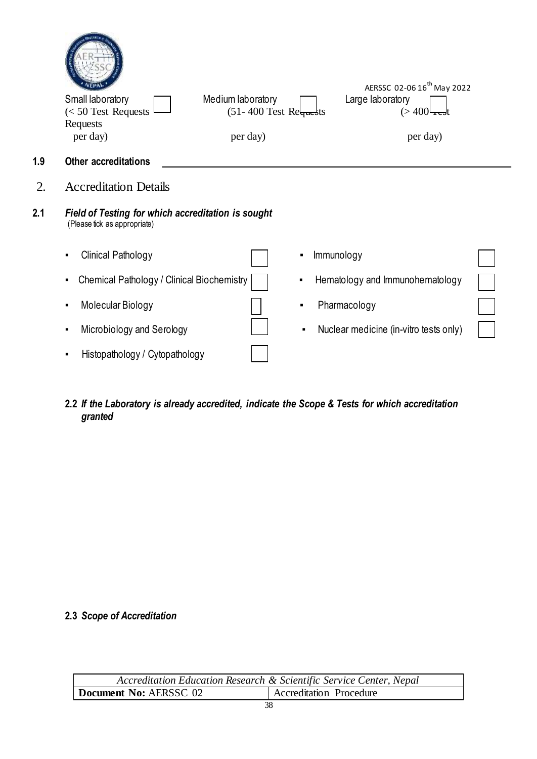AERSSC 02-06 16th May 2022

| Small laboratory (< 50 Test Requests per day) ☐ | Medium laboratory (51- 400 Test Requests per day) ☐ | Large laboratory (> 400 Test Requests per day) ☐ |
|---|---|---|

**1.9 Other accreditations** ______________________________

## 2. Accreditation Details

**2.1 *Field of Testing for which accreditation is sought***
(Please tick as appropriate)

| | | | |
|---|---|---|---|
| ▪ Clinical Pathology | ☐ | ▪ Immunology | ☐ |
| ▪ Chemical Pathology / Clinical Biochemistry | ☐ | ▪ Hematology and Immunohematology | ☐ |
| ▪ Molecular Biology | ☐ | ▪ Pharmacology | ☐ |
| ▪ Microbiology and Serology | ☐ | ▪ Nuclear medicine (in-vitro tests only) | ☐ |
| ▪ Histopathology / Cytopathology | ☐ | | |

**2.2 *If the Laboratory is already accredited, indicate the Scope & Tests for which accreditation granted***

**2.3 *Scope of Accreditation***

| *Accreditation Education Research & Scientific Service Center, Nepal* | |
|---|---|
| **Document No:** AERSSC 02 | Accreditation Procedure |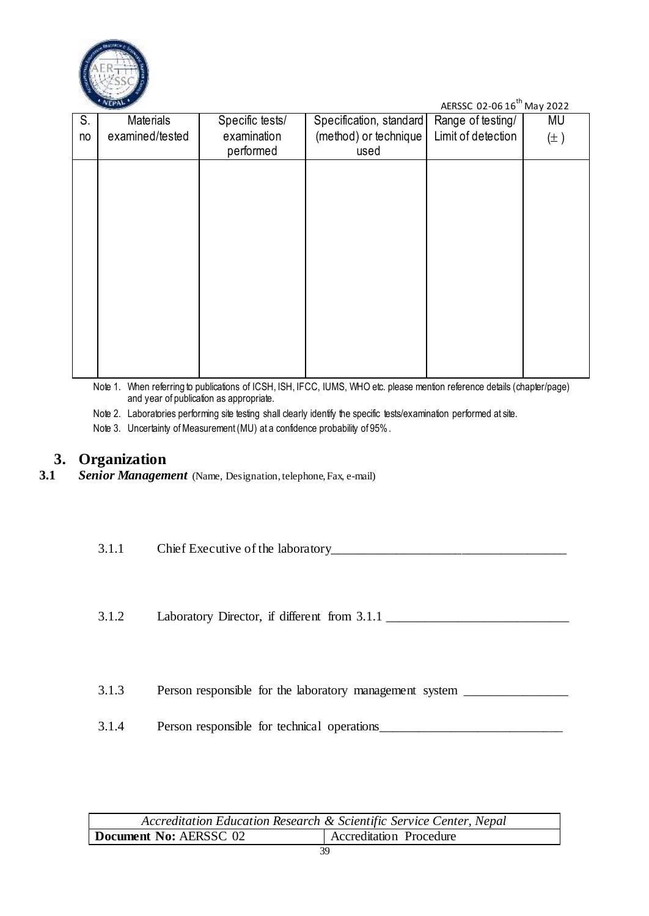| S. no | Materials examined/tested | Specific tests/ examination performed | Specification, standard (method) or technique used | Range of testing/ Limit of detection | MU (±) |
|---|---|---|---|---|---|
| | | | | | |

Note 1. When referring to publications of ICSH, ISH, IFCC, IUMS, WHO etc. please mention reference details (chapter/page) and year of publication as appropriate.

Note 2. Laboratories performing site testing shall clearly identify the specific tests/examination performed at site.

Note 3. Uncertainty of Measurement (MU) at a confidence probability of 95%.

# 3. Organization

## 3.1 *Senior Management* (Name, Designation, telephone, Fax, e-mail)

3.1.1 Chief Executive of the laboratory___________________________________

3.1.2 Laboratory Director, if different from 3.1.1 ___________________________

3.1.3 Person responsible for the laboratory management system _______________

3.1.4 Person responsible for technical operations___________________________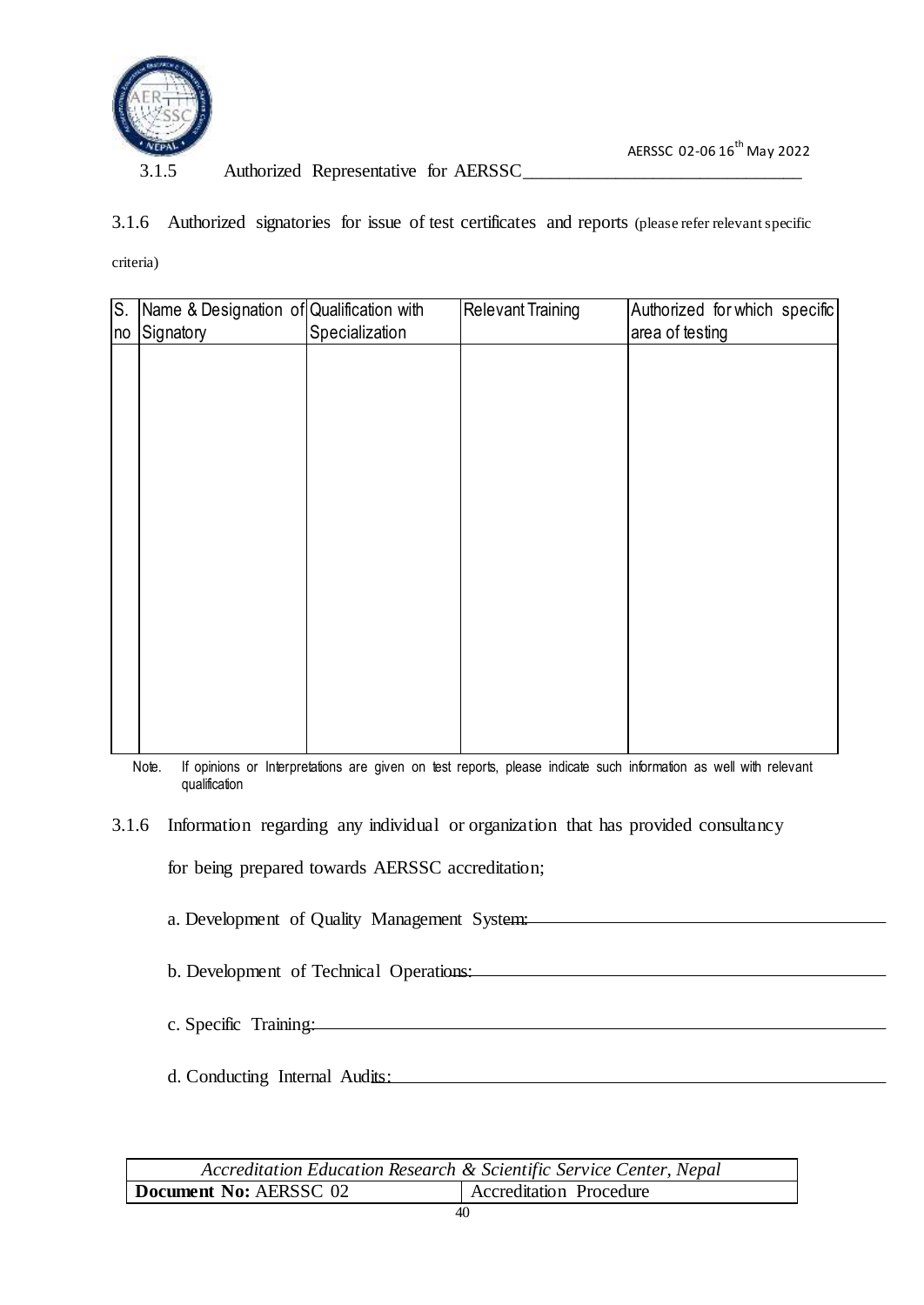3.1.5 Authorized Representative for AERSSC______________________________

3.1.6 Authorized signatories for issue of test certificates and reports (please refer relevant specific criteria)

| S. no | Name & Designation of Signatory | Qualification with Specialization | Relevant Training | Authorized for which specific area of testing |
|---|---|---|---|---|
| | | | | |

Note. If opinions or Interpretations are given on test reports, please indicate such information as well with relevant qualification

3.1.6 Information regarding any individual or organization that has provided consultancy for being prepared towards AERSSC accreditation;

a. Development of Quality Management System: ______________________________

b. Development of Technical Operations: ______________________________

c. Specific Training: ______________________________

d. Conducting Internal Audits: ______________________________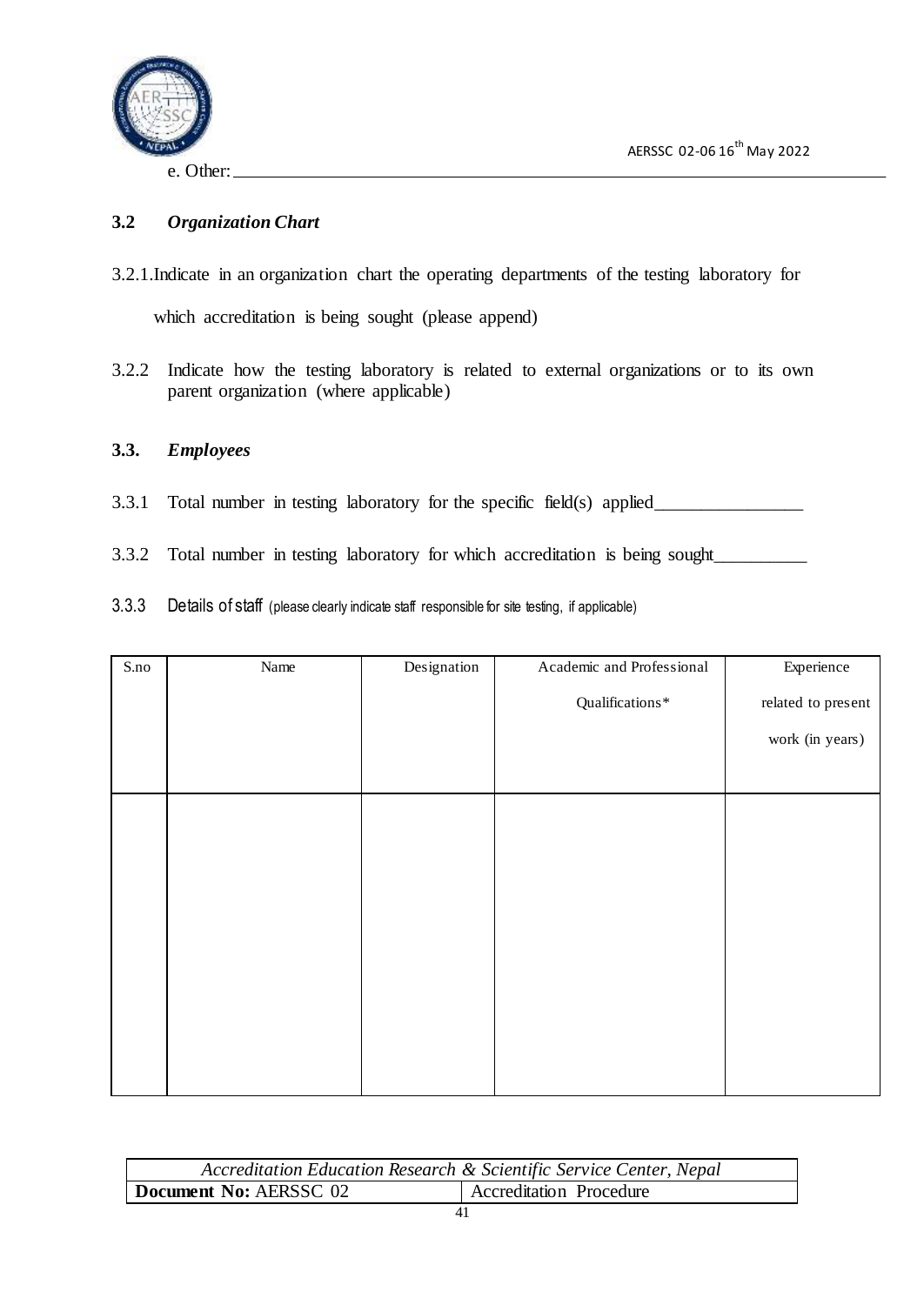e. Other: ___________________________________________________________________________

### 3.2 *Organization Chart*

3.2.1.Indicate in an organization chart the operating departments of the testing laboratory for which accreditation is being sought (please append)

3.2.2 Indicate how the testing laboratory is related to external organizations or to its own parent organization (where applicable)

### 3.3. *Employees*

3.3.1 Total number in testing laboratory for the specific field(s) applied________________

3.3.2 Total number in testing laboratory for which accreditation is being sought__________

3.3.3 Details of staff (please clearly indicate staff responsible for site testing, if applicable)

| S.no | Name | Designation | Academic and Professional Qualifications* | Experience related to present work (in years) |
|---|---|---|---|---|
| | | | | |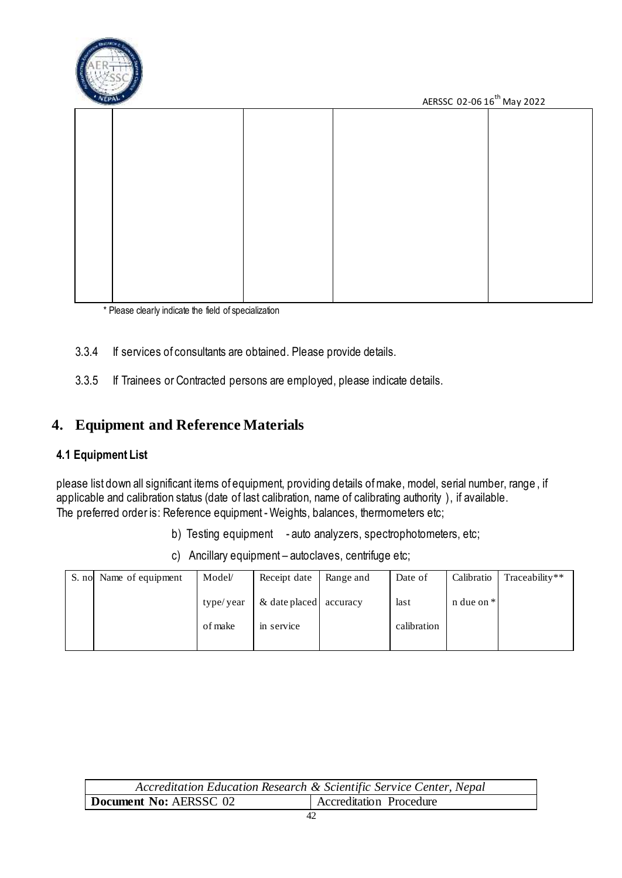| | | | | |
|---|---|---|---|---|
| | | | | |

\* Please clearly indicate the field of specialization

3.3.4 If services of consultants are obtained. Please provide details.

3.3.5 If Trainees or Contracted persons are employed, please indicate details.

## 4. Equipment and Reference Materials

### 4.1 Equipment List

please list down all significant items of equipment, providing details of make, model, serial number, range, if applicable and calibration status (date of last calibration, name of calibrating authority ), if available.
The preferred order is: Reference equipment - Weights, balances, thermometers etc;

b) Testing equipment - auto analyzers, spectrophotometers, etc;

c) Ancillary equipment – autoclaves, centrifuge etc;

| S. no | Name of equipment | Model/ type/ year of make | Receipt date & date placed in service | Range and accuracy | Date of last calibration | Calibration due on * | Traceability** |
|---|---|---|---|---|---|---|---|
| | | | | | | | |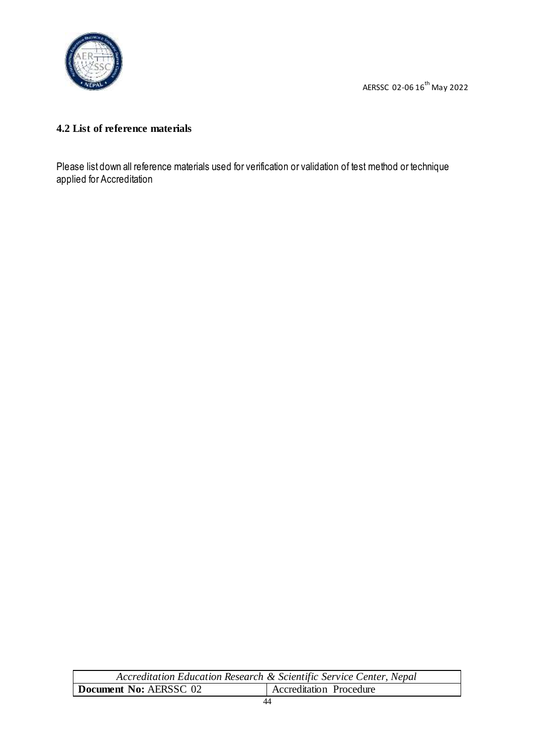## 4.2 List of reference materials

Please list down all reference materials used for verification or validation of test method or technique applied for Accreditation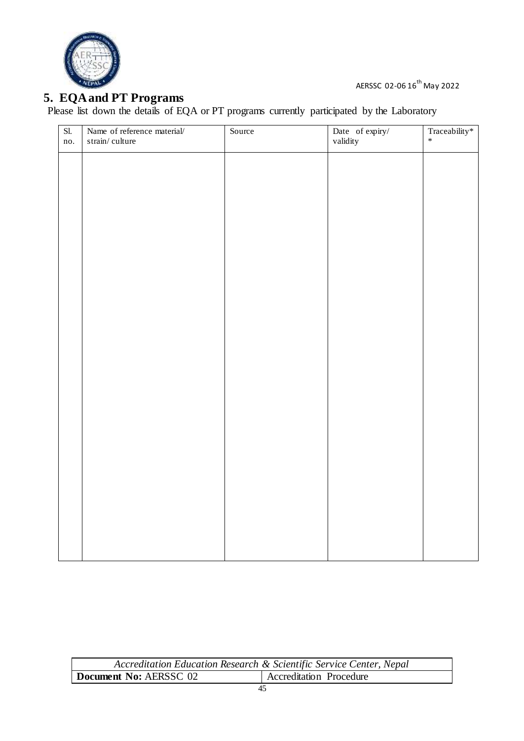## 5. EQA and PT Programs

Please list down the details of EQA or PT programs currently participated by the Laboratory

| Sl. no. | Name of reference material/ strain/ culture | Source | Date of expiry/ validity | Traceability** |
|---|---|---|---|---|
| | | | | |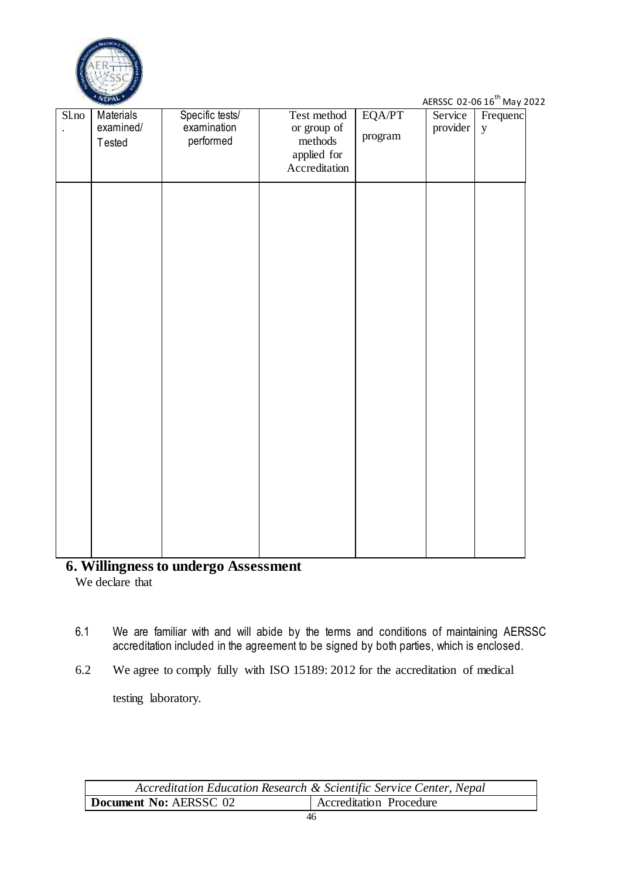| Sl.no. | Materials examined/ Tested | Specific tests/ examination performed | Test method or group of methods applied for Accreditation | EQA/PT program | Service provider | Frequency |
|---|---|---|---|---|---|---|
| | | | | | | |

## 6. Willingness to undergo Assessment

We declare that

6.1 We are familiar with and will abide by the terms and conditions of maintaining AERSSC accreditation included in the agreement to be signed by both parties, which is enclosed.

6.2 We agree to comply fully with ISO 15189: 2012 for the accreditation of medical testing laboratory.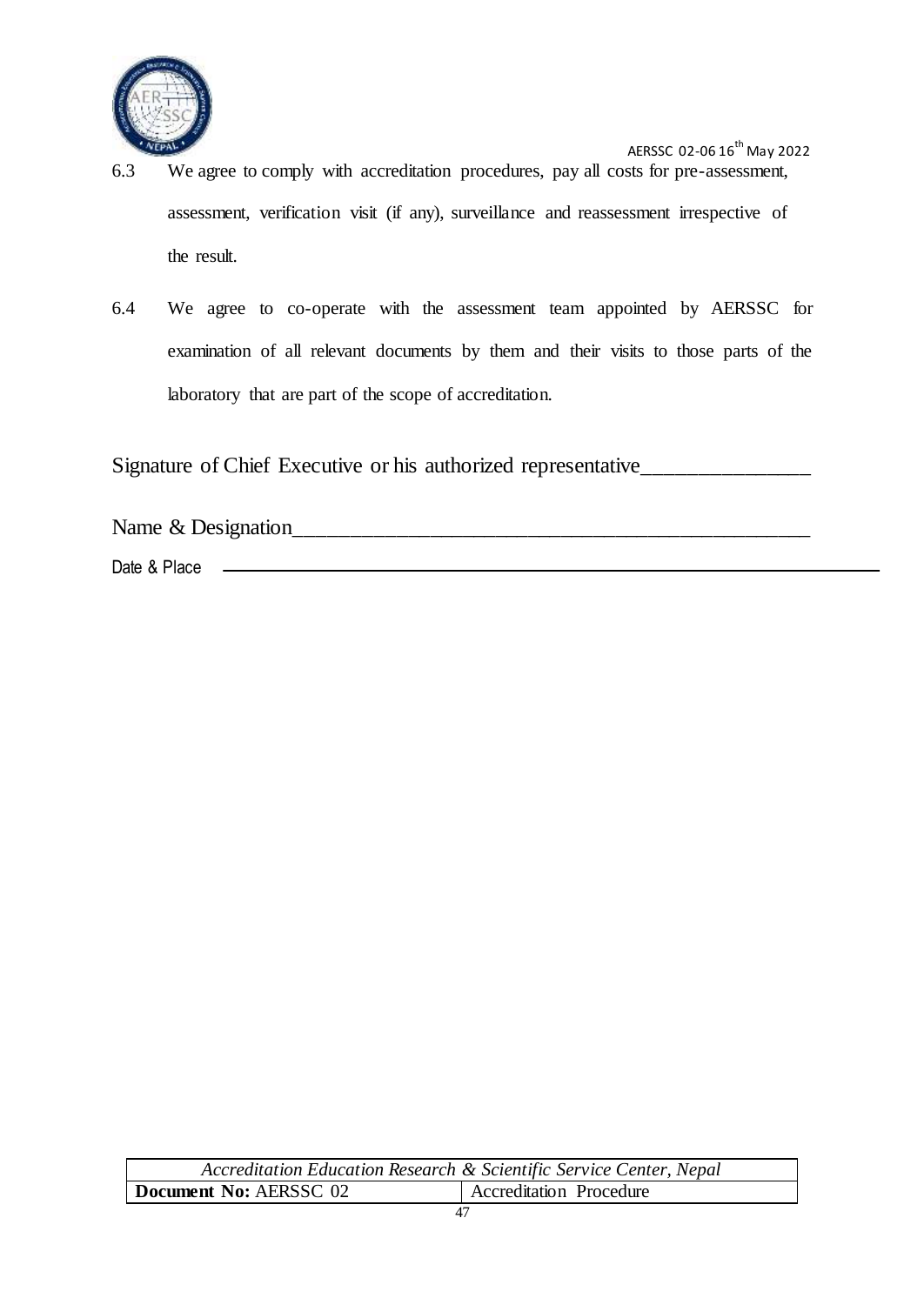6.3 We agree to comply with accreditation procedures, pay all costs for pre-assessment, assessment, verification visit (if any), surveillance and reassessment irrespective of the result.

6.4 We agree to co-operate with the assessment team appointed by AERSSC for examination of all relevant documents by them and their visits to those parts of the laboratory that are part of the scope of accreditation.

Signature of Chief Executive or his authorized representative_______________

Name & Designation_______________________________________________

Date & Place ____________________________________________________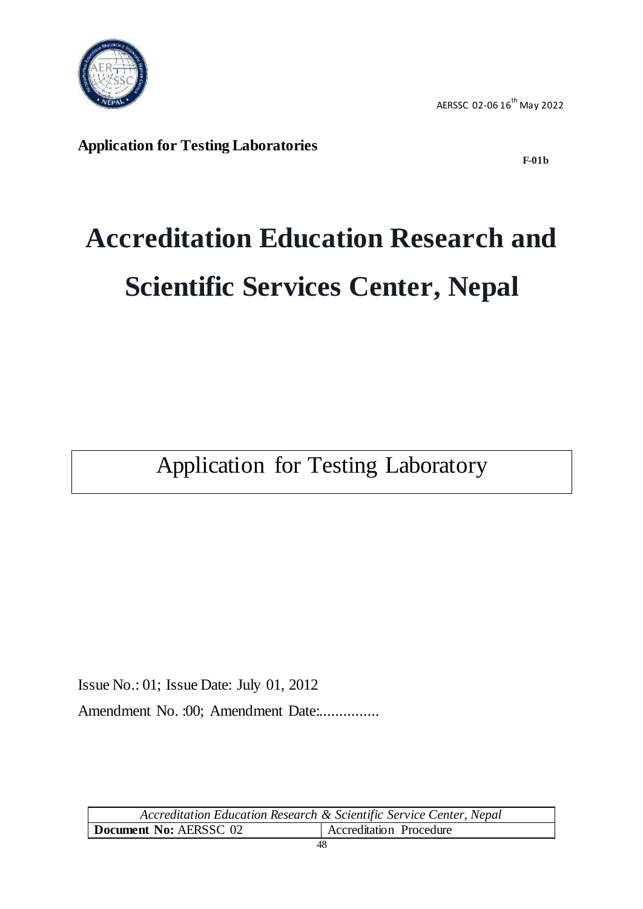AERSSC 02-06 16th May 2022

**Application for Testing Laboratories**

**F-01b**

# Accreditation Education Research and Scientific Services Center, Nepal

Application for Testing Laboratory

Issue No.: 01; Issue Date: July 01, 2012

Amendment No. :00; Amendment Date:...............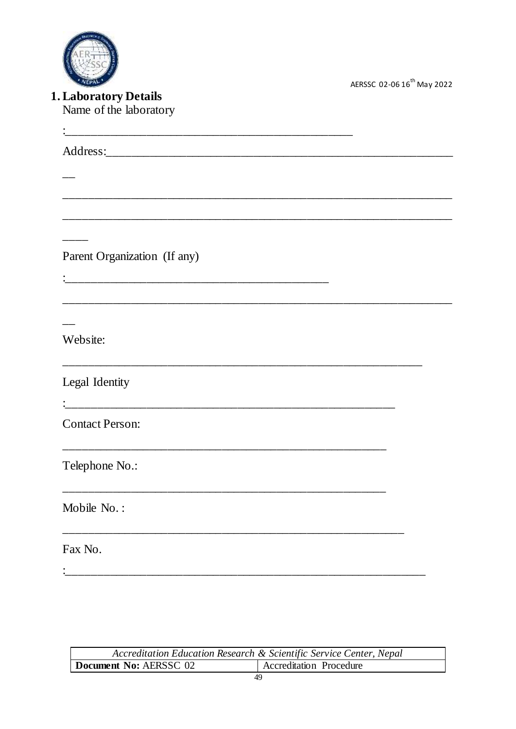## 1. Laboratory Details

Name of the laboratory

:_______________________________________________

Address:________________________________________________________

__

_________________________________________________________________

_________________________________________________________________

____

Parent Organization (If any)

:____________________________________________

_________________________________________________________________

__

Website:

____________________________________________________________

Legal Identity

:______________________________________________________

Contact Person:

______________________________________________________

Telephone No.:

______________________________________________________

Mobile No. :

_________________________________________________________

Fax No.

:____________________________________________________________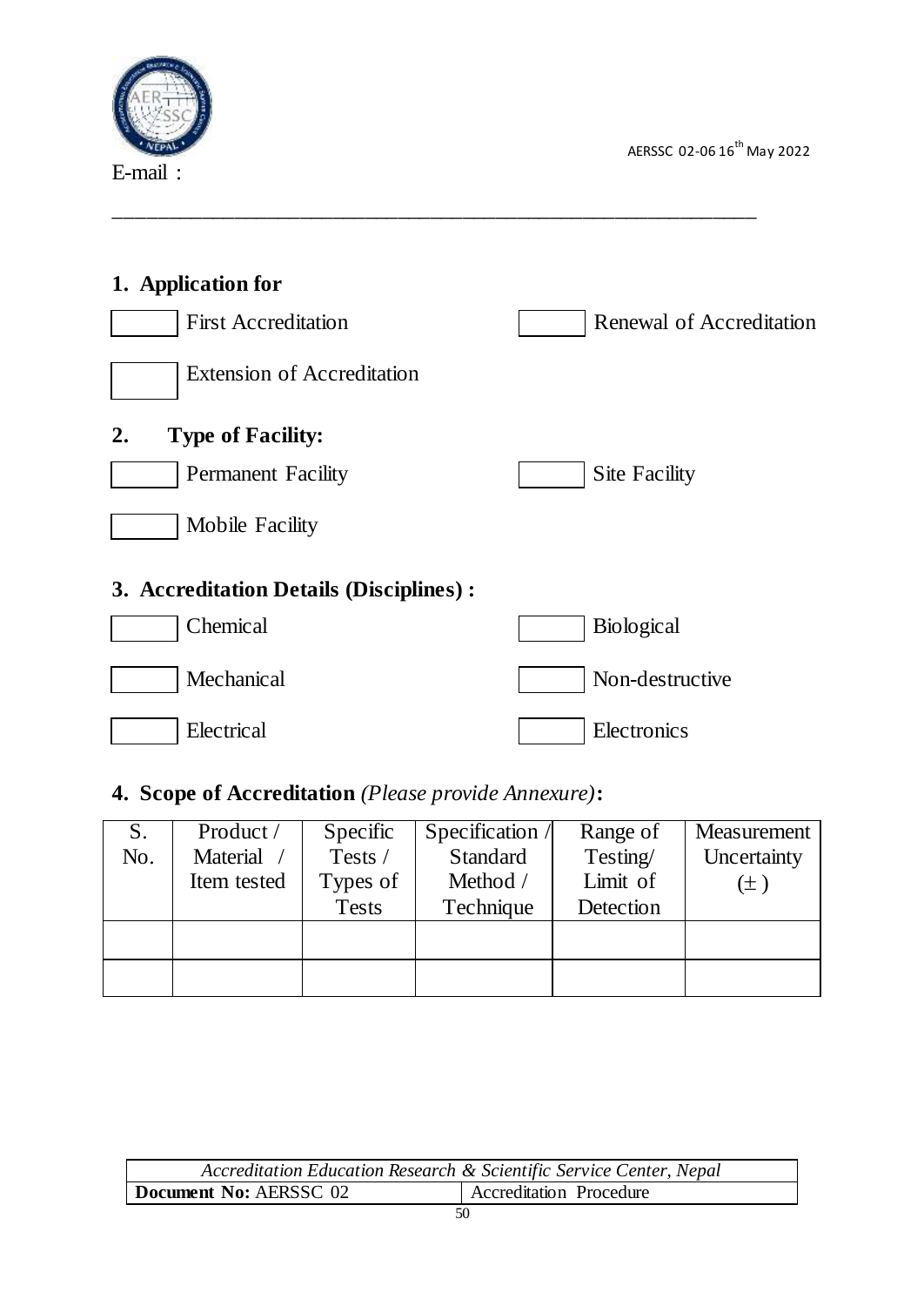E-mail :

---

## 1. Application for

☐ First Accreditation

☐ Renewal of Accreditation

☐ Extension of Accreditation

## 2. Type of Facility:

☐ Permanent Facility

☐ Site Facility

☐ Mobile Facility

## 3. Accreditation Details (Disciplines) :

☐ Chemical

☐ Biological

☐ Mechanical

☐ Non-destructive

☐ Electrical

☐ Electronics

## 4. Scope of Accreditation *(Please provide Annexure)*:

| S. No. | Product / Material / Item tested | Specific Tests / Types of Tests | Specification / Standard Method / Technique | Range of Testing/ Limit of Detection | Measurement Uncertainty (± ) |
|---|---|---|---|---|---|
| | | | | | |
| | | | | | |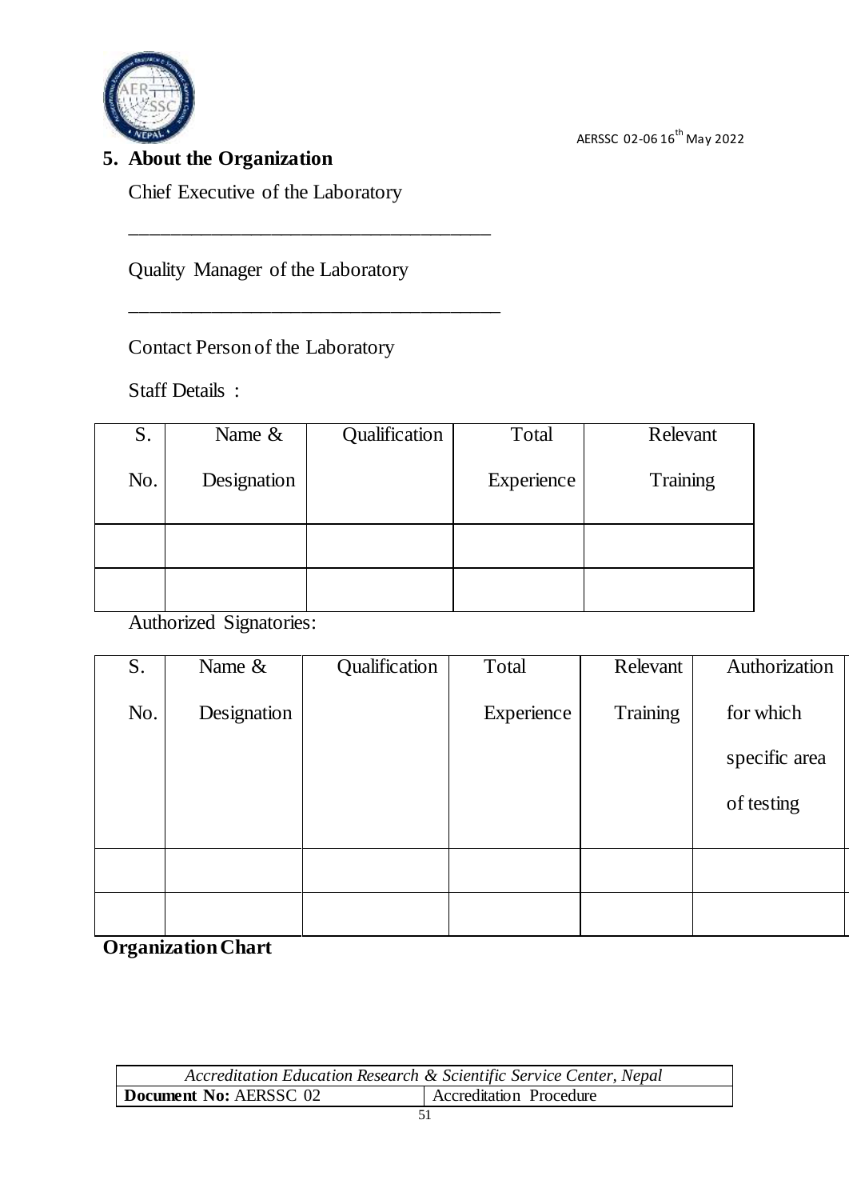## 5. About the Organization

Chief Executive of the Laboratory

_____________________________________

Quality Manager of the Laboratory

______________________________________

Contact Person of the Laboratory

Staff Details :

| S. No. | Name & Designation | Qualification | Total Experience | Relevant Training |
|---|---|---|---|---|
| | | | | |
| | | | | |

Authorized Signatories:

| S. No. | Name & Designation | Qualification | Total Experience | Relevant Training | Authorization for which specific area of testing |
|---|---|---|---|---|---|
| | | | | | |
| | | | | | |

**Organization Chart**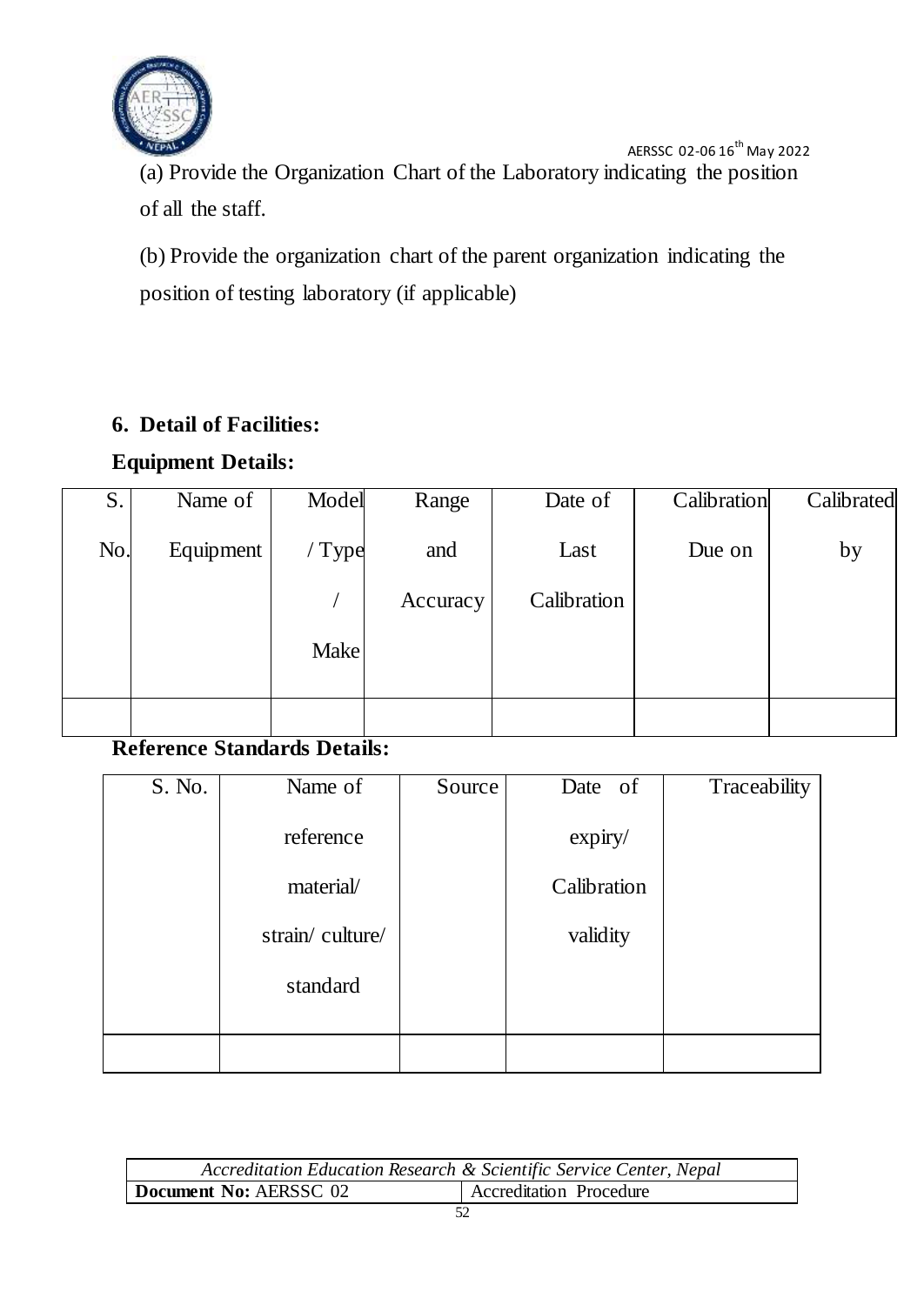(a) Provide the Organization Chart of the Laboratory indicating the position of all the staff.

(b) Provide the organization chart of the parent organization indicating the position of testing laboratory (if applicable)

## 6. Detail of Facilities:

### Equipment Details:

| S. No. | Name of Equipment | Model / Type / Make | Range and Accuracy | Date of Last Calibration | Calibration Due on | Calibrated by |
|---|---|---|---|---|---|---|
| | | | | | | |

### Reference Standards Details:

| S. No. | Name of reference material/ strain/ culture/ standard | Source | Date of expiry/ Calibration validity | Traceability |
|---|---|---|---|---|
| | | | | |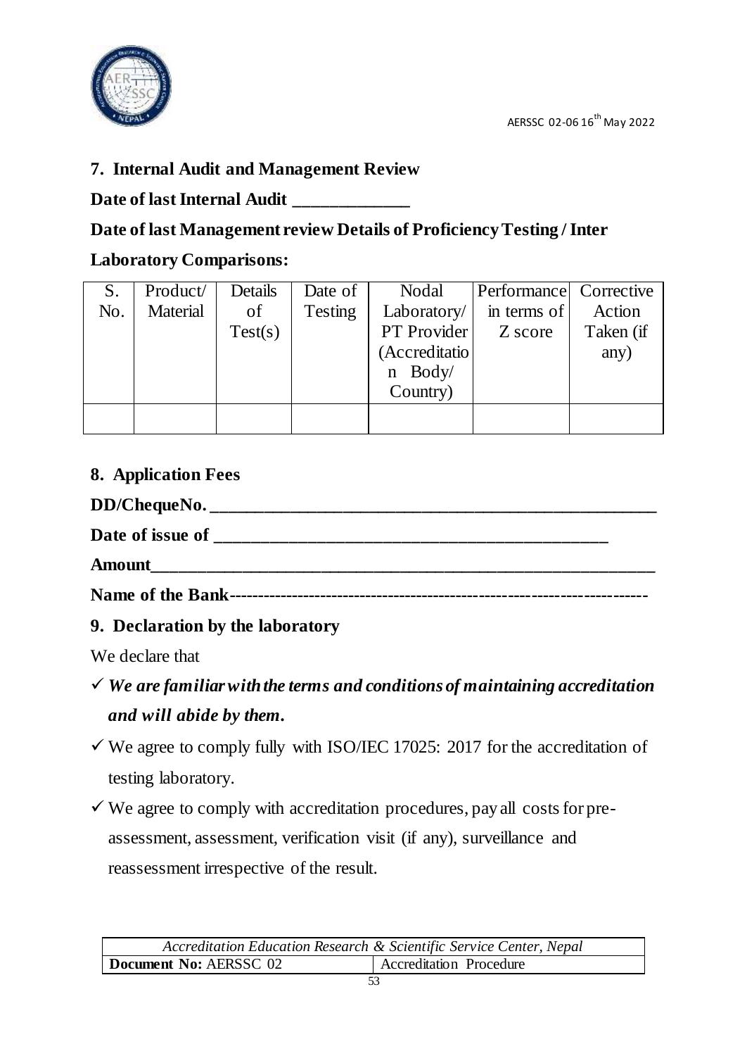## 7. Internal Audit and Management Review

**Date of last Internal Audit \_\_\_\_\_\_\_\_\_\_\_\_\_**

**Date of last Management review Details of Proficiency Testing / Inter Laboratory Comparisons:**

| S. No. | Product/ Material | Details of Test(s) | Date of Testing | Nodal Laboratory/ PT Provider (Accreditation Body/ Country) | Performance in terms of Z score | Corrective Action Taken (if any) |
|---|---|---|---|---|---|---|
| | | | | | | |

## 8. Application Fees

**DD/ChequeNo. \_\_\_\_\_\_\_\_\_\_\_\_\_\_\_\_\_\_\_\_\_\_\_\_\_\_\_\_\_\_\_\_\_\_\_\_\_\_\_\_\_\_\_\_\_\_\_\_**

**Date of issue of \_\_\_\_\_\_\_\_\_\_\_\_\_\_\_\_\_\_\_\_\_\_\_\_\_\_\_\_\_\_\_\_\_\_\_\_\_\_\_\_\_\_**

**Amount\_\_\_\_\_\_\_\_\_\_\_\_\_\_\_\_\_\_\_\_\_\_\_\_\_\_\_\_\_\_\_\_\_\_\_\_\_\_\_\_\_\_\_\_\_\_\_\_\_\_\_\_\_\_**

**Name of the Bank----------------------------------------------------------------------**

## 9. Declaration by the laboratory

We declare that

- ✓ ***We are familiar with the terms and conditions of maintaining accreditation and will abide by them.***
- ✓ We agree to comply fully with ISO/IEC 17025: 2017 for the accreditation of testing laboratory.
- ✓ We agree to comply with accreditation procedures, pay all costs for pre-assessment, assessment, verification visit (if any), surveillance and reassessment irrespective of the result.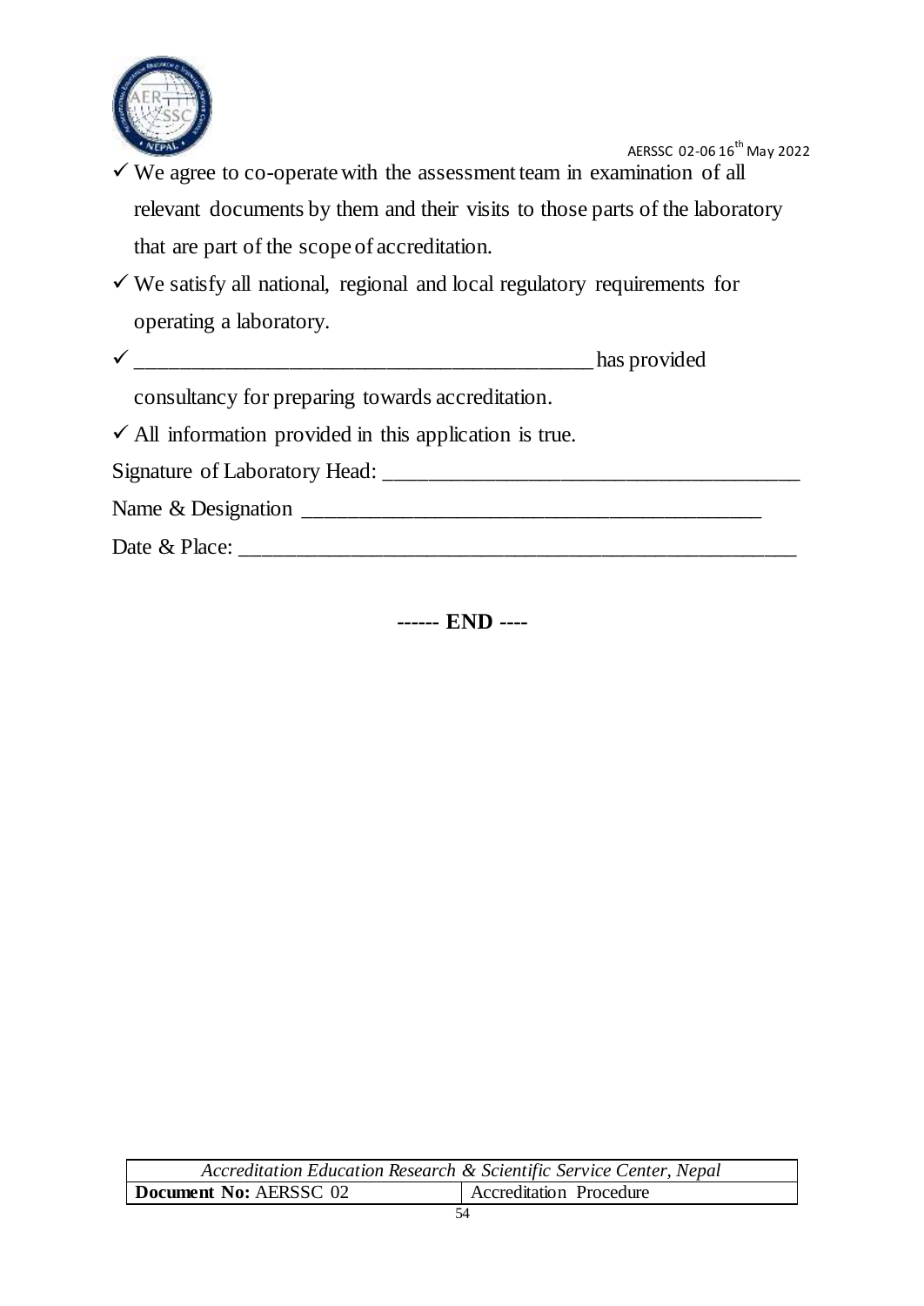- ✓ We agree to co-operate with the assessment team in examination of all relevant documents by them and their visits to those parts of the laboratory that are part of the scope of accreditation.
- ✓ We satisfy all national, regional and local regulatory requirements for operating a laboratory.
- ✓ ________________________________________ has provided consultancy for preparing towards accreditation.
- ✓ All information provided in this application is true.

Signature of Laboratory Head: ____________________________________

Name & Designation ________________________________________

Date & Place: ________________________________________________

**------ END ----**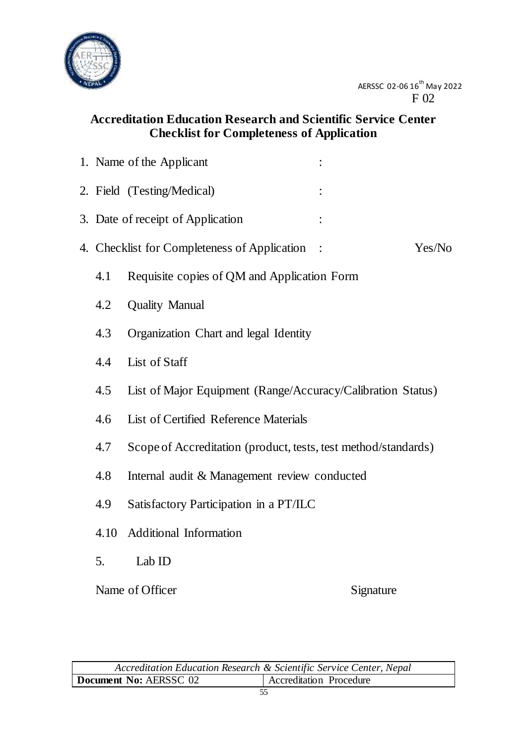AERSSC 02-06 16th May 2022
F 02

## Accreditation Education Research and Scientific Service Center
## Checklist for Completeness of Application

1. Name of the Applicant :
2. Field (Testing/Medical) :
3. Date of receipt of Application :
4. Checklist for Completeness of Application : Yes/No

    4.1 Requisite copies of QM and Application Form

    4.2 Quality Manual

    4.3 Organization Chart and legal Identity

    4.4 List of Staff

    4.5 List of Major Equipment (Range/Accuracy/Calibration Status)

    4.6 List of Certified Reference Materials

    4.7 Scope of Accreditation (product, tests, test method/standards)

    4.8 Internal audit & Management review conducted

    4.9 Satisfactory Participation in a PT/ILC

    4.10 Additional Information

5. Lab ID

Name of Officer Signature

| *Accreditation Education Research & Scientific Service Center, Nepal* | |
|---|---|
| **Document No:** AERSSC 02 | Accreditation Procedure |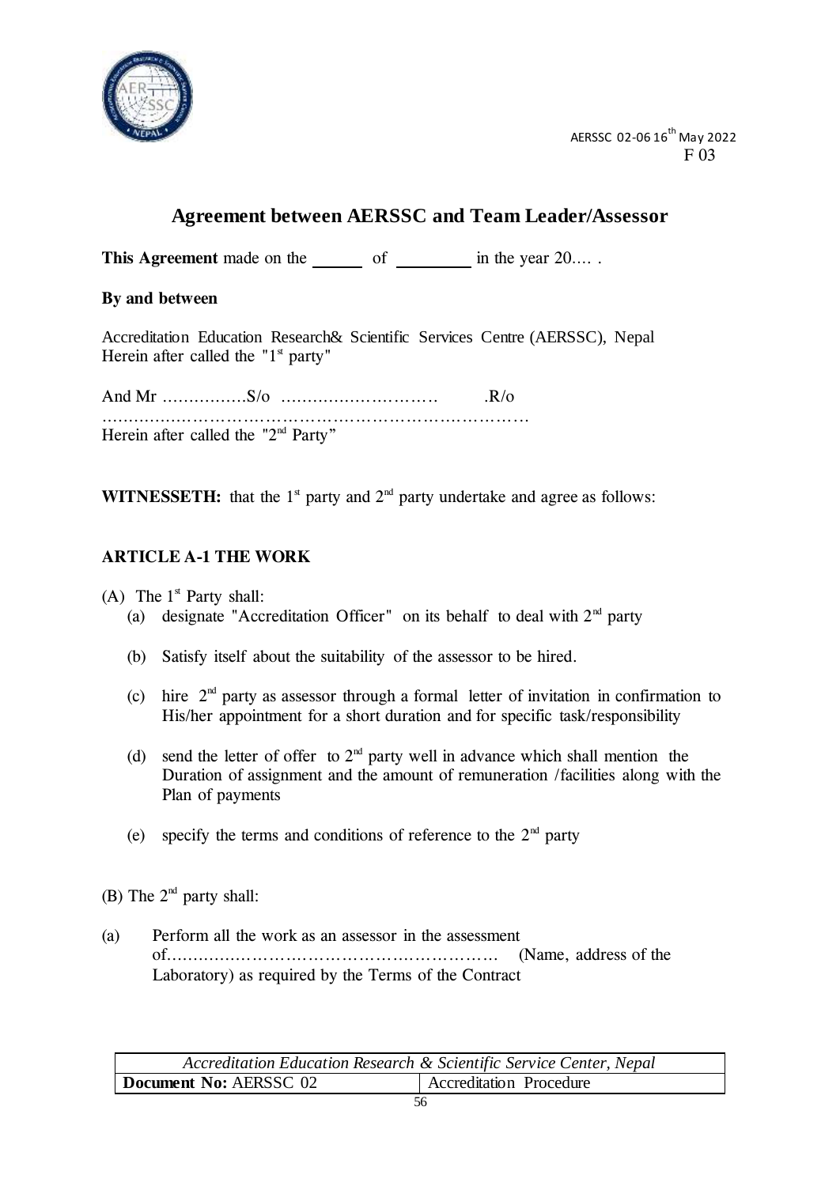AERSSC 02-06 16th May 2022
F 03

## Agreement between AERSSC and Team Leader/Assessor

**This Agreement** made on the ______ of _________ in the year 20.... .

**By and between**

Accreditation Education Research& Scientific Services Centre (AERSSC), Nepal
Herein after called the "1st party"

And Mr …………….S/o ………………………… .R/o
……………………………………………………………………
Herein after called the "2nd Party"

**WITNESSETH:** that the 1st party and 2nd party undertake and agree as follows:

### ARTICLE A-1 THE WORK

(A) The 1st Party shall:

- (a) designate "Accreditation Officer" on its behalf to deal with 2nd party
- (b) Satisfy itself about the suitability of the assessor to be hired.
- (c) hire 2nd party as assessor through a formal letter of invitation in confirmation to His/her appointment for a short duration and for specific task/responsibility
- (d) send the letter of offer to 2nd party well in advance which shall mention the Duration of assignment and the amount of remuneration /facilities along with the Plan of payments
- (e) specify the terms and conditions of reference to the 2nd party

(B) The 2nd party shall:

(a) Perform all the work as an assessor in the assessment of………………………………………………… (Name, address of the Laboratory) as required by the Terms of the Contract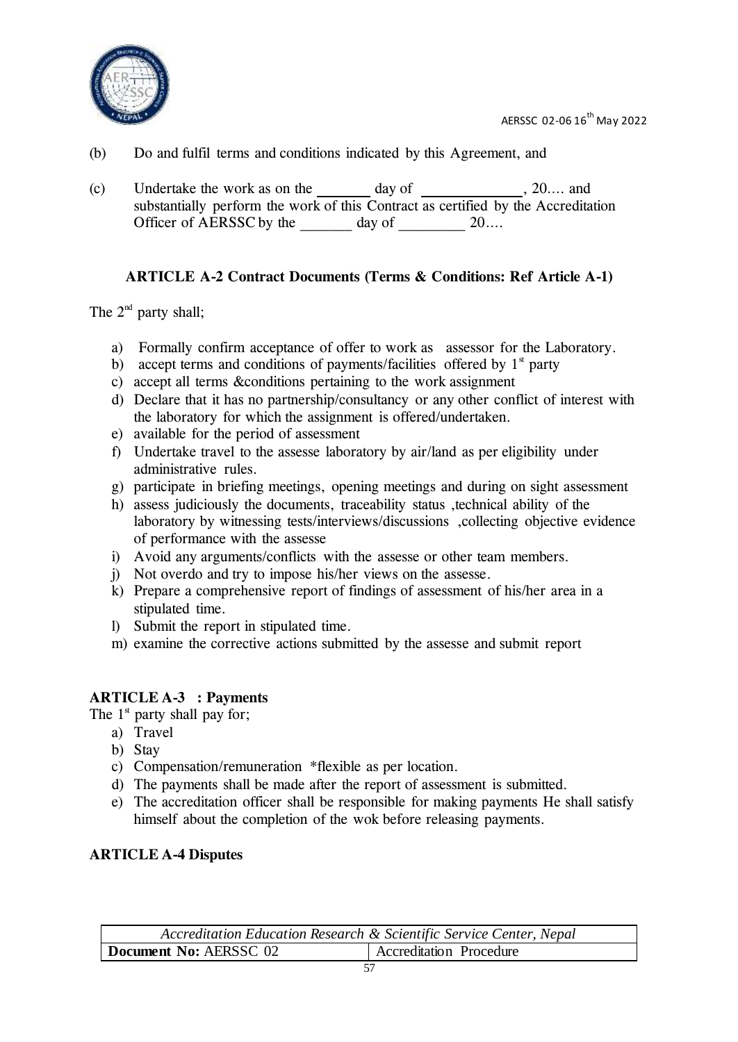(b) Do and fulfil terms and conditions indicated by this Agreement, and

(c) Undertake the work as on the _______ day of _____________, 20…. and substantially perform the work of this Contract as certified by the Accreditation Officer of AERSSC by the _______ day of _________ 20….

### ARTICLE A-2 Contract Documents (Terms & Conditions: Ref Article A-1)

The 2nd party shall;

a) Formally confirm acceptance of offer to work as assessor for the Laboratory.
b) accept terms and conditions of payments/facilities offered by 1st party
c) accept all terms &conditions pertaining to the work assignment
d) Declare that it has no partnership/consultancy or any other conflict of interest with the laboratory for which the assignment is offered/undertaken.
e) available for the period of assessment
f) Undertake travel to the assesse laboratory by air/land as per eligibility under administrative rules.
g) participate in briefing meetings, opening meetings and during on sight assessment
h) assess judiciously the documents, traceability status ,technical ability of the laboratory by witnessing tests/interviews/discussions ,collecting objective evidence of performance with the assesse
i) Avoid any arguments/conflicts with the assesse or other team members.
j) Not overdo and try to impose his/her views on the assesse.
k) Prepare a comprehensive report of findings of assessment of his/her area in a stipulated time.
l) Submit the report in stipulated time.
m) examine the corrective actions submitted by the assesse and submit report

### ARTICLE A-3 : Payments

The 1st party shall pay for;

a) Travel
b) Stay
c) Compensation/remuneration *flexible as per location.
d) The payments shall be made after the report of assessment is submitted.
e) The accreditation officer shall be responsible for making payments He shall satisfy himself about the completion of the wok before releasing payments.

### ARTICLE A-4 Disputes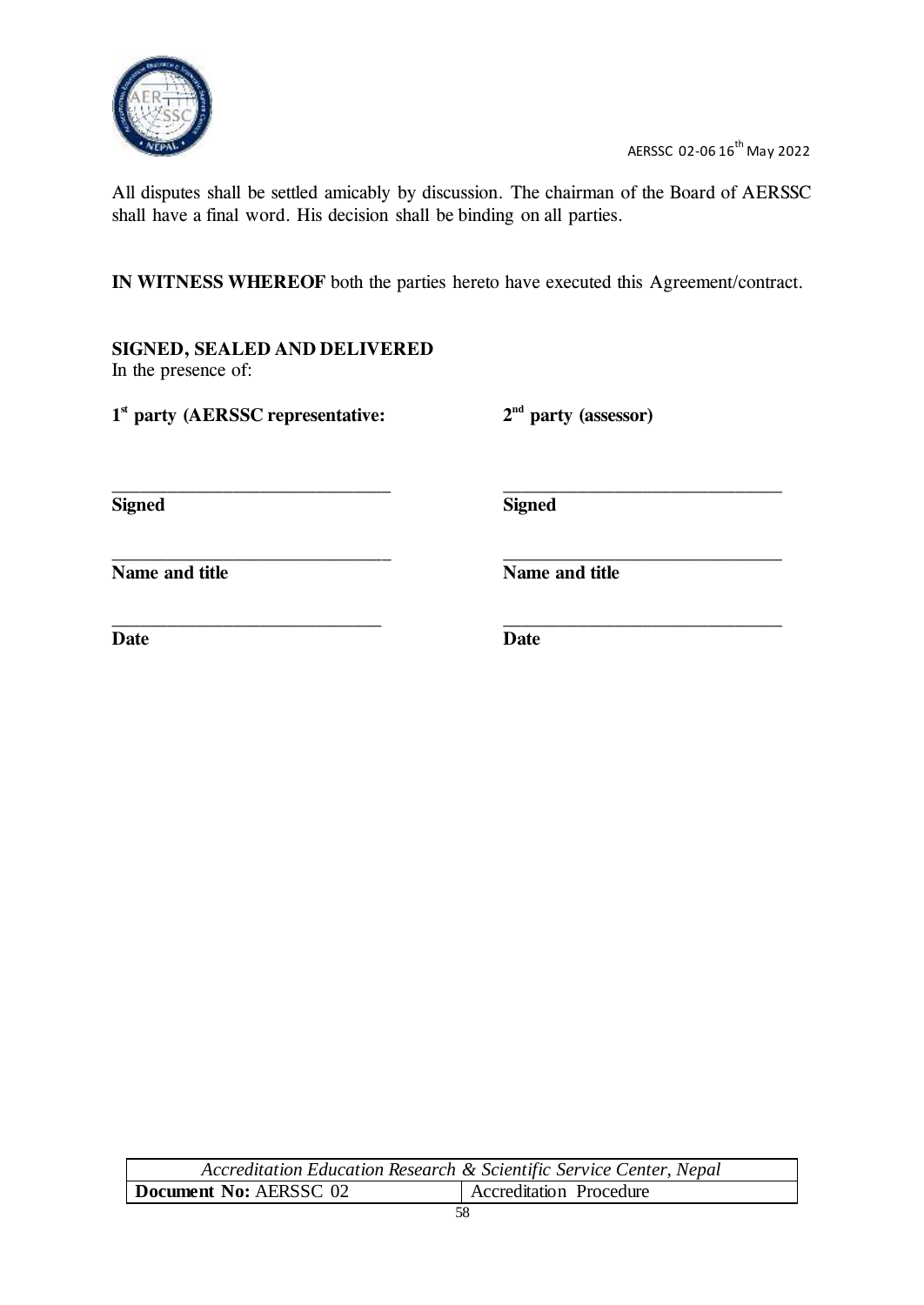All disputes shall be settled amicably by discussion. The chairman of the Board of AERSSC shall have a final word. His decision shall be binding on all parties.

**IN WITNESS WHEREOF** both the parties hereto have executed this Agreement/contract.

**SIGNED, SEALED AND DELIVERED**
In the presence of:

| 1st party (AERSSC representative: | 2nd party (assessor) |
|---|---|
| ______________________________ | ______________________________ |
| **Signed** | **Signed** |
| ______________________________ | ______________________________ |
| **Name and title** | **Name and title** |
| ______________________________ | ______________________________ |
| **Date** | **Date** |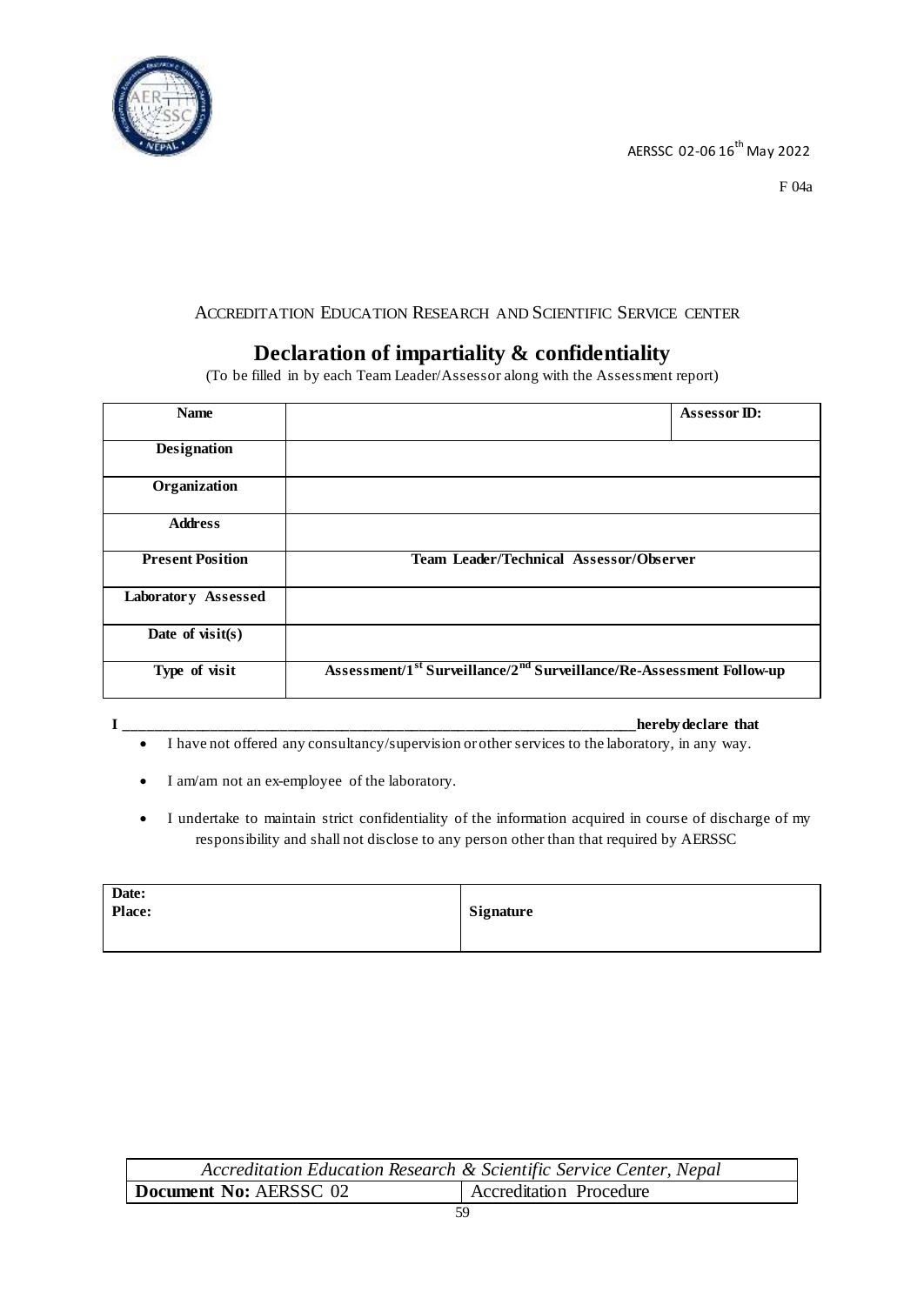AERSSC 02-06 16$^{th}$ May 2022

F 04a

ACCREDITATION EDUCATION RESEARCH AND SCIENTIFIC SERVICE CENTER

# Declaration of impartiality & confidentiality

(To be filled in by each Team Leader/Assessor along with the Assessment report)

| **Name** | | **Assessor ID:** |
|---|---|---|
| **Designation** | | |
| **Organization** | | |
| **Address** | | |
| **Present Position** | **Team Leader/Technical Assessor/Observer** | |
| **Laboratory Assessed** | | |
| **Date of visit(s)** | | |
| **Type of visit** | **Assessment/1$^{st}$ Surveillance/2$^{nd}$ Surveillance/Re-Assessment Follow-up** | |

**I \_\_\_\_\_\_\_\_\_\_\_\_\_\_\_\_\_\_\_\_\_\_\_\_\_\_\_\_\_\_\_\_\_\_\_\_\_\_\_\_\_\_\_\_\_\_\_\_\_\_\_\_\_\_\_\_\_\_\_\_\_\_\_\_\_\_\_\_hereby declare that**

- I have not offered any consultancy/supervision or other services to the laboratory, in any way.
- I am/am not an ex-employee of the laboratory.
- I undertake to maintain strict confidentiality of the information acquired in course of discharge of my responsibility and shall not disclose to any person other than that required by AERSSC

| **Date:**<br>**Place:** | **Signature** |
|---|---|

| *Accreditation Education Research & Scientific Service Center, Nepal* | |
|---|---|
| **Document No:** AERSSC 02 | Accreditation Procedure |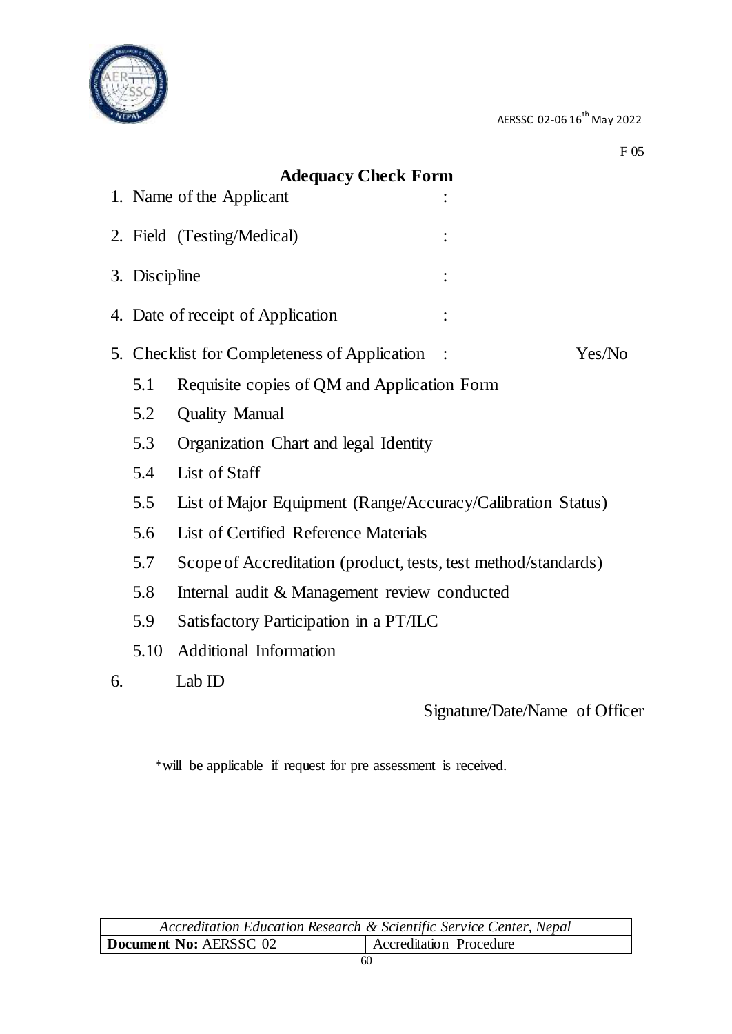AERSSC 02-06 16th May 2022

F 05

# Adequacy Check Form

1. Name of the Applicant :
2. Field (Testing/Medical) :
3. Discipline :
4. Date of receipt of Application :
5. Checklist for Completeness of Application : Yes/No
   - 5.1 Requisite copies of QM and Application Form
   - 5.2 Quality Manual
   - 5.3 Organization Chart and legal Identity
   - 5.4 List of Staff
   - 5.5 List of Major Equipment (Range/Accuracy/Calibration Status)
   - 5.6 List of Certified Reference Materials
   - 5.7 Scope of Accreditation (product, tests, test method/standards)
   - 5.8 Internal audit & Management review conducted
   - 5.9 Satisfactory Participation in a PT/ILC
   - 5.10 Additional Information
6. Lab ID

Signature/Date/Name of Officer

*will be applicable if request for pre assessment is received.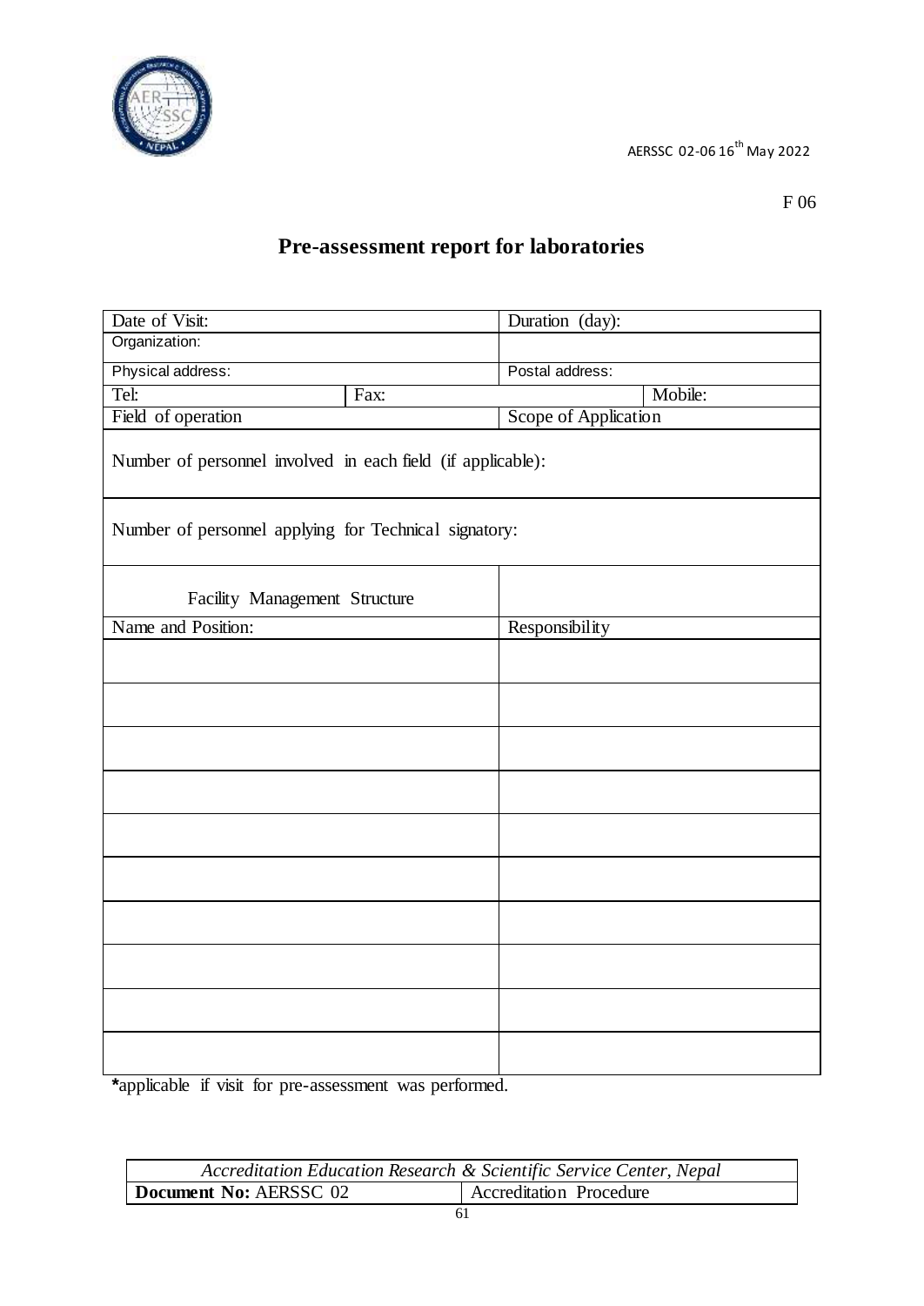AERSSC 02-06 16th May 2022

F 06

# Pre-assessment report for laboratories

| Date of Visit: | | Duration (day): | |
|---|---|---|---|
| Organization: | | | |
| Physical address: | | Postal address: | |
| Tel: | Fax: | | Mobile: |
| Field of operation | | Scope of Application | |
| Number of personnel involved in each field (if applicable): | | | |
| Number of personnel applying for Technical signatory: | | | |
| Facility Management Structure | | | |
| Name and Position: | | Responsibility | |
| | | | |
| | | | |
| | | | |
| | | | |
| | | | |
| | | | |
| | | | |
| | | | |
| | | | |
| | | | |

**\***applicable if visit for pre-assessment was performed.

| *Accreditation Education Research & Scientific Service Center, Nepal* | |
|---|---|
| **Document No:** AERSSC 02 | Accreditation Procedure |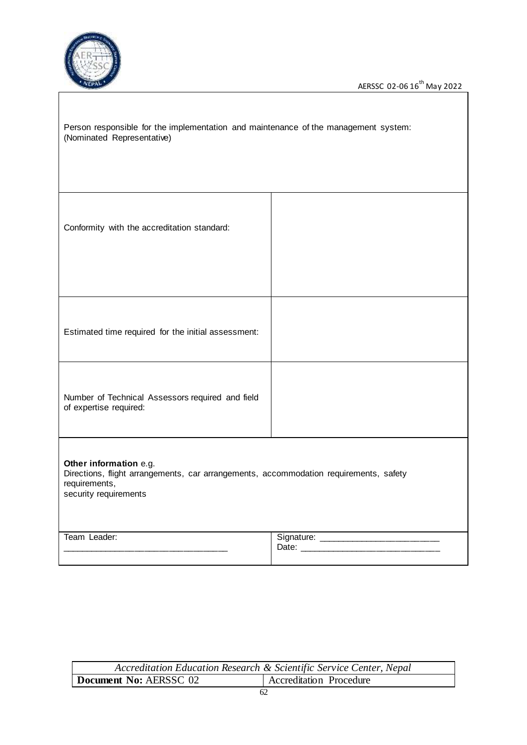Person responsible for the implementation and maintenance of the management system:
(Nominated Representative)

| | |
|---|---|
| Conformity with the accreditation standard: | |
| Estimated time required for the initial assessment: | |
| Number of Technical Assessors required and field of expertise required: | |

**Other information** e.g.
Directions, flight arrangements, car arrangements, accommodation requirements, safety requirements,
security requirements

| | |
|---|---|
| Team Leader: ________________________________ | Signature: ________________________<br>Date: ___________________________ |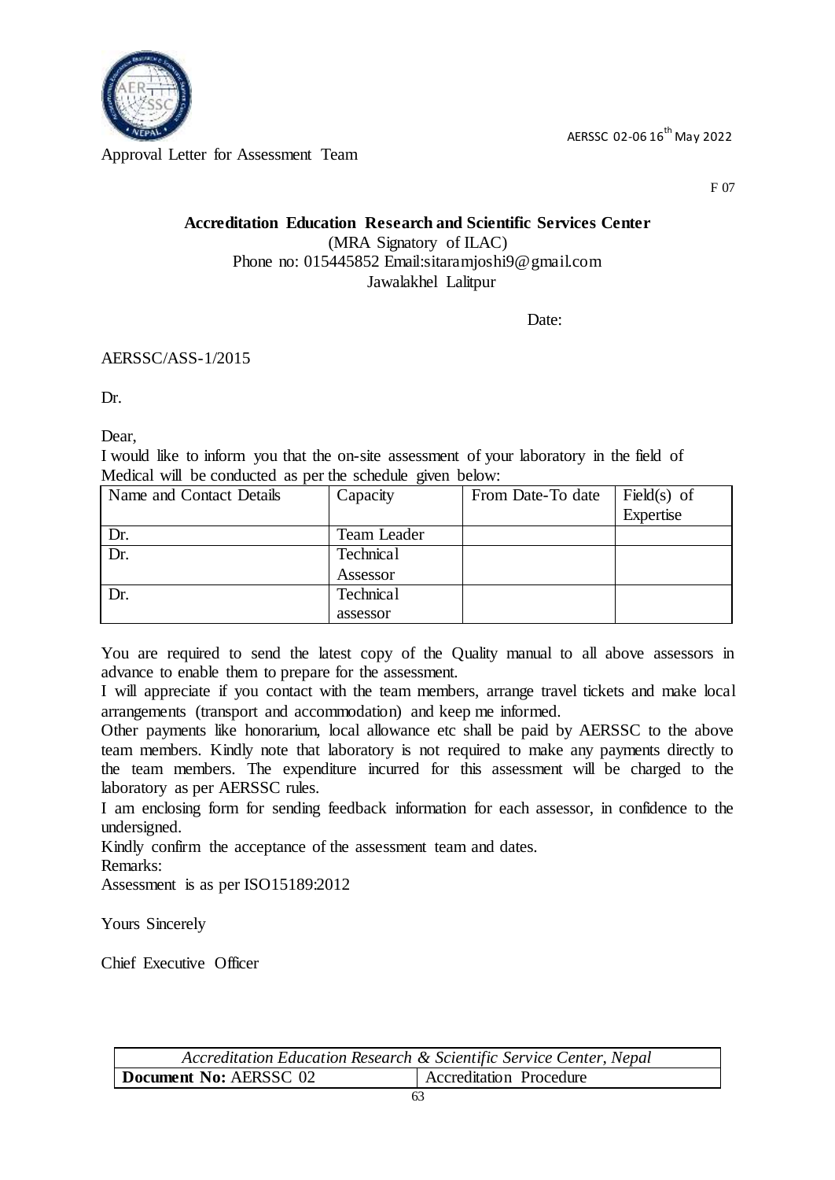Approval Letter for Assessment Team

AERSSC 02-06 16th May 2022

F 07

**Accreditation Education Research and Scientific Services Center**

(MRA Signatory of ILAC)

Phone no: 015445852 Email:sitaramjoshi9@gmail.com

Jawalakhel Lalitpur

Date:

AERSSC/ASS-1/2015

Dr.

Dear,

I would like to inform you that the on-site assessment of your laboratory in the field of Medical will be conducted as per the schedule given below:

| Name and Contact Details | Capacity | From Date-To date | Field(s) of Expertise |
|---|---|---|---|
| Dr. | Team Leader | | |
| Dr. | Technical Assessor | | |
| Dr. | Technical assessor | | |

You are required to send the latest copy of the Quality manual to all above assessors in advance to enable them to prepare for the assessment.

I will appreciate if you contact with the team members, arrange travel tickets and make local arrangements (transport and accommodation) and keep me informed.

Other payments like honorarium, local allowance etc shall be paid by AERSSC to the above team members. Kindly note that laboratory is not required to make any payments directly to the team members. The expenditure incurred for this assessment will be charged to the laboratory as per AERSSC rules.

I am enclosing form for sending feedback information for each assessor, in confidence to the undersigned.

Kindly confirm the acceptance of the assessment team and dates.

Remarks:

Assessment is as per ISO15189:2012

Yours Sincerely

Chief Executive Officer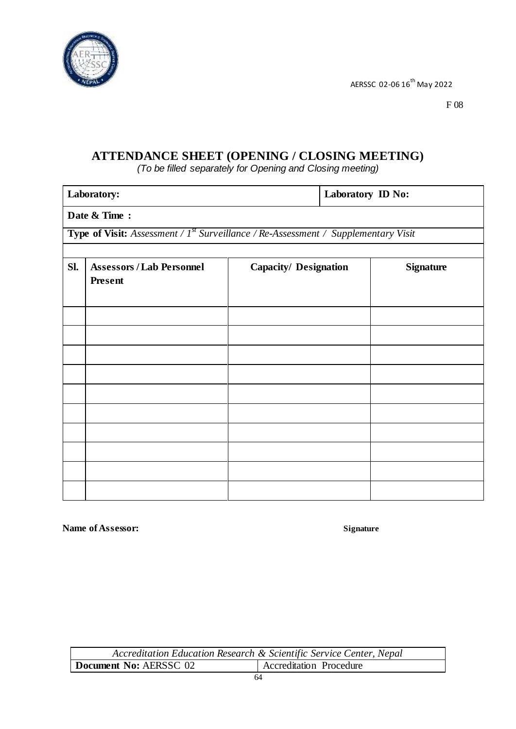AERSSC 02-06 16th May 2022

F 08

# ATTENDANCE SHEET (OPENING / CLOSING MEETING)

*(To be filled separately for Opening and Closing meeting)*

| **Laboratory:** | | | **Laboratory ID No:** |
|---|---|---|---|
| **Date & Time :** | | | |
| **Type of Visit:** *Assessment / 1st Surveillance / Re-Assessment / Supplementary Visit* | | | |
| | | | |
| **Sl.** | **Assessors / Lab Personnel Present** | **Capacity/ Designation** | **Signature** |
| | | | |
| | | | |
| | | | |
| | | | |
| | | | |
| | | | |
| | | | |
| | | | |
| | | | |
| | | | |

**Name of Assessor:** **Signature**

| *Accreditation Education Research & Scientific Service Center, Nepal* | |
|---|---|
| **Document No:** AERSSC 02 | Accreditation Procedure |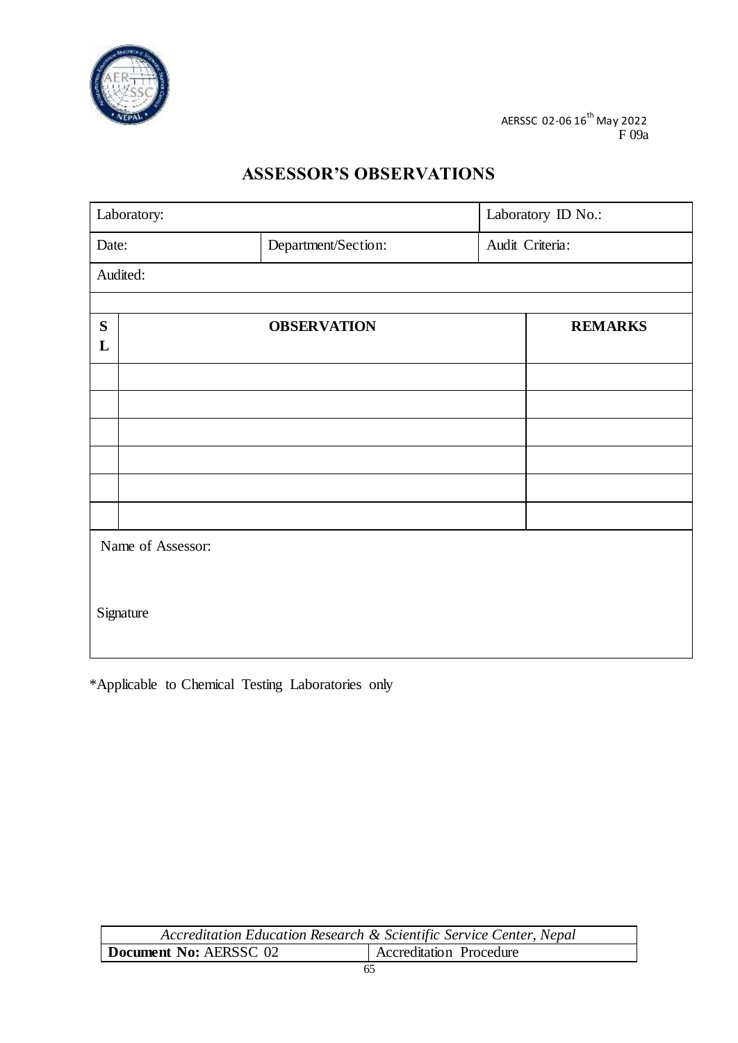AERSSC 02-06 16th May 2022
F 09a

# ASSESSOR'S OBSERVATIONS

| Laboratory: | | Laboratory ID No.: |
|---|---|---|
| Date: | Department/Section: | Audit Criteria: |
| Audited: | | |

| SL | OBSERVATION | REMARKS |
|---|---|---|
| | | |
| | | |
| | | |
| | | |
| | | |
| | | |

Name of Assessor:

Signature

*Applicable to Chemical Testing Laboratories only

| *Accreditation Education Research & Scientific Service Center, Nepal* | |
|---|---|
| **Document No:** AERSSC 02 | Accreditation Procedure |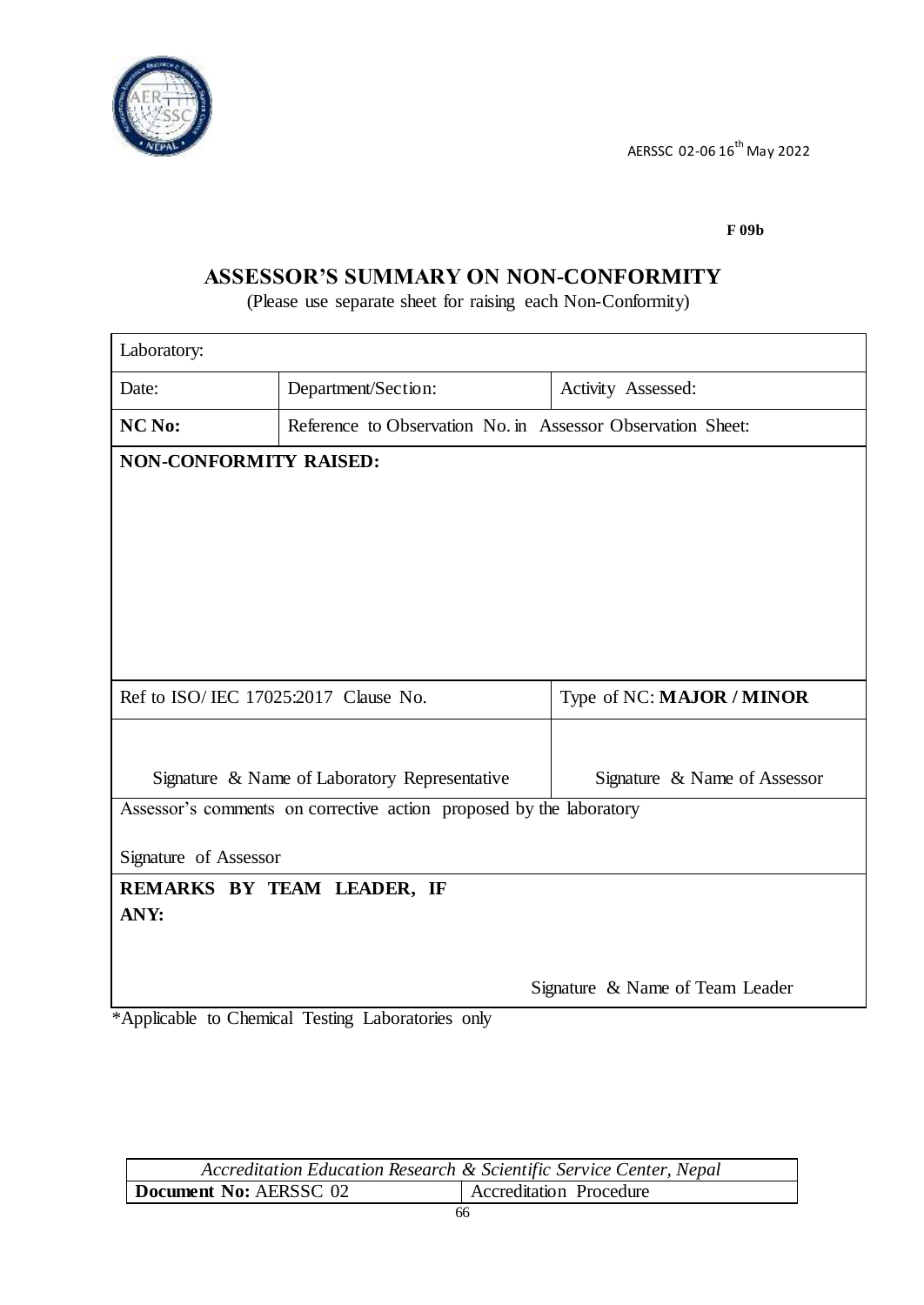AERSSC 02-06 16th May 2022

**F 09b**

## ASSESSOR'S SUMMARY ON NON-CONFORMITY

(Please use separate sheet for raising each Non-Conformity)

| Laboratory: | | |
|---|---|---|
| Date: | Department/Section: | Activity Assessed: |
| **NC No:** | Reference to Observation No. in Assessor Observation Sheet: | |
| **NON-CONFORMITY RAISED:** | | |
| Ref to ISO/ IEC 17025:2017 Clause No. | | Type of NC: **MAJOR / MINOR** |
| Signature & Name of Laboratory Representative | | Signature & Name of Assessor |
| Assessor's comments on corrective action proposed by the laboratory<br><br>Signature of Assessor | | |
| **REMARKS BY TEAM LEADER, IF ANY:**<br><br>Signature & Name of Team Leader | | |

*Applicable to Chemical Testing Laboratories only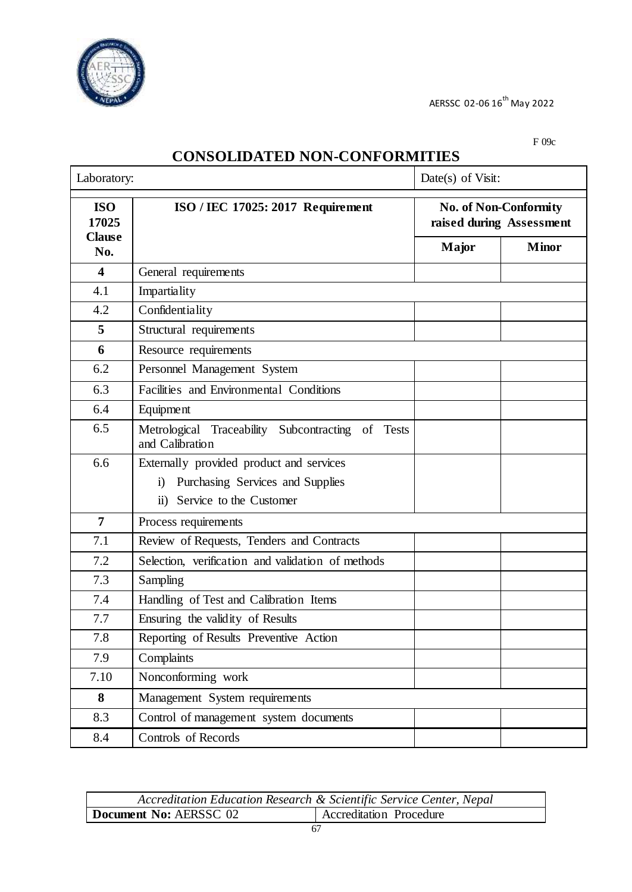F 09c

# CONSOLIDATED NON-CONFORMITIES

| Laboratory: | | Date(s) of Visit: | |
|---|---|---|---|
| **ISO 17025 Clause No.** | **ISO / IEC 17025: 2017 Requirement** | **No. of Non-Conformity raised during Assessment** | |
| | | **Major** | **Minor** |
| **4** | General requirements | | |
| 4.1 | Impartiality | | |
| 4.2 | Confidentiality | | |
| **5** | Structural requirements | | |
| **6** | Resource requirements | | |
| 6.2 | Personnel Management System | | |
| 6.3 | Facilities and Environmental Conditions | | |
| 6.4 | Equipment | | |
| 6.5 | Metrological Traceability Subcontracting of Tests and Calibration | | |
| 6.6 | Externally provided product and services<br>i) Purchasing Services and Supplies<br>ii) Service to the Customer | | |
| **7** | Process requirements | | |
| 7.1 | Review of Requests, Tenders and Contracts | | |
| 7.2 | Selection, verification and validation of methods | | |
| 7.3 | Sampling | | |
| 7.4 | Handling of Test and Calibration Items | | |
| 7.7 | Ensuring the validity of Results | | |
| 7.8 | Reporting of Results Preventive Action | | |
| 7.9 | Complaints | | |
| 7.10 | Nonconforming work | | |
| **8** | Management System requirements | | |
| 8.3 | Control of management system documents | | |
| 8.4 | Controls of Records | | |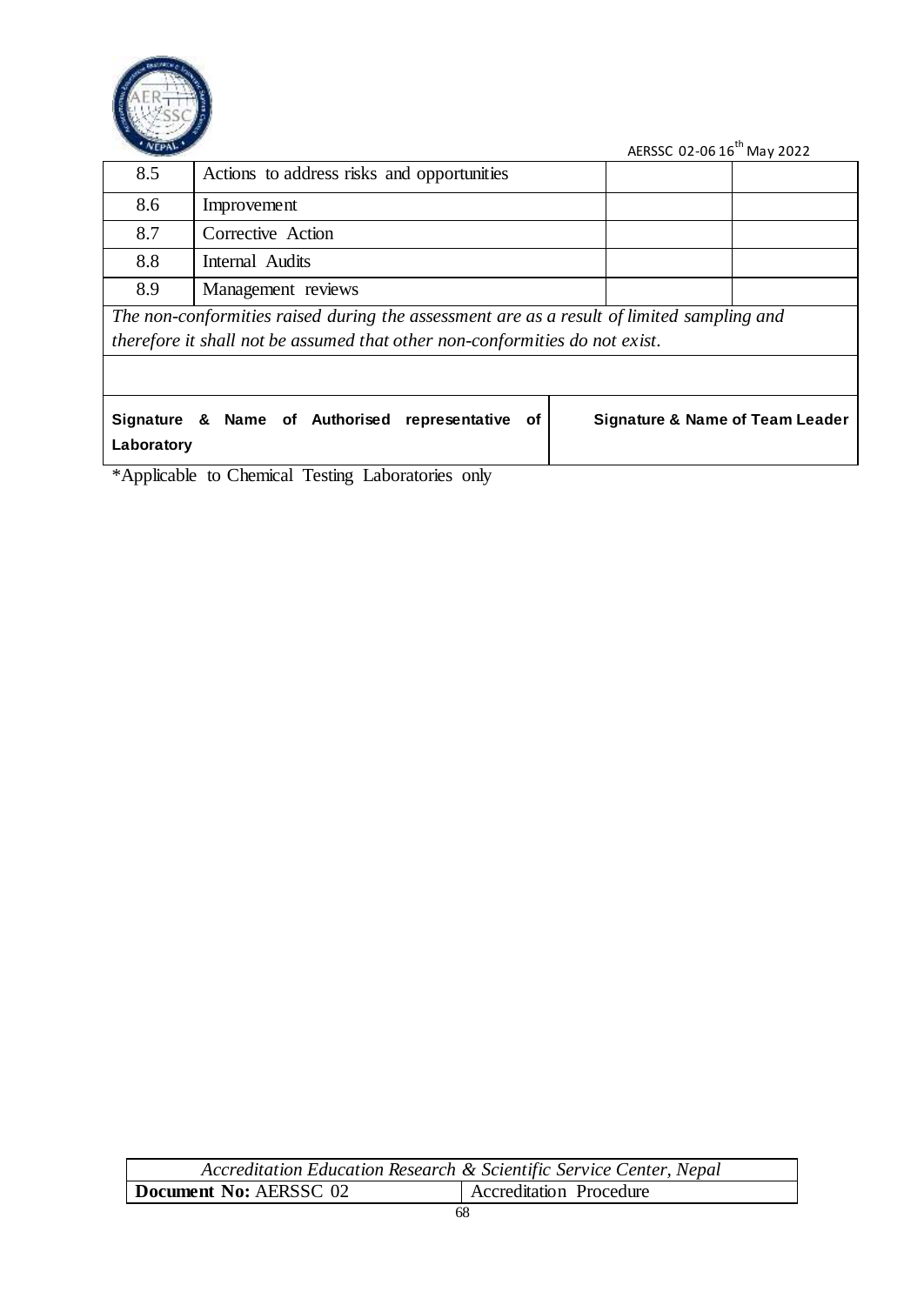| | | | |
|---|---|---|---|
| 8.5 | Actions to address risks and opportunities | | |
| 8.6 | Improvement | | |
| 8.7 | Corrective Action | | |
| 8.8 | Internal Audits | | |
| 8.9 | Management reviews | | |

*The non-conformities raised during the assessment are as a result of limited sampling and therefore it shall not be assumed that other non-conformities do not exist.*

| | |
|---|---|
| **Signature & Name of Authorised representative of Laboratory** | **Signature & Name of Team Leader** |

*Applicable to Chemical Testing Laboratories only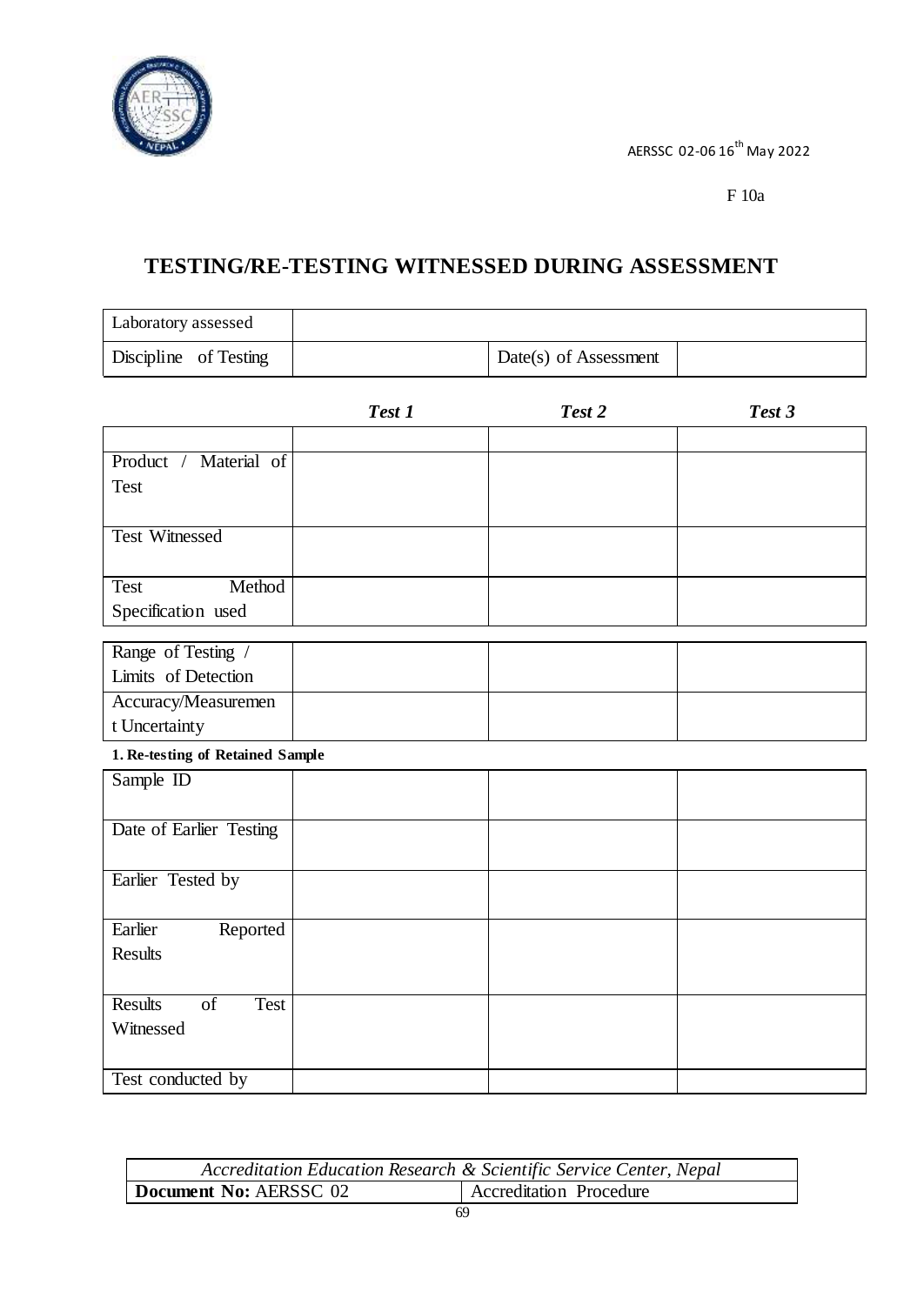F 10a

# TESTING/RE-TESTING WITNESSED DURING ASSESSMENT

| Laboratory assessed | | | |
|---|---|---|---|
| Discipline of Testing | | Date(s) of Assessment | |

| | *Test 1* | *Test 2* | *Test 3* |
|---|---|---|---|
| | | | |
| Product / Material of Test | | | |
| Test Witnessed | | | |
| Test Method Specification used | | | |
| Range of Testing / Limits of Detection | | | |
| Accuracy/Measurement Uncertainty | | | |

**1. Re-testing of Retained Sample**

| | | | |
|---|---|---|---|
| Sample ID | | | |
| Date of Earlier Testing | | | |
| Earlier Tested by | | | |
| Earlier Reported Results | | | |
| Results of Test Witnessed | | | |
| Test conducted by | | | |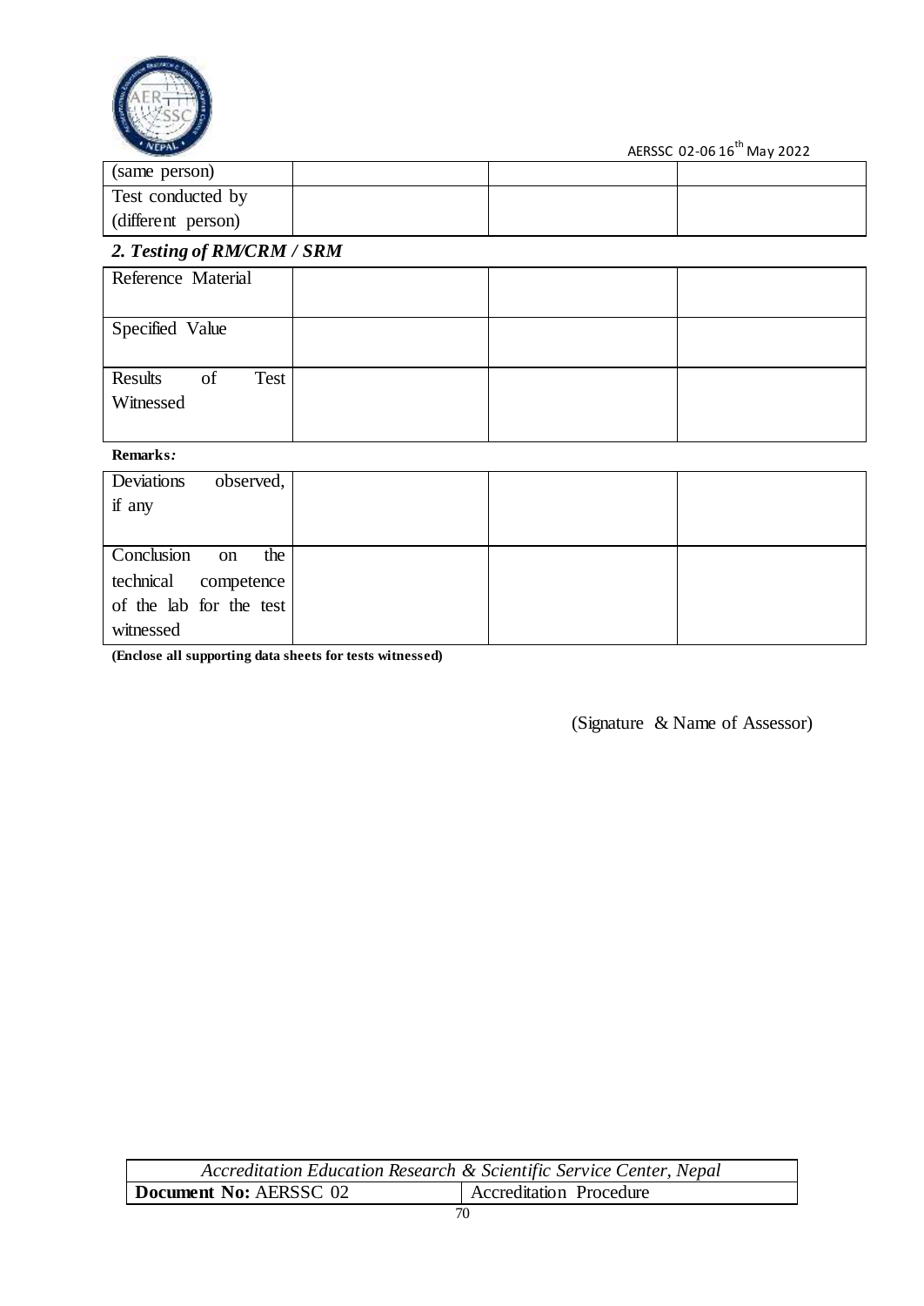| | | | |
|---|---|---|---|
| (same person) | | | |
| Test conducted by (different person) | | | |

## *2. Testing of RM/CRM / SRM*

| | | | |
|---|---|---|---|
| Reference Material | | | |
| Specified Value | | | |
| Results of Test Witnessed | | | |

**Remarks*:***

| | | | |
|---|---|---|---|
| Deviations observed, if any | | | |
| Conclusion on the technical competence of the lab for the test witnessed | | | |

**(Enclose all supporting data sheets for tests witnessed)**

(Signature & Name of Assessor)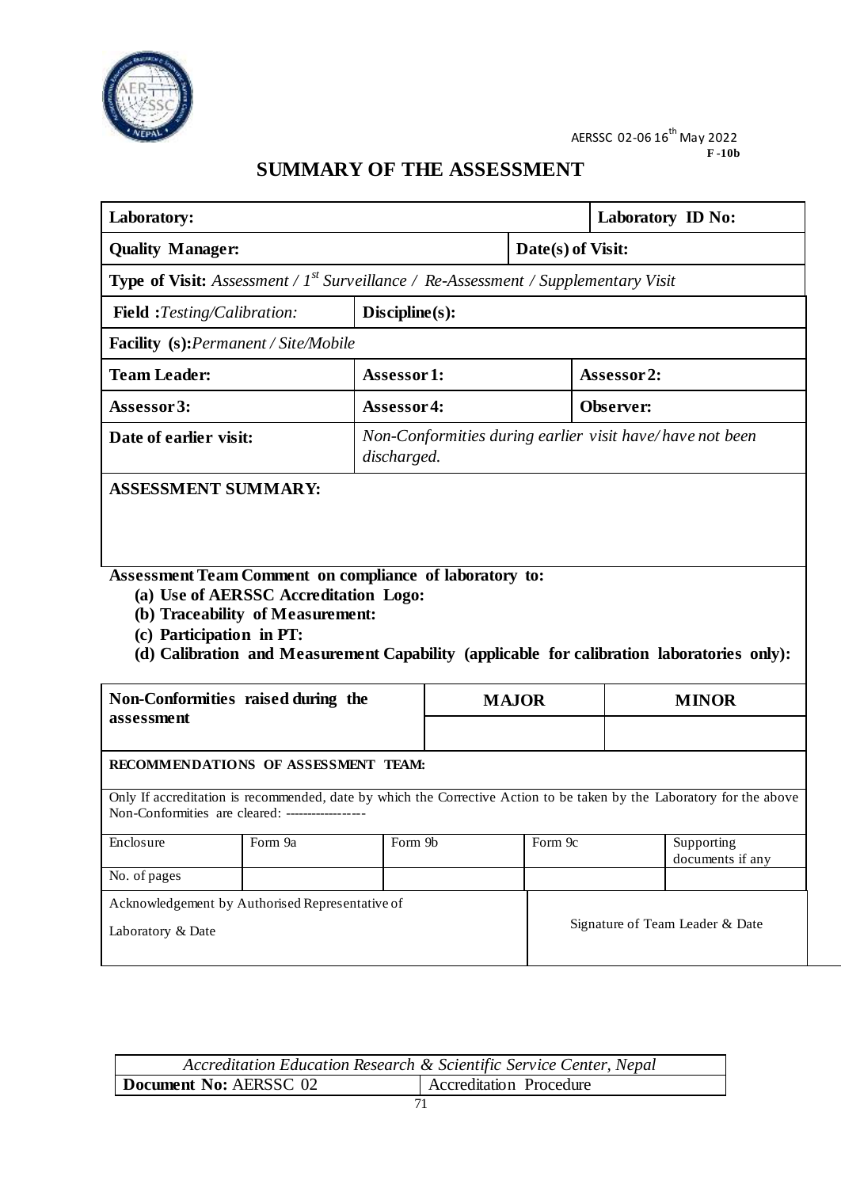AERSSC 02-06 16th May 2022
**F -10b**

# SUMMARY OF THE ASSESSMENT

| | | | |
|---|---|---|---|
| **Laboratory:** | | | **Laboratory ID No:** |
| **Quality Manager:** | | **Date(s) of Visit:** | |
| **Type of Visit:** *Assessment / 1st Surveillance / Re-Assessment / Supplementary Visit* | | | |
| **Field :** *Testing/Calibration:* | **Discipline(s):** | | |
| **Facility (s):** *Permanent / Site/Mobile* | | | |
| **Team Leader:** | **Assessor 1:** | | **Assessor 2:** |
| **Assessor 3:** | **Assessor 4:** | | **Observer:** |
| **Date of earlier visit:** | *Non-Conformities during earlier visit have/ have not been discharged.* | | |

**ASSESSMENT SUMMARY:**

**Assessment Team Comment on compliance of laboratory to:**

- **(a) Use of AERSSC Accreditation Logo:**
- **(b) Traceability of Measurement:**
- **(c) Participation in PT:**
- **(d) Calibration and Measurement Capability (applicable for calibration laboratories only):**

| **Non-Conformities raised during the assessment** | **MAJOR** | **MINOR** |
|---|---|---|
| | | |

**RECOMMENDATIONS OF ASSESSMENT TEAM:**

Only If accreditation is recommended, date by which the Corrective Action to be taken by the Laboratory for the above Non-Conformities are cleared: ------------------

| Enclosure | Form 9a | Form 9b | Form 9c | Supporting documents if any |
|---|---|---|---|---|
| No. of pages | | | | |

| Acknowledgement by Authorised Representative of Laboratory & Date | Signature of Team Leader & Date |
|---|---|

*Accreditation Education Research & Scientific Service Center, Nepal*

| **Document No:** AERSSC 02 | Accreditation Procedure |
|---|---|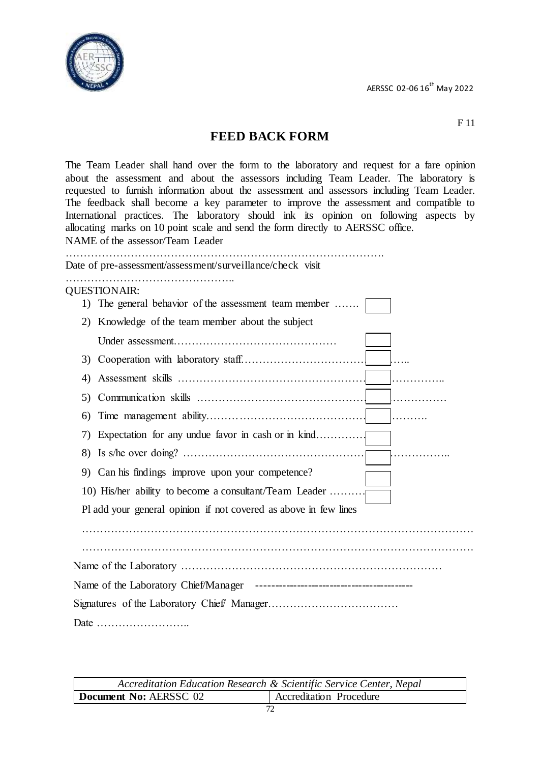F 11

# FEED BACK FORM

The Team Leader shall hand over the form to the laboratory and request for a fare opinion about the assessment and about the assessors including Team Leader. The laboratory is requested to furnish information about the assessment and assessors including Team Leader. The feedback shall become a key parameter to improve the assessment and compatible to International practices. The laboratory should ink its opinion on following aspects by allocating marks on 10 point scale and send the form directly to AERSSC office.

NAME of the assessor/Team Leader

…………………………………………………………………………….

Date of pre-assessment/assessment/surveillance/check visit

………………………………………..

QUESTIONAIR:

1) The general behavior of the assessment team member ……. [ ]
2) Knowledge of the team member about the subject Under assessment……………………………………… [ ]
3) Cooperation with laboratory staff…………………………… [ ] …..
4) Assessment skills …………………………………………… [ ] …………..
5) Communication skills ……………………………………… [ ] ……………
6) Time management ability…………………………………… [ ] ……….
7) Expectation for any undue favor in cash or in kind…………. [ ]
8) Is s/he over doing? ………………………………………… [ ] ……………..
9) Can his findings improve upon your competence? [ ]
10) His/her ability to become a consultant/Team Leader ………. [ ]

Pl add your general opinion if not covered as above in few lines

…………………………………………………………………………………………

…………………………………………………………………………………………

Name of the Laboratory ……………………………………………………………

Name of the Laboratory Chief/Manager ------------------------------------------

Signatures of the Laboratory Chief/ Manager………………………………

Date ……………………..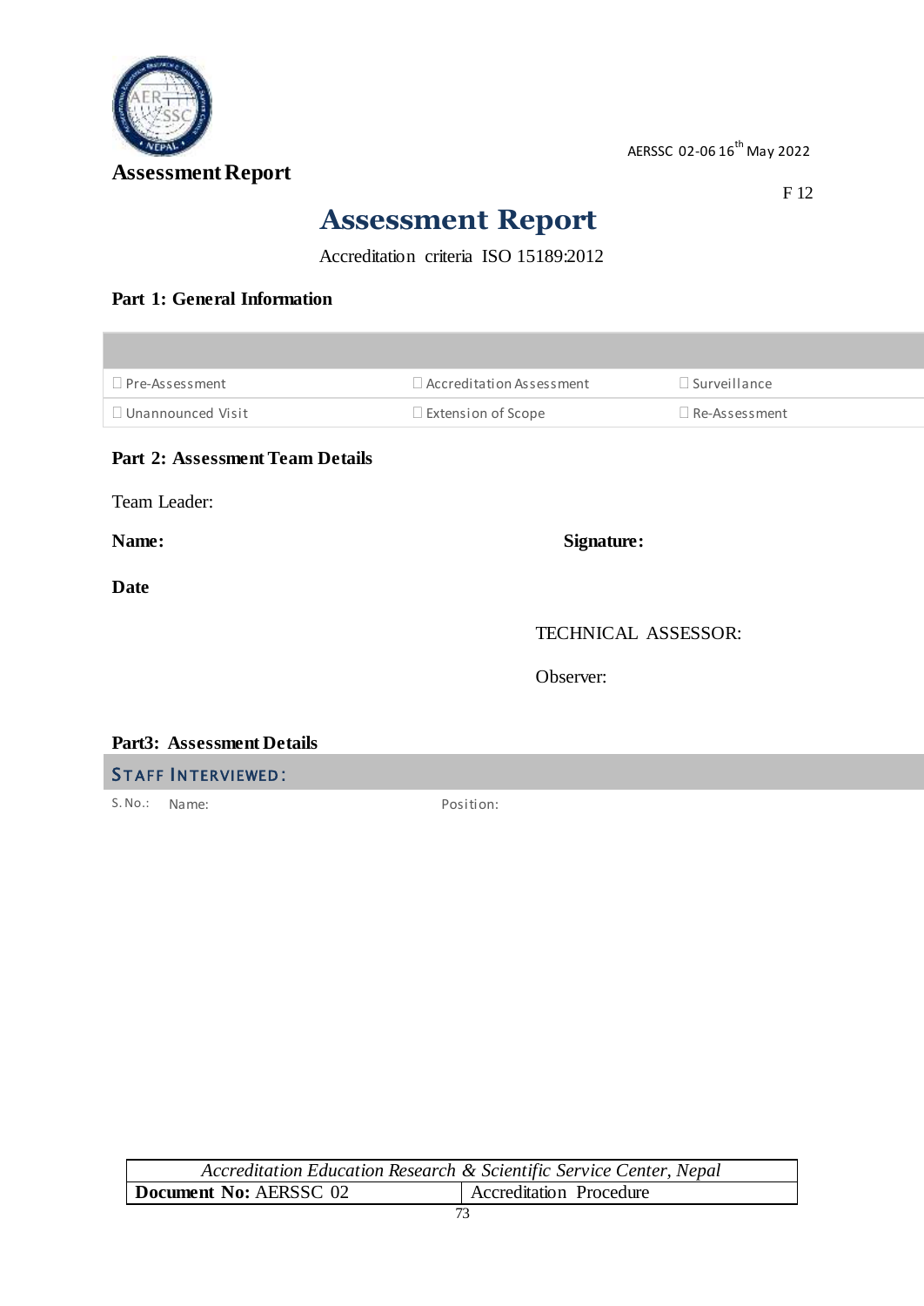**Assessment Report**

AERSSC 02-06 16th May 2022

F 12

# Assessment Report

Accreditation criteria ISO 15189:2012

## Part 1: General Information

| | | |
|---|---|---|
| ☐ Pre-Assessment | ☐ Accreditation Assessment | ☐ Surveillance |
| ☐ Unannounced Visit | ☐ Extension of Scope | ☐ Re-Assessment |

## Part 2: Assessment Team Details

Team Leader:

**Name:** **Signature:**

**Date**

TECHNICAL ASSESSOR:

Observer:

## Part3: Assessment Details

| STAFF INTERVIEWED: | | |
|---|---|---|
| S. No.: | Name: | Position: |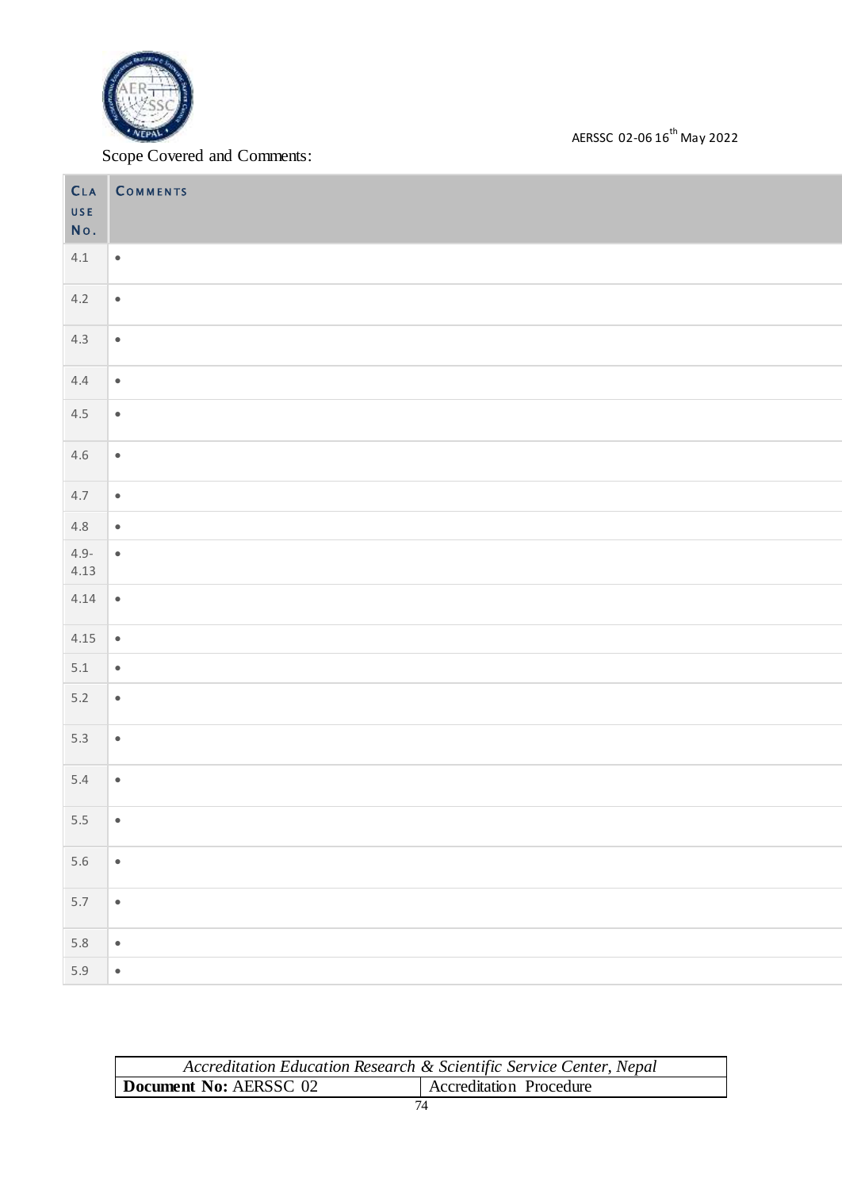Scope Covered and Comments:

| CLAUSE NO. | COMMENTS |
|---|---|
| 4.1 | • |
| 4.2 | • |
| 4.3 | • |
| 4.4 | • |
| 4.5 | • |
| 4.6 | • |
| 4.7 | • |
| 4.8 | • |
| 4.9-4.13 | • |
| 4.14 | • |
| 4.15 | • |
| 5.1 | • |
| 5.2 | • |
| 5.3 | • |
| 5.4 | • |
| 5.5 | • |
| 5.6 | • |
| 5.7 | • |
| 5.8 | • |
| 5.9 | • |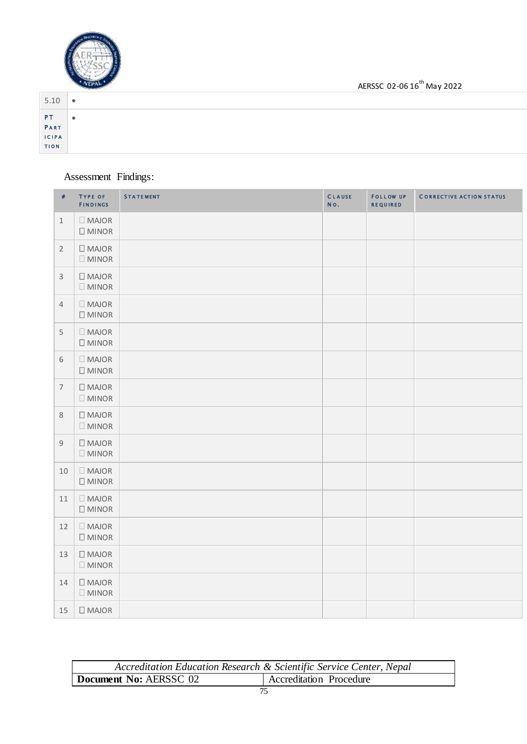| 5.10 | • |
|---|---|
| PT PARTICIPATION | • |

Assessment Findings:

| # | TYPE OF FINDINGS | STATEMENT | CLAUSE NO. | FOLLOW UP REQUIRED | CORRECTIVE ACTION STATUS |
|---|---|---|---|---|---|
| 1 | ☐ MAJOR ☐ MINOR | | | | |
| 2 | ☐ MAJOR ☐ MINOR | | | | |
| 3 | ☐ MAJOR ☐ MINOR | | | | |
| 4 | ☐ MAJOR ☐ MINOR | | | | |
| 5 | ☐ MAJOR ☐ MINOR | | | | |
| 6 | ☐ MAJOR ☐ MINOR | | | | |
| 7 | ☐ MAJOR ☐ MINOR | | | | |
| 8 | ☐ MAJOR ☐ MINOR | | | | |
| 9 | ☐ MAJOR ☐ MINOR | | | | |
| 10 | ☐ MAJOR ☐ MINOR | | | | |
| 11 | ☐ MAJOR ☐ MINOR | | | | |
| 12 | ☐ MAJOR ☐ MINOR | | | | |
| 13 | ☐ MAJOR ☐ MINOR | | | | |
| 14 | ☐ MAJOR ☐ MINOR | | | | |
| 15 | ☐ MAJOR | | | | |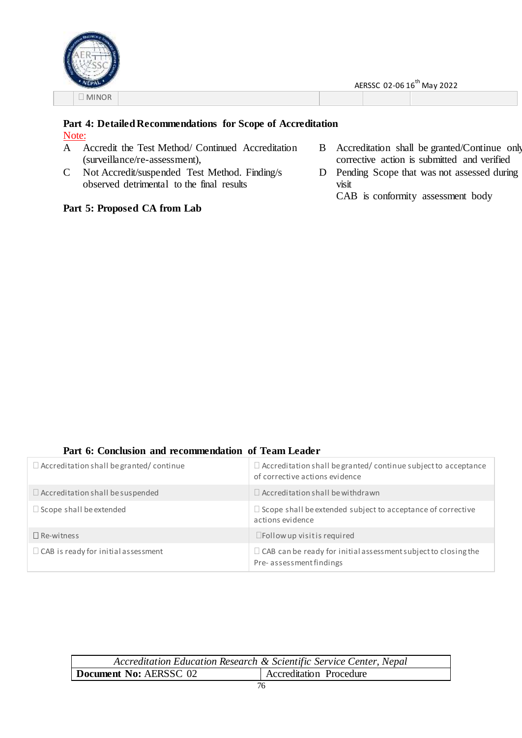| | ☐ MINOR | | | | |
|---|---|---|---|---|---|

**Part 4: Detailed Recommendations for Scope of Accreditation**

Note:

- A Accredit the Test Method/ Continued Accreditation (surveillance/re-assessment),
- B Accreditation shall be granted/Continue only corrective action is submitted and verified
- C Not Accredit/suspended Test Method. Finding/s observed detrimental to the final results
- D Pending Scope that was not assessed during visit

CAB is conformity assessment body

**Part 5: Proposed CA from Lab**

**Part 6: Conclusion and recommendation of Team Leader**

| | |
|---|---|
| ☐ Accreditation shall be granted/ continue | ☐ Accreditation shall be granted/ continue subject to acceptance of corrective actions evidence |
| ☐ Accreditation shall be suspended | ☐ Accreditation shall be withdrawn |
| ☐ Scope shall be extended | ☐ Scope shall be extended subject to acceptance of corrective actions evidence |
| ☐ Re-witness | ☐ Follow up visit is required |
| ☐ CAB is ready for initial assessment | ☐ CAB can be ready for initial assessment subject to closing the Pre- assessment findings |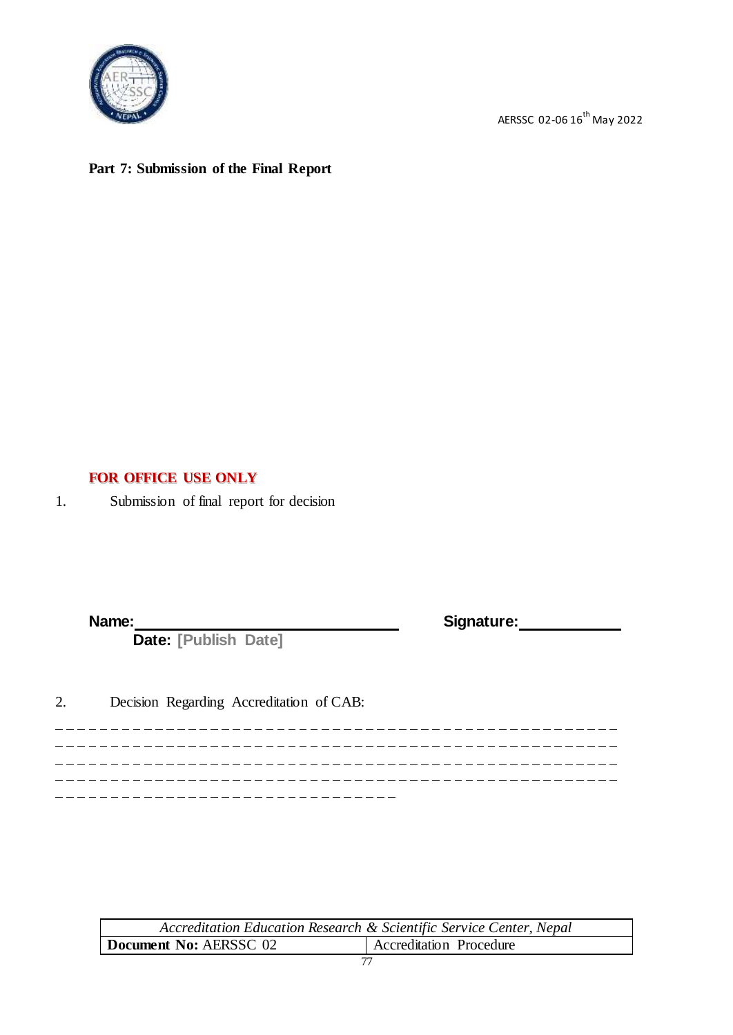**Part 7: Submission of the Final Report**

**FOR OFFICE USE ONLY**

1. Submission of final report for decision

**Name:**\_\_\_\_\_\_\_\_\_\_\_\_\_\_\_\_\_\_\_\_\_\_\_\_\_\_\_\_\_\_ **Signature:**\_\_\_\_\_\_\_\_\_\_\_\_

**Date: [Publish Date]**

2. Decision Regarding Accreditation of CAB:

\_ \_ \_ \_ \_ \_ \_ \_ \_ \_ \_ \_ \_ \_ \_ \_ \_ \_ \_ \_ \_ \_ \_ \_ \_ \_ \_ \_ \_ \_ \_ \_ \_ \_ \_ \_ \_ \_ \_ \_ \_ \_ \_ \_ \_ \_ \_ \_ \_ \_ \_ \_
\_ \_ \_ \_ \_ \_ \_ \_ \_ \_ \_ \_ \_ \_ \_ \_ \_ \_ \_ \_ \_ \_ \_ \_ \_ \_ \_ \_ \_ \_ \_ \_ \_ \_ \_ \_ \_ \_ \_ \_ \_ \_ \_ \_ \_ \_ \_ \_ \_ \_ \_ \_
\_ \_ \_ \_ \_ \_ \_ \_ \_ \_ \_ \_ \_ \_ \_ \_ \_ \_ \_ \_ \_ \_ \_ \_ \_ \_ \_ \_ \_ \_ \_ \_ \_ \_ \_ \_ \_ \_ \_ \_ \_ \_ \_ \_ \_ \_ \_ \_ \_ \_ \_ \_
\_ \_ \_ \_ \_ \_ \_ \_ \_ \_ \_ \_ \_ \_ \_ \_ \_ \_ \_ \_ \_ \_ \_ \_ \_ \_ \_ \_ \_ \_ \_ \_ \_ \_ \_ \_ \_ \_ \_ \_ \_ \_ \_ \_ \_ \_ \_ \_ \_ \_ \_ \_
\_ \_ \_ \_ \_ \_ \_ \_ \_ \_ \_ \_ \_ \_ \_ \_ \_ \_ \_ \_ \_ \_ \_ \_ \_ \_ \_ \_ \_ \_ \_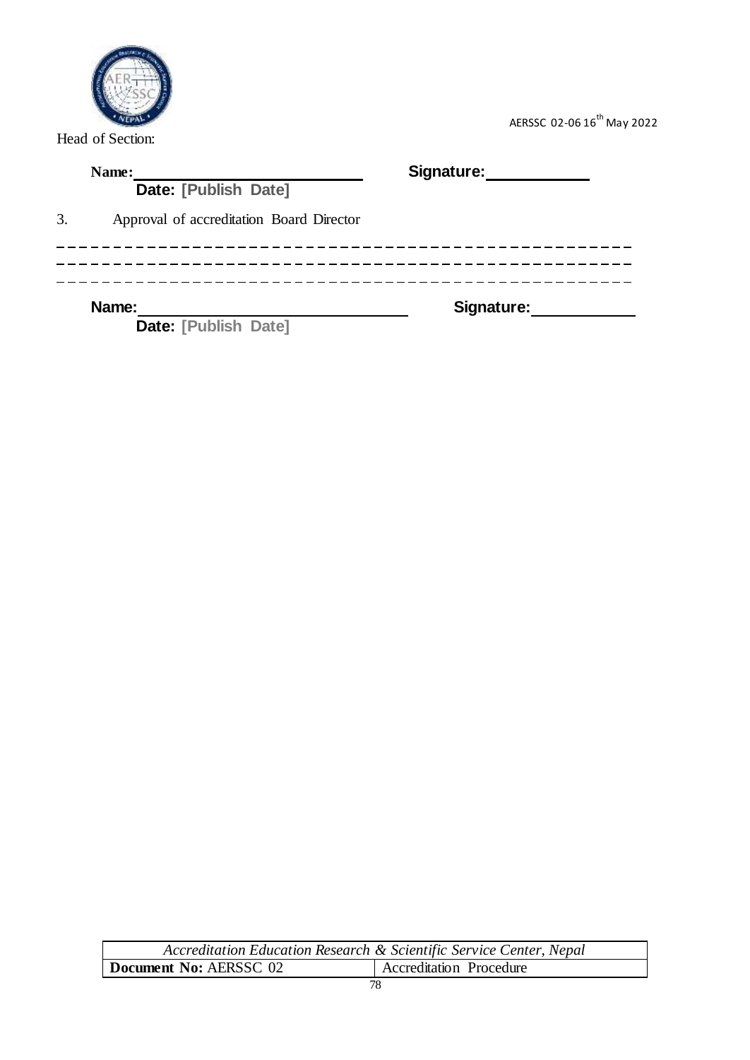Head of Section:

**Name:** \_\_\_\_\_\_\_\_\_\_\_\_\_\_\_\_\_\_\_\_\_\_\_\_ **Signature:** \_\_\_\_\_\_\_\_\_\_\_\_

**Date: [Publish Date]**

3. Approval of accreditation Board Director

\- - - - - - - - - - - - - - - - - - - - - - - - - - - - - - - - - - - - - - - - - - - - - - - - - -

\- - - - - - - - - - - - - - - - - - - - - - - - - - - - - - - - - - - - - - - - - - - - - - - - - -

\- - - - - - - - - - - - - - - - - - - - - - - - - - - - - - - - - - - - - - - - - - - - - - - - - -

**Name:** \_\_\_\_\_\_\_\_\_\_\_\_\_\_\_\_\_\_\_\_\_\_\_\_\_\_\_\_ **Signature:** \_\_\_\_\_\_\_\_\_\_\_\_

**Date: [Publish Date]**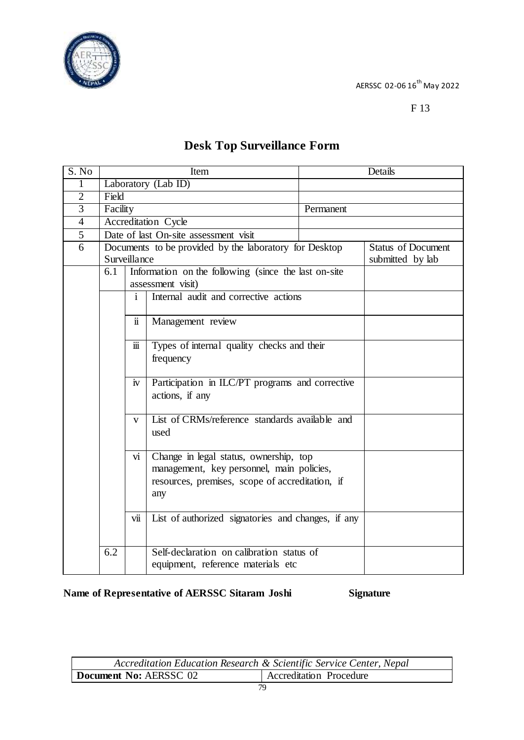AERSSC 02-06 16[th] May 2022

F 13

# Desk Top Surveillance Form

| S. No | Item | | | Details | |
|---|---|---|---|---|---|
| 1 | Laboratory (Lab ID) | | | | |
| 2 | Field | | | | |
| 3 | Facility | | | Permanent | |
| 4 | Accreditation Cycle | | | | |
| 5 | Date of last On-site assessment visit | | | | |
| 6 | Documents to be provided by the laboratory for Desktop Surveillance | | | | Status of Document submitted by lab |
| | 6.1 | Information on the following (since the last on-site assessment visit) | | | |
| | | i | Internal audit and corrective actions | | |
| | | ii | Management review | | |
| | | iii | Types of internal quality checks and their frequency | | |
| | | iv | Participation in ILC/PT programs and corrective actions, if any | | |
| | | v | List of CRMs/reference standards available and used | | |
| | | vi | Change in legal status, ownership, top management, key personnel, main policies, resources, premises, scope of accreditation, if any | | |
| | | vii | List of authorized signatories and changes, if any | | |
| | 6.2 | | Self-declaration on calibration status of equipment, reference materials etc | | |

**Name of Representative of AERSSC Sitaram Joshi** **Signature**

| *Accreditation Education Research & Scientific Service Center, Nepal* | |
|---|---|
| **Document No:** AERSSC 02 | Accreditation Procedure |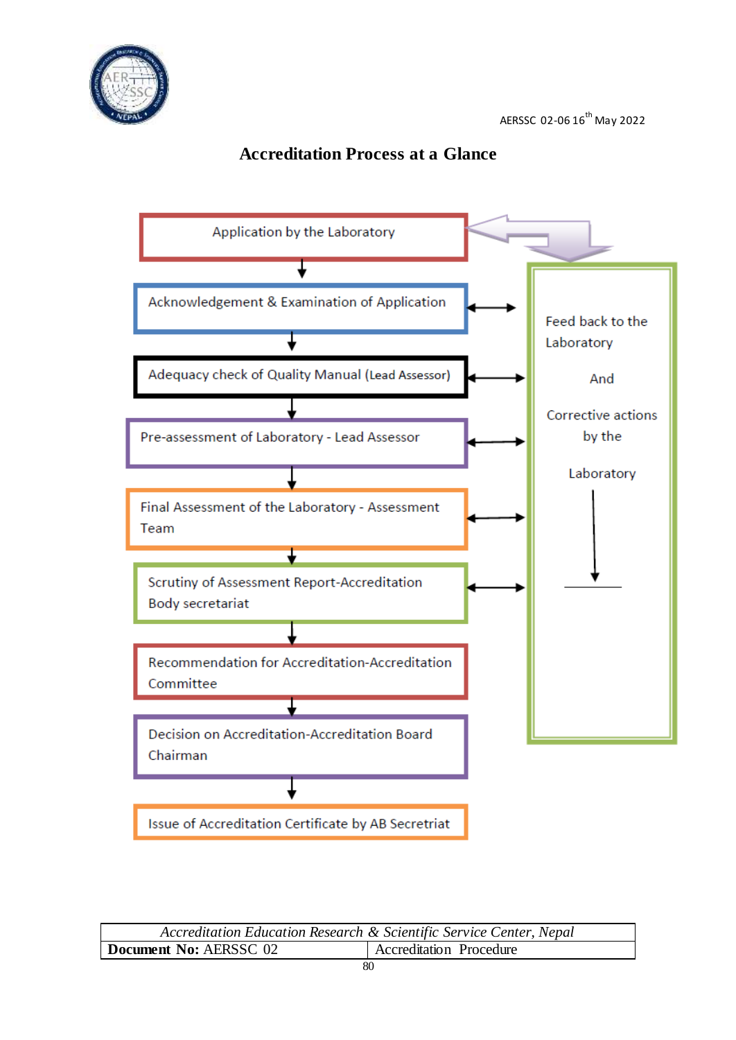# Accreditation Process at a Glance

Application by the Laboratory

Acknowledgement & Examination of Application

Adequacy check of Quality Manual (Lead Assessor)

Pre-assessment of Laboratory - Lead Assessor

Final Assessment of the Laboratory - Assessment Team

Scrutiny of Assessment Report-Accreditation Body secretariat

Recommendation for Accreditation-Accreditation Committee

Decision on Accreditation-Accreditation Board Chairman

Issue of Accreditation Certificate by AB Secretriat

Feed back to the Laboratory

And

Corrective actions by the

Laboratory